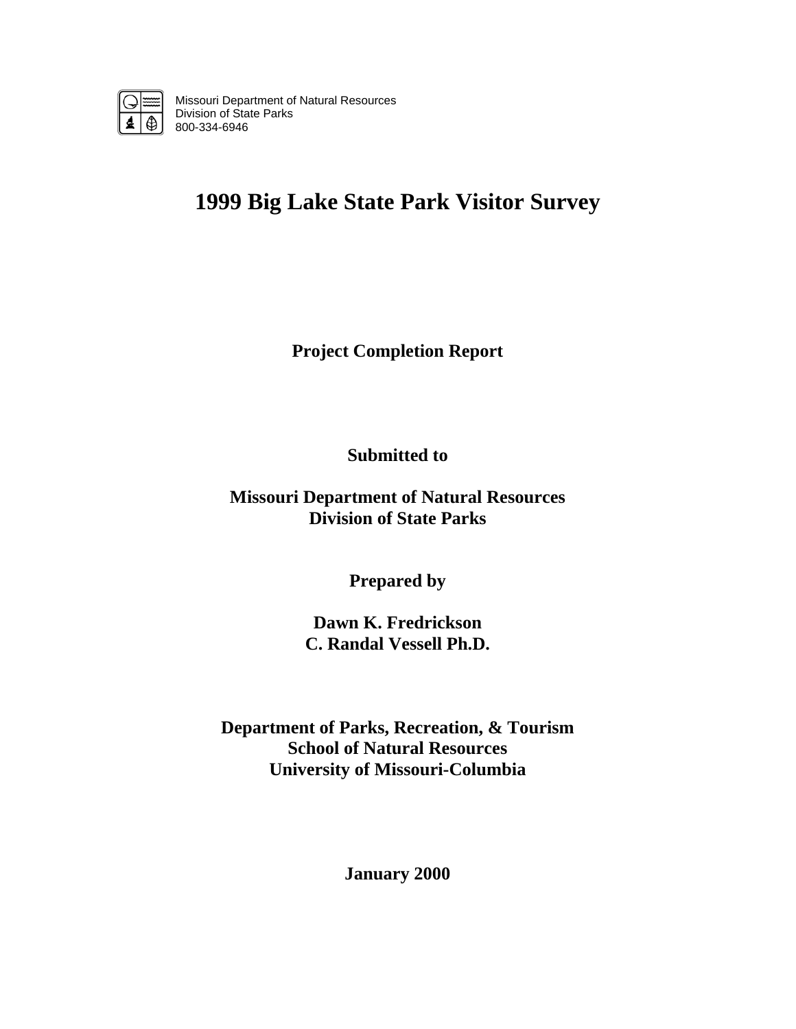Missouri Department of Natural Resources
Division of State Parks
800-334-6946

# 1999 Big Lake State Park Visitor Survey

**Project Completion Report**

**Submitted to**

**Missouri Department of Natural Resources**
**Division of State Parks**

**Prepared by**

**Dawn K. Fredrickson**
**C. Randal Vessell Ph.D.**

**Department of Parks, Recreation, & Tourism**
**School of Natural Resources**
**University of Missouri-Columbia**

**January 2000**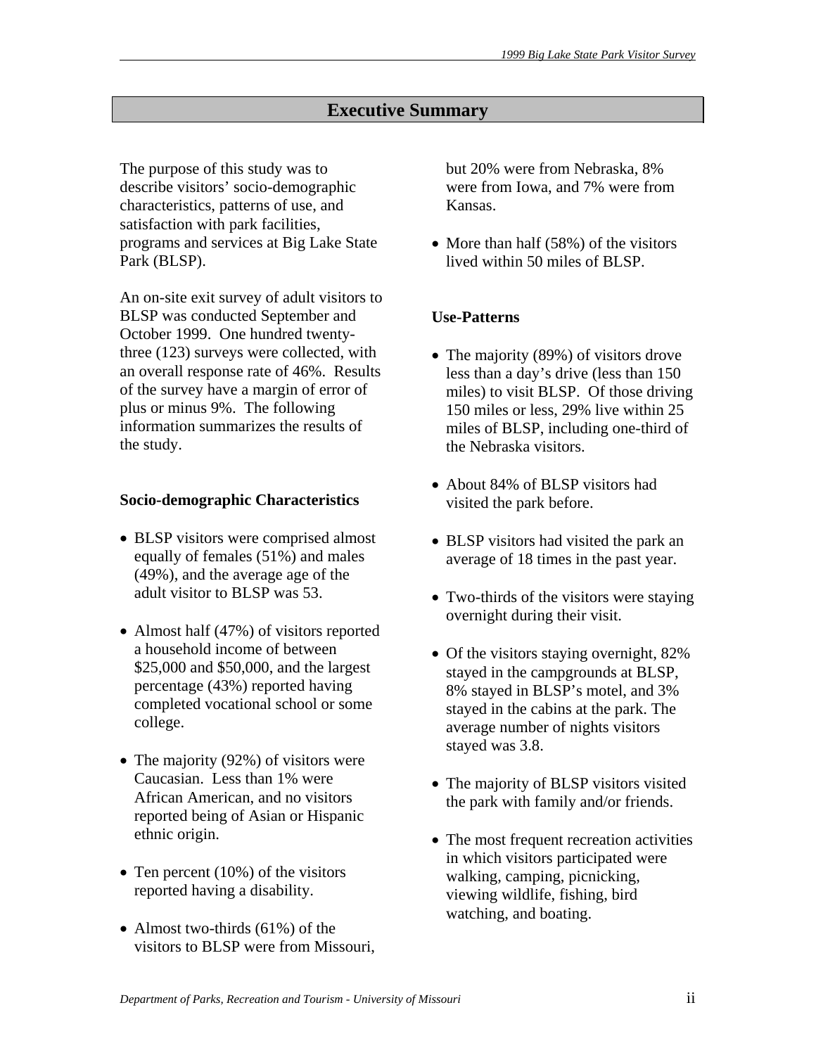## Executive Summary

The purpose of this study was to describe visitors' socio-demographic characteristics, patterns of use, and satisfaction with park facilities, programs and services at Big Lake State Park (BLSP).

An on-site exit survey of adult visitors to BLSP was conducted September and October 1999. One hundred twenty-three (123) surveys were collected, with an overall response rate of 46%. Results of the survey have a margin of error of plus or minus 9%. The following information summarizes the results of the study.

### Socio-demographic Characteristics

- BLSP visitors were comprised almost equally of females (51%) and males (49%), and the average age of the adult visitor to BLSP was 53.
- Almost half (47%) of visitors reported a household income of between $25,000 and $50,000, and the largest percentage (43%) reported having completed vocational school or some college.
- The majority (92%) of visitors were Caucasian. Less than 1% were African American, and no visitors reported being of Asian or Hispanic ethnic origin.
- Ten percent (10%) of the visitors reported having a disability.
- Almost two-thirds (61%) of the visitors to BLSP were from Missouri, but 20% were from Nebraska, 8% were from Iowa, and 7% were from Kansas.
- More than half (58%) of the visitors lived within 50 miles of BLSP.

### Use-Patterns

- The majority (89%) of visitors drove less than a day's drive (less than 150 miles) to visit BLSP. Of those driving 150 miles or less, 29% live within 25 miles of BLSP, including one-third of the Nebraska visitors.
- About 84% of BLSP visitors had visited the park before.
- BLSP visitors had visited the park an average of 18 times in the past year.
- Two-thirds of the visitors were staying overnight during their visit.
- Of the visitors staying overnight, 82% stayed in the campgrounds at BLSP, 8% stayed in BLSP's motel, and 3% stayed in the cabins at the park. The average number of nights visitors stayed was 3.8.
- The majority of BLSP visitors visited the park with family and/or friends.
- The most frequent recreation activities in which visitors participated were walking, camping, picnicking, viewing wildlife, fishing, bird watching, and boating.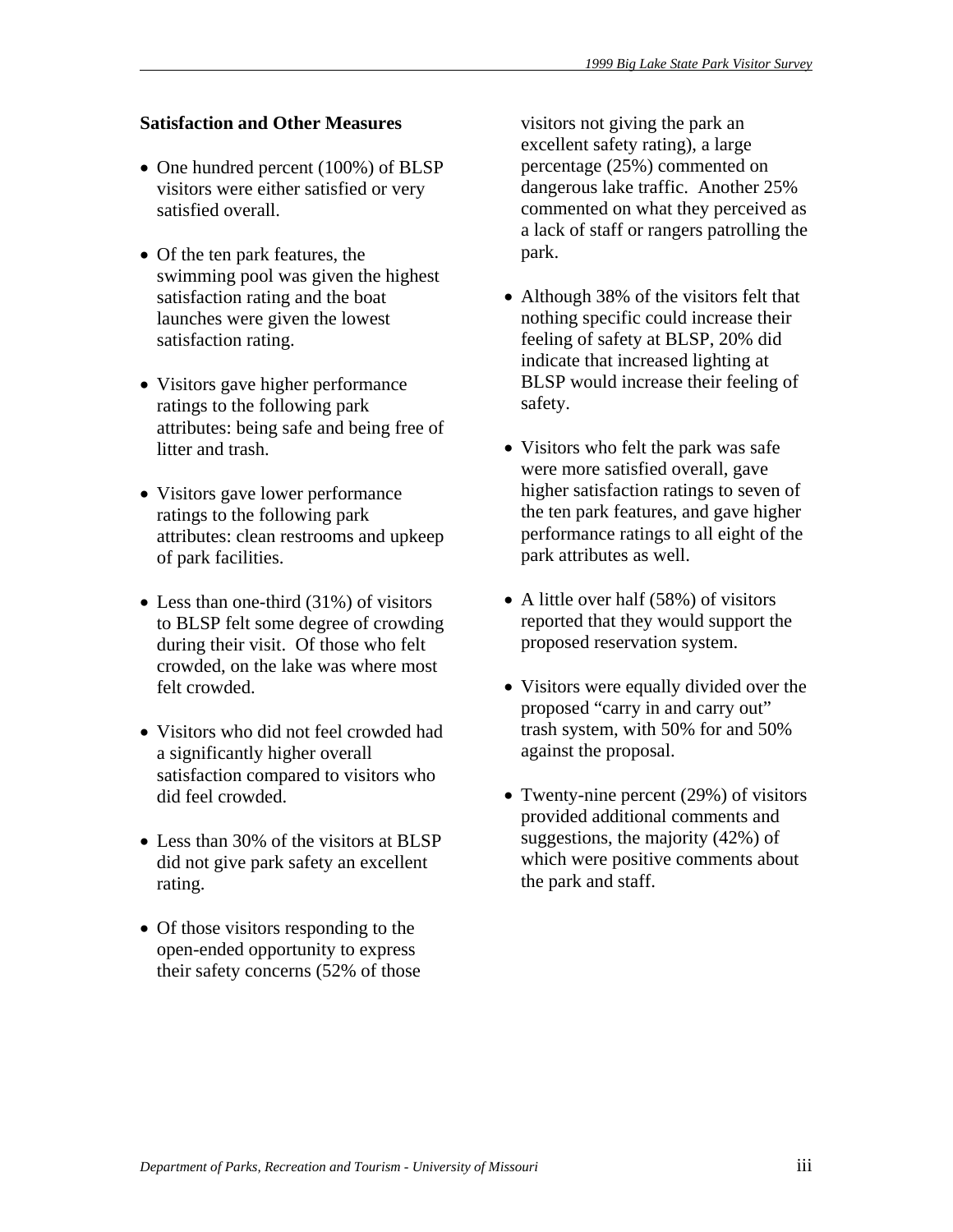**Satisfaction and Other Measures**

- One hundred percent (100%) of BLSP visitors were either satisfied or very satisfied overall.
- Of the ten park features, the swimming pool was given the highest satisfaction rating and the boat launches were given the lowest satisfaction rating.
- Visitors gave higher performance ratings to the following park attributes: being safe and being free of litter and trash.
- Visitors gave lower performance ratings to the following park attributes: clean restrooms and upkeep of park facilities.
- Less than one-third (31%) of visitors to BLSP felt some degree of crowding during their visit. Of those who felt crowded, on the lake was where most felt crowded.
- Visitors who did not feel crowded had a significantly higher overall satisfaction compared to visitors who did feel crowded.
- Less than 30% of the visitors at BLSP did not give park safety an excellent rating.
- Of those visitors responding to the open-ended opportunity to express their safety concerns (52% of those visitors not giving the park an excellent safety rating), a large percentage (25%) commented on dangerous lake traffic. Another 25% commented on what they perceived as a lack of staff or rangers patrolling the park.
- Although 38% of the visitors felt that nothing specific could increase their feeling of safety at BLSP, 20% did indicate that increased lighting at BLSP would increase their feeling of safety.
- Visitors who felt the park was safe were more satisfied overall, gave higher satisfaction ratings to seven of the ten park features, and gave higher performance ratings to all eight of the park attributes as well.
- A little over half (58%) of visitors reported that they would support the proposed reservation system.
- Visitors were equally divided over the proposed "carry in and carry out" trash system, with 50% for and 50% against the proposal.
- Twenty-nine percent (29%) of visitors provided additional comments and suggestions, the majority (42%) of which were positive comments about the park and staff.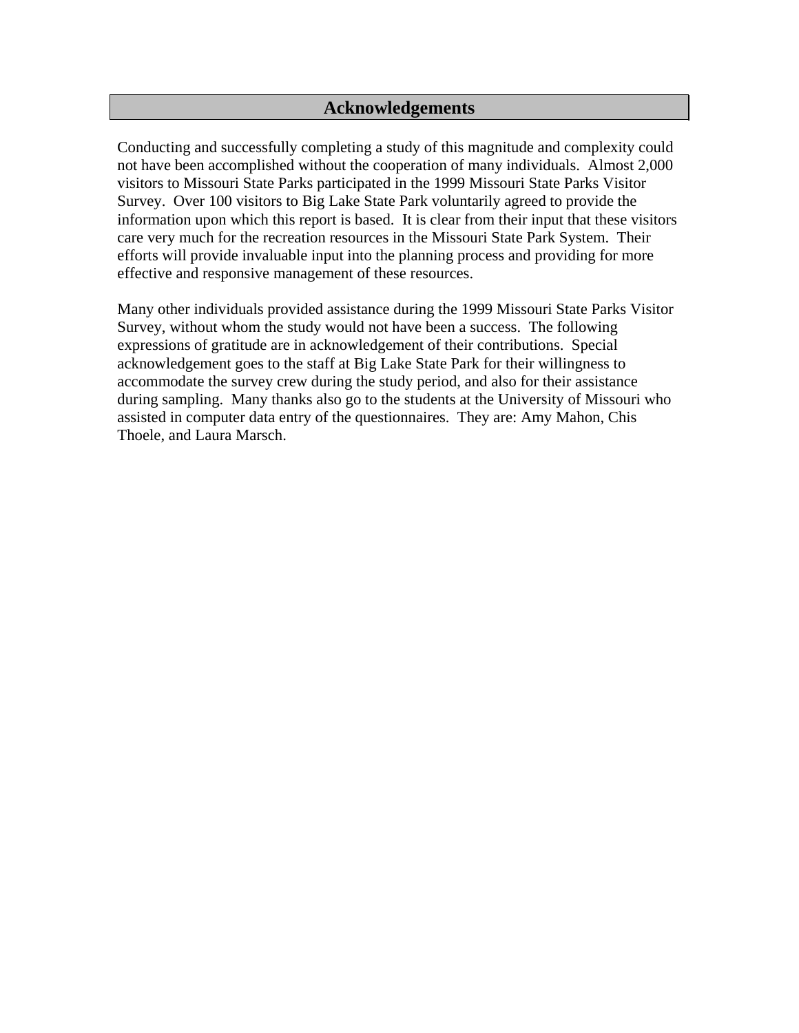# Acknowledgements

Conducting and successfully completing a study of this magnitude and complexity could not have been accomplished without the cooperation of many individuals. Almost 2,000 visitors to Missouri State Parks participated in the 1999 Missouri State Parks Visitor Survey. Over 100 visitors to Big Lake State Park voluntarily agreed to provide the information upon which this report is based. It is clear from their input that these visitors care very much for the recreation resources in the Missouri State Park System. Their efforts will provide invaluable input into the planning process and providing for more effective and responsive management of these resources.

Many other individuals provided assistance during the 1999 Missouri State Parks Visitor Survey, without whom the study would not have been a success. The following expressions of gratitude are in acknowledgement of their contributions. Special acknowledgement goes to the staff at Big Lake State Park for their willingness to accommodate the survey crew during the study period, and also for their assistance during sampling. Many thanks also go to the students at the University of Missouri who assisted in computer data entry of the questionnaires. They are: Amy Mahon, Chis Thoele, and Laura Marsch.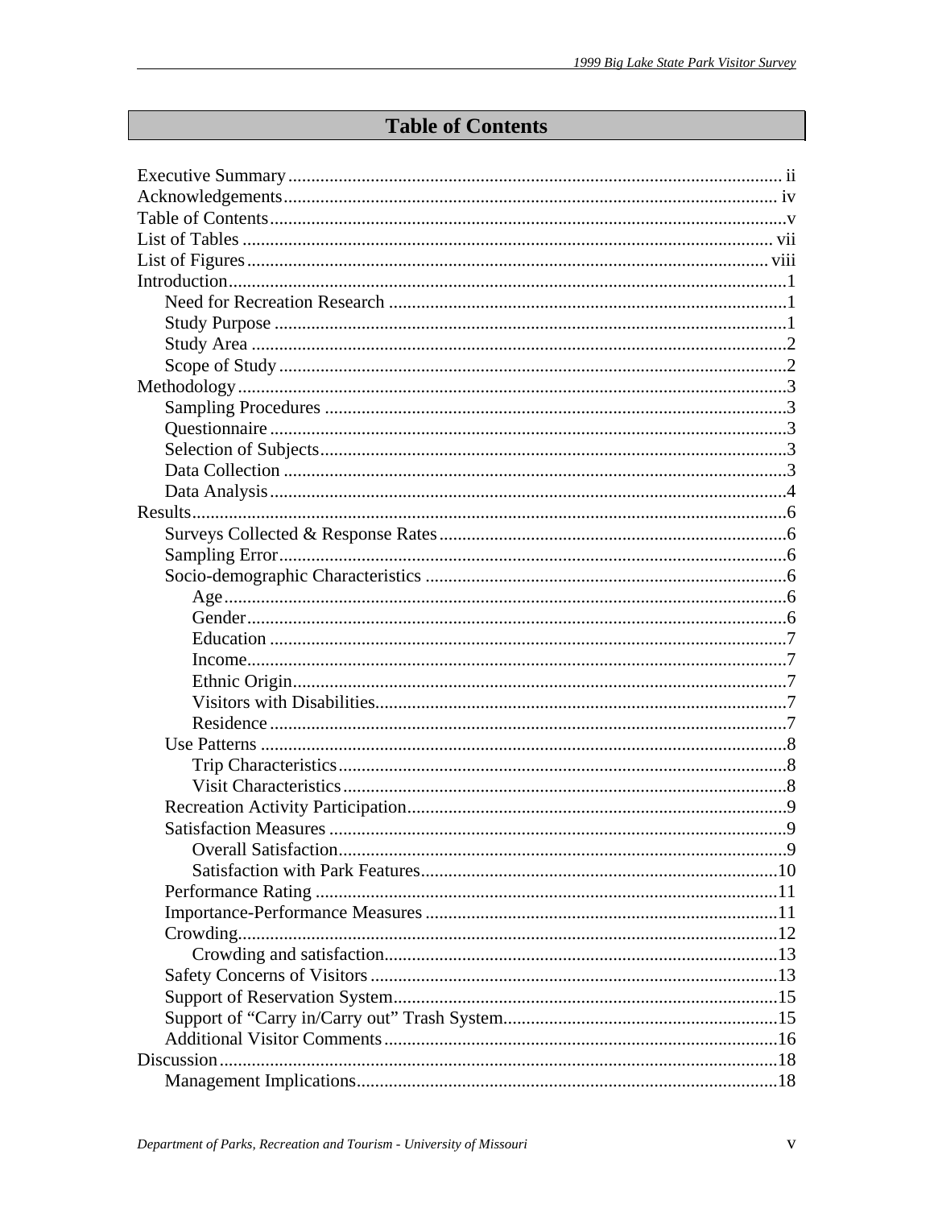# Table of Contents

Executive Summary ........................................................................................................... ii
Acknowledgements ........................................................................................................... iv
Table of Contents ................................................................................................................v
List of Tables .................................................................................................................... vii
List of Figures .................................................................................................................. viii
Introduction .........................................................................................................................1
- Need for Recreation Research ......................................................................................1
- Study Purpose ...............................................................................................................1
- Study Area ....................................................................................................................2
- Scope of Study ..............................................................................................................2

Methodology .......................................................................................................................3
- Sampling Procedures ....................................................................................................3
- Questionnaire ................................................................................................................3
- Selection of Subjects .....................................................................................................3
- Data Collection .............................................................................................................3
- Data Analysis ................................................................................................................4

Results .................................................................................................................................6
- Surveys Collected & Response Rates ...........................................................................6
- Sampling Error ..............................................................................................................6
- Socio-demographic Characteristics ..............................................................................6
  - Age .........................................................................................................................6
  - Gender .....................................................................................................................6
  - Education ................................................................................................................7
  - Income .....................................................................................................................7
  - Ethnic Origin ...........................................................................................................7
  - Visitors with Disabilities .........................................................................................7
  - Residence ................................................................................................................7
- Use Patterns ..................................................................................................................8
  - Trip Characteristics .................................................................................................8
  - Visit Characteristics ................................................................................................8
- Recreation Activity Participation ..................................................................................9
- Satisfaction Measures ...................................................................................................9
  - Overall Satisfaction .................................................................................................9
  - Satisfaction with Park Features .............................................................................10
- Performance Rating ....................................................................................................11
- Importance-Performance Measures ............................................................................11
- Crowding .....................................................................................................................12
  - Crowding and satisfaction .....................................................................................13
- Safety Concerns of Visitors ........................................................................................13
- Support of Reservation System ...................................................................................15
- Support of "Carry in/Carry out" Trash System ............................................................15
- Additional Visitor Comments .....................................................................................16

Discussion .........................................................................................................................18
- Management Implications ...........................................................................................18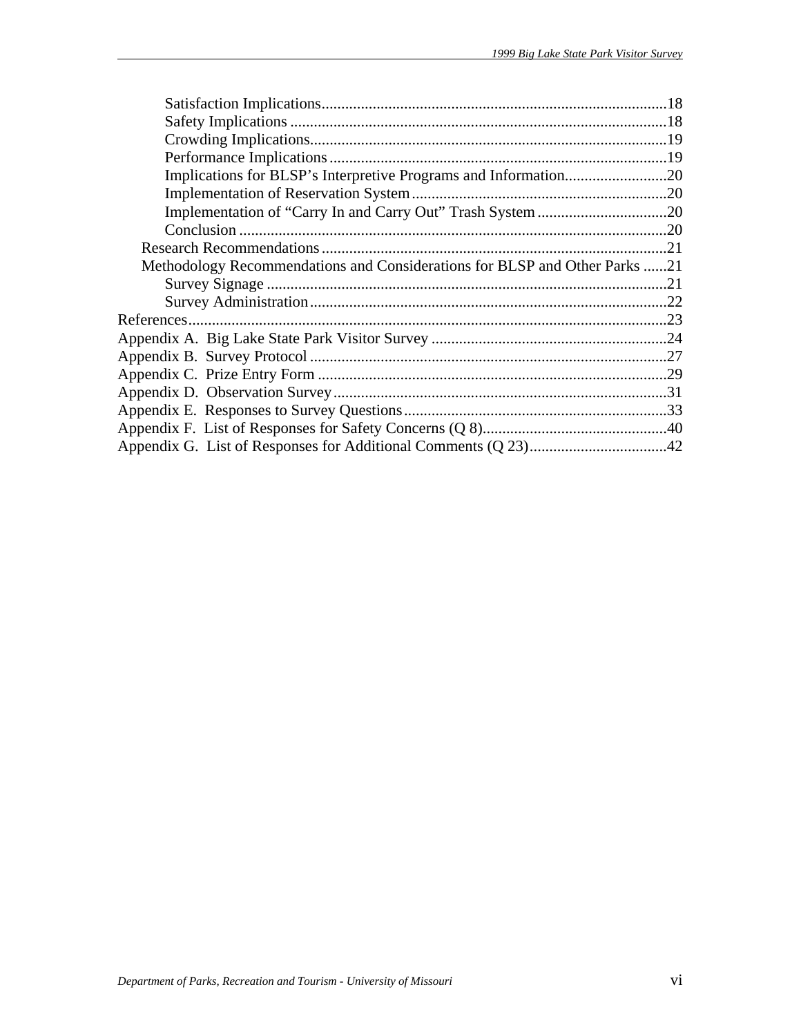Satisfaction Implications.......................................................................................18
Safety Implications ...............................................................................................18
Crowding Implications..........................................................................................19
Performance Implications.....................................................................................19
Implications for BLSP's Interpretive Programs and Information..........................20
Implementation of Reservation System................................................................20
Implementation of "Carry In and Carry Out" Trash System.................................20
Conclusion ............................................................................................................20
Research Recommendations.......................................................................................21
Methodology Recommendations and Considerations for BLSP and Other Parks ......21
Survey Signage .....................................................................................................21
Survey Administration..........................................................................................22
References........................................................................................................................23
Appendix A. Big Lake State Park Visitor Survey ...........................................................24
Appendix B. Survey Protocol ..........................................................................................27
Appendix C. Prize Entry Form ........................................................................................29
Appendix D. Observation Survey....................................................................................31
Appendix E. Responses to Survey Questions..................................................................33
Appendix F. List of Responses for Safety Concerns (Q 8)..............................................40
Appendix G. List of Responses for Additional Comments (Q 23)..................................42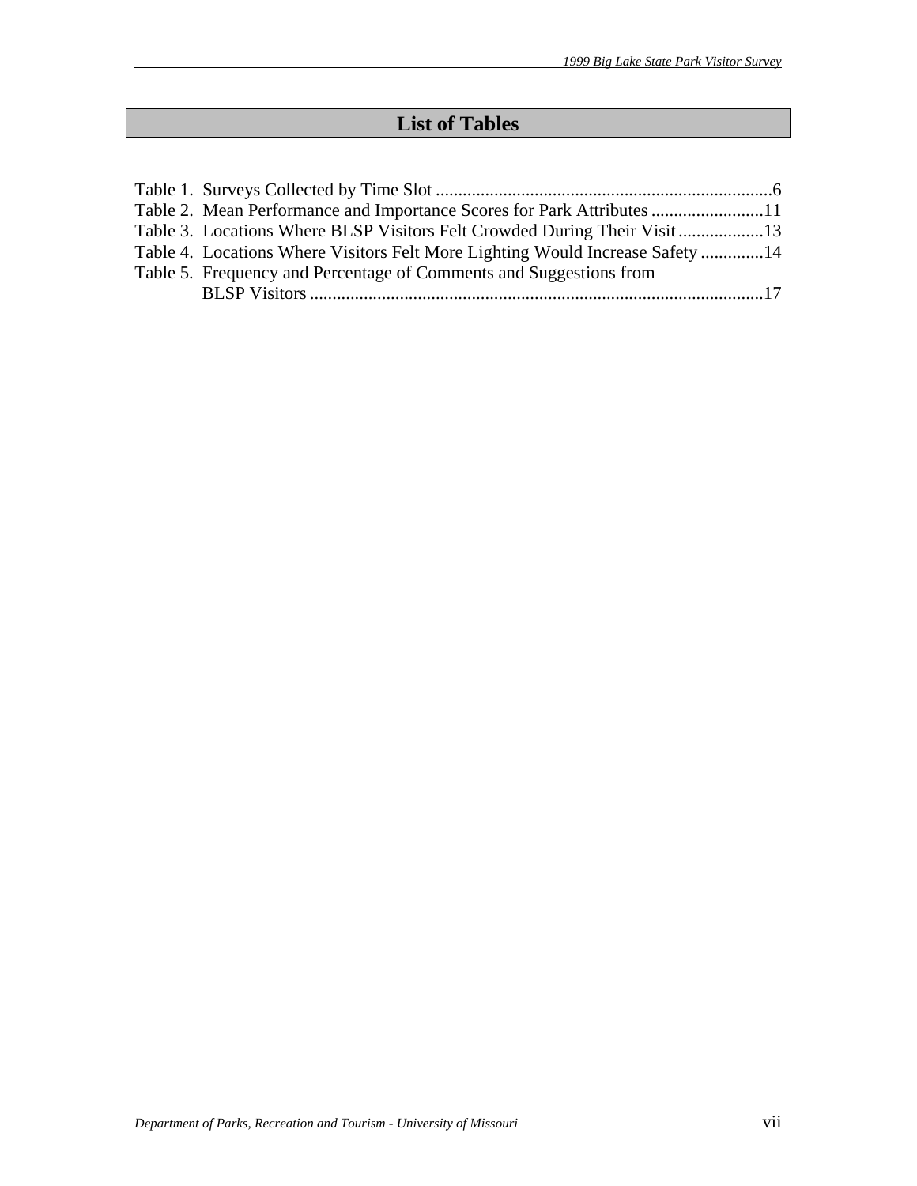# List of Tables

Table 1. Surveys Collected by Time Slot ..........................................................................6
Table 2. Mean Performance and Importance Scores for Park Attributes .........................11
Table 3. Locations Where BLSP Visitors Felt Crowded During Their Visit...................13
Table 4. Locations Where Visitors Felt More Lighting Would Increase Safety .............14
Table 5. Frequency and Percentage of Comments and Suggestions from BLSP Visitors ....................................................................................................17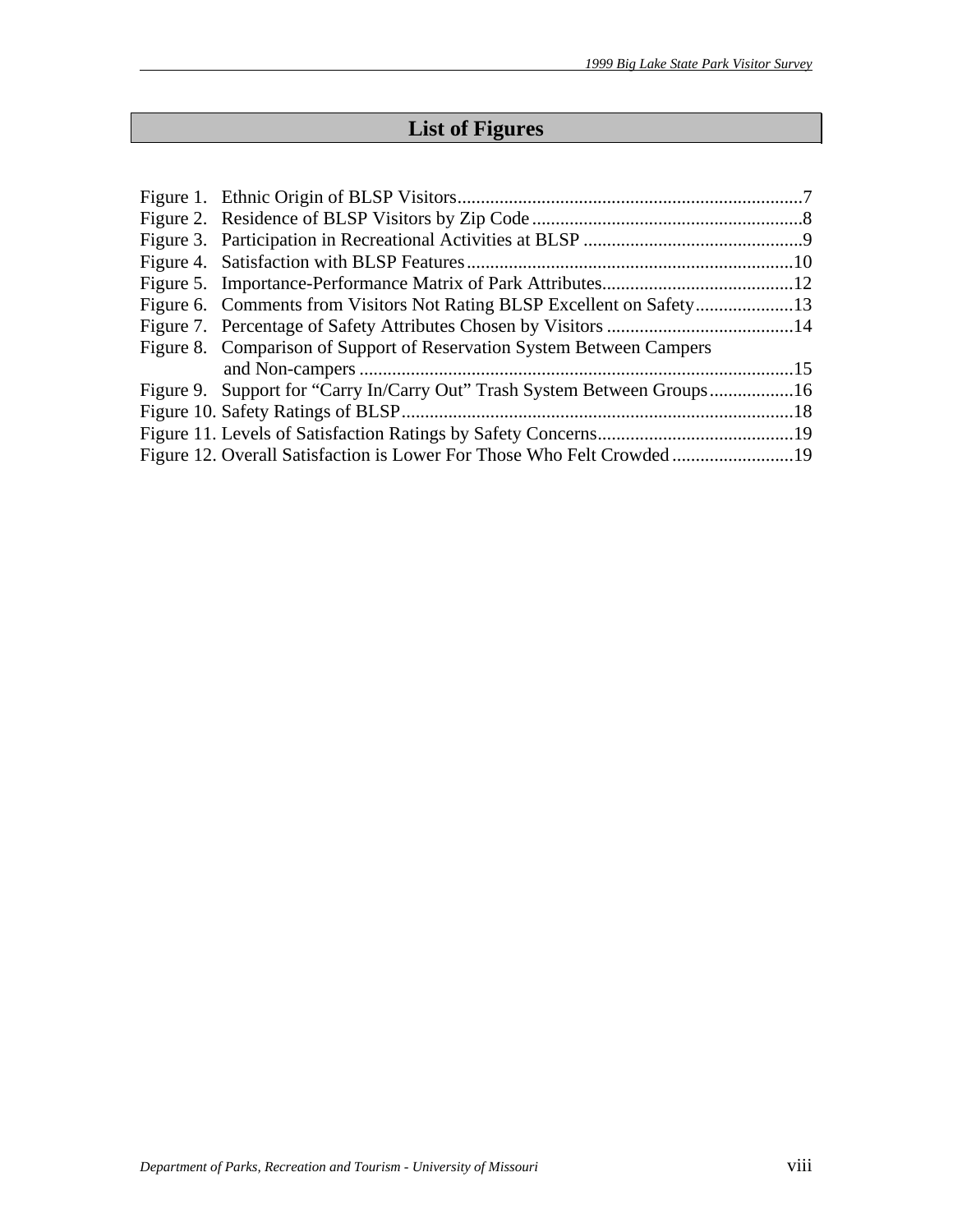# List of Figures

Figure 1. Ethnic Origin of BLSP Visitors.........................................................................7
Figure 2. Residence of BLSP Visitors by Zip Code.........................................................8
Figure 3. Participation in Recreational Activities at BLSP ..............................................9
Figure 4. Satisfaction with BLSP Features.....................................................................10
Figure 5. Importance-Performance Matrix of Park Attributes.........................................12
Figure 6. Comments from Visitors Not Rating BLSP Excellent on Safety.....................13
Figure 7. Percentage of Safety Attributes Chosen by Visitors ........................................14
Figure 8. Comparison of Support of Reservation System Between Campers and Non-campers ............................................................................................15
Figure 9. Support for "Carry In/Carry Out" Trash System Between Groups..................16
Figure 10. Safety Ratings of BLSP...................................................................................18
Figure 11. Levels of Satisfaction Ratings by Safety Concerns..........................................19
Figure 12. Overall Satisfaction is Lower For Those Who Felt Crowded ..........................19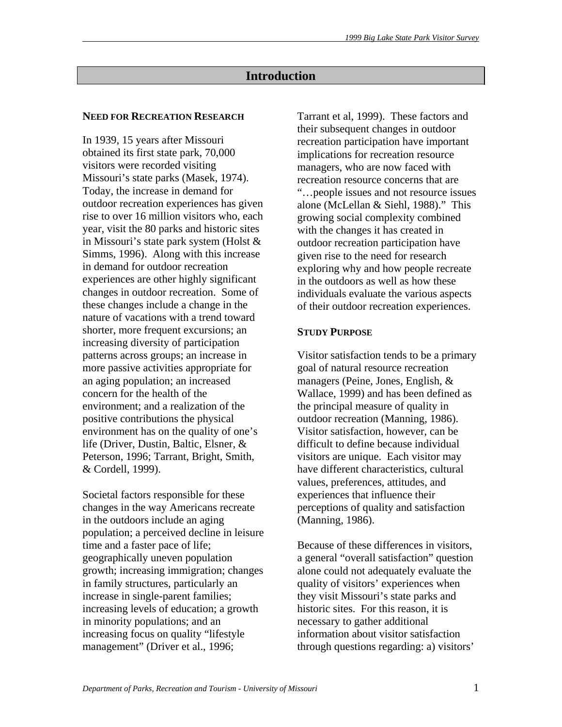# Introduction

### NEED FOR RECREATION RESEARCH

In 1939, 15 years after Missouri obtained its first state park, 70,000 visitors were recorded visiting Missouri's state parks (Masek, 1974). Today, the increase in demand for outdoor recreation experiences has given rise to over 16 million visitors who, each year, visit the 80 parks and historic sites in Missouri's state park system (Holst & Simms, 1996). Along with this increase in demand for outdoor recreation experiences are other highly significant changes in outdoor recreation. Some of these changes include a change in the nature of vacations with a trend toward shorter, more frequent excursions; an increasing diversity of participation patterns across groups; an increase in more passive activities appropriate for an aging population; an increased concern for the health of the environment; and a realization of the positive contributions the physical environment has on the quality of one's life (Driver, Dustin, Baltic, Elsner, & Peterson, 1996; Tarrant, Bright, Smith, & Cordell, 1999).

Societal factors responsible for these changes in the way Americans recreate in the outdoors include an aging population; a perceived decline in leisure time and a faster pace of life; geographically uneven population growth; increasing immigration; changes in family structures, particularly an increase in single-parent families; increasing levels of education; a growth in minority populations; and an increasing focus on quality "lifestyle management" (Driver et al., 1996; Tarrant et al, 1999). These factors and their subsequent changes in outdoor recreation participation have important implications for recreation resource managers, who are now faced with recreation resource concerns that are "…people issues and not resource issues alone (McLellan & Siehl, 1988)." This growing social complexity combined with the changes it has created in outdoor recreation participation have given rise to the need for research exploring why and how people recreate in the outdoors as well as how these individuals evaluate the various aspects of their outdoor recreation experiences.

### STUDY PURPOSE

Visitor satisfaction tends to be a primary goal of natural resource recreation managers (Peine, Jones, English, & Wallace, 1999) and has been defined as the principal measure of quality in outdoor recreation (Manning, 1986). Visitor satisfaction, however, can be difficult to define because individual visitors are unique. Each visitor may have different characteristics, cultural values, preferences, attitudes, and experiences that influence their perceptions of quality and satisfaction (Manning, 1986).

Because of these differences in visitors, a general "overall satisfaction" question alone could not adequately evaluate the quality of visitors' experiences when they visit Missouri's state parks and historic sites. For this reason, it is necessary to gather additional information about visitor satisfaction through questions regarding: a) visitors'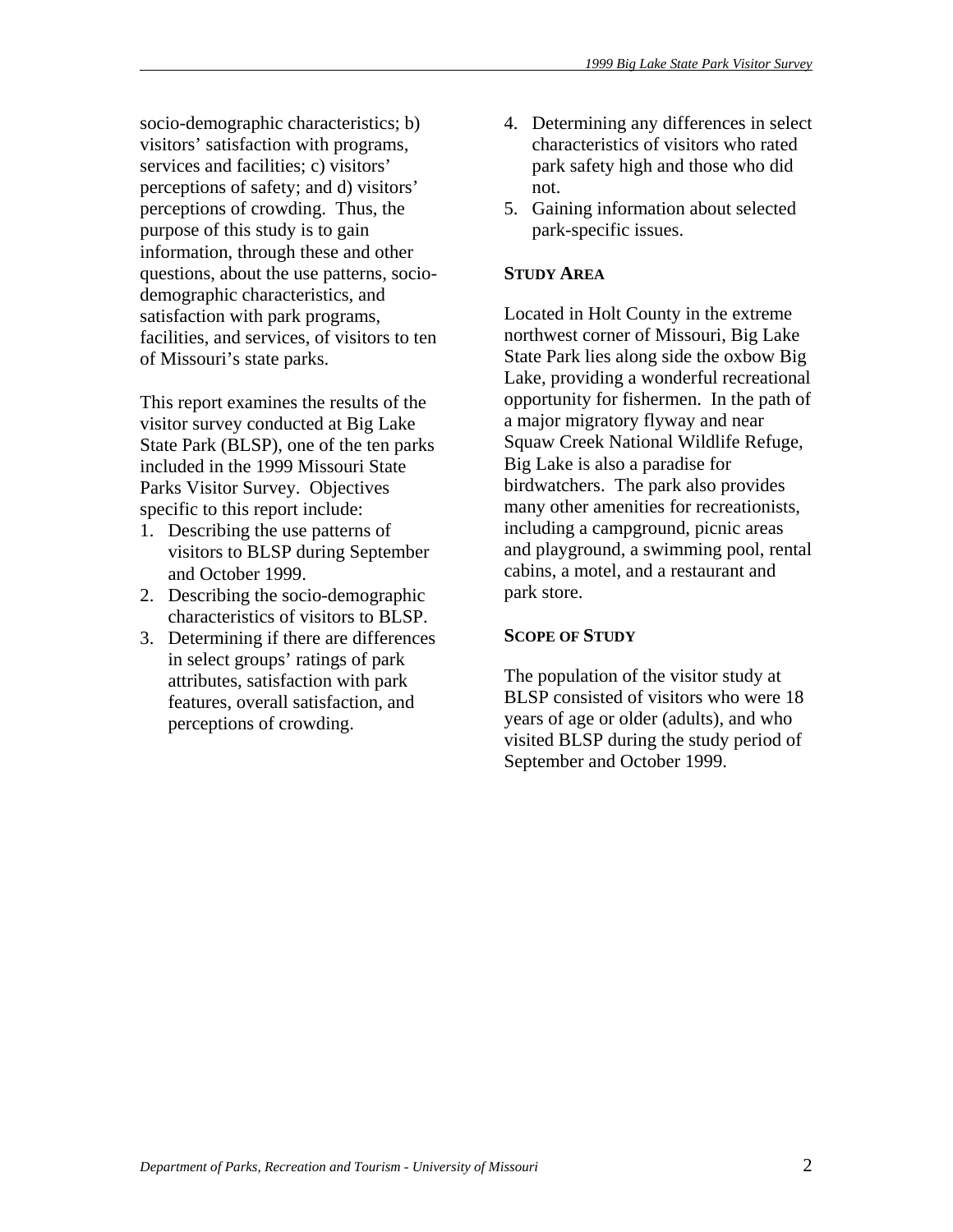socio-demographic characteristics; b) visitors' satisfaction with programs, services and facilities; c) visitors' perceptions of safety; and d) visitors' perceptions of crowding. Thus, the purpose of this study is to gain information, through these and other questions, about the use patterns, socio-demographic characteristics, and satisfaction with park programs, facilities, and services, of visitors to ten of Missouri's state parks.

This report examines the results of the visitor survey conducted at Big Lake State Park (BLSP), one of the ten parks included in the 1999 Missouri State Parks Visitor Survey. Objectives specific to this report include:

1. Describing the use patterns of visitors to BLSP during September and October 1999.
2. Describing the socio-demographic characteristics of visitors to BLSP.
3. Determining if there are differences in select groups' ratings of park attributes, satisfaction with park features, overall satisfaction, and perceptions of crowding.
4. Determining any differences in select characteristics of visitors who rated park safety high and those who did not.
5. Gaining information about selected park-specific issues.

## STUDY AREA

Located in Holt County in the extreme northwest corner of Missouri, Big Lake State Park lies along side the oxbow Big Lake, providing a wonderful recreational opportunity for fishermen. In the path of a major migratory flyway and near Squaw Creek National Wildlife Refuge, Big Lake is also a paradise for birdwatchers. The park also provides many other amenities for recreationists, including a campground, picnic areas and playground, a swimming pool, rental cabins, a motel, and a restaurant and park store.

## SCOPE OF STUDY

The population of the visitor study at BLSP consisted of visitors who were 18 years of age or older (adults), and who visited BLSP during the study period of September and October 1999.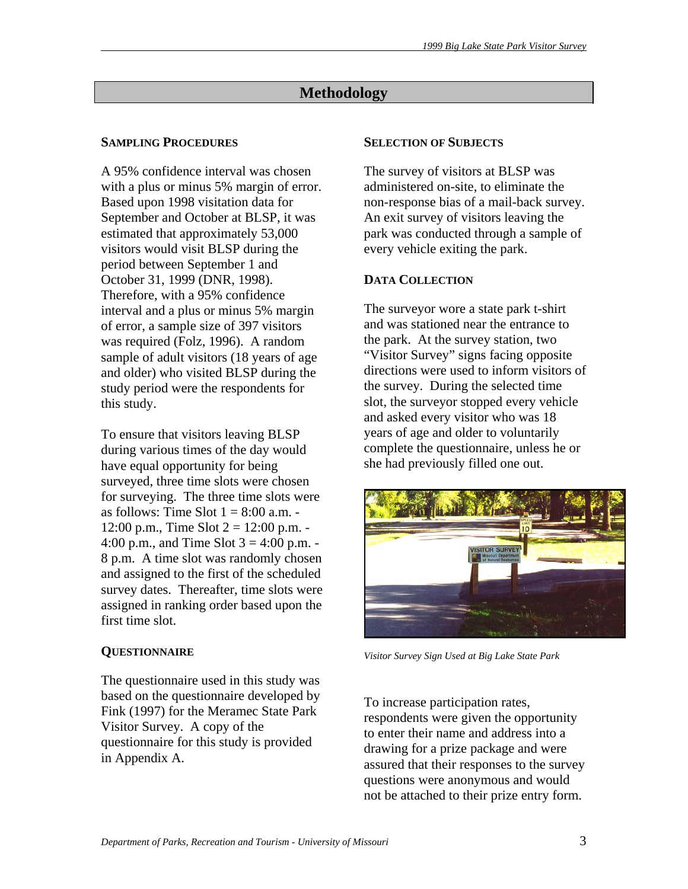## Methodology

### SAMPLING PROCEDURES

A 95% confidence interval was chosen with a plus or minus 5% margin of error. Based upon 1998 visitation data for September and October at BLSP, it was estimated that approximately 53,000 visitors would visit BLSP during the period between September 1 and October 31, 1999 (DNR, 1998). Therefore, with a 95% confidence interval and a plus or minus 5% margin of error, a sample size of 397 visitors was required (Folz, 1996). A random sample of adult visitors (18 years of age and older) who visited BLSP during the study period were the respondents for this study.

To ensure that visitors leaving BLSP during various times of the day would have equal opportunity for being surveyed, three time slots were chosen for surveying. The three time slots were as follows: Time Slot 1 = 8:00 a.m. - 12:00 p.m., Time Slot 2 = 12:00 p.m. - 4:00 p.m., and Time Slot 3 = 4:00 p.m. - 8 p.m. A time slot was randomly chosen and assigned to the first of the scheduled survey dates. Thereafter, time slots were assigned in ranking order based upon the first time slot.

### QUESTIONNAIRE

The questionnaire used in this study was based on the questionnaire developed by Fink (1997) for the Meramec State Park Visitor Survey. A copy of the questionnaire for this study is provided in Appendix A.

### SELECTION OF SUBJECTS

The survey of visitors at BLSP was administered on-site, to eliminate the non-response bias of a mail-back survey. An exit survey of visitors leaving the park was conducted through a sample of every vehicle exiting the park.

### DATA COLLECTION

The surveyor wore a state park t-shirt and was stationed near the entrance to the park. At the survey station, two "Visitor Survey" signs facing opposite directions were used to inform visitors of the survey. During the selected time slot, the surveyor stopped every vehicle and asked every visitor who was 18 years of age and older to voluntarily complete the questionnaire, unless he or she had previously filled one out.

*Visitor Survey Sign Used at Big Lake State Park*

To increase participation rates, respondents were given the opportunity to enter their name and address into a drawing for a prize package and were assured that their responses to the survey questions were anonymous and would not be attached to their prize entry form.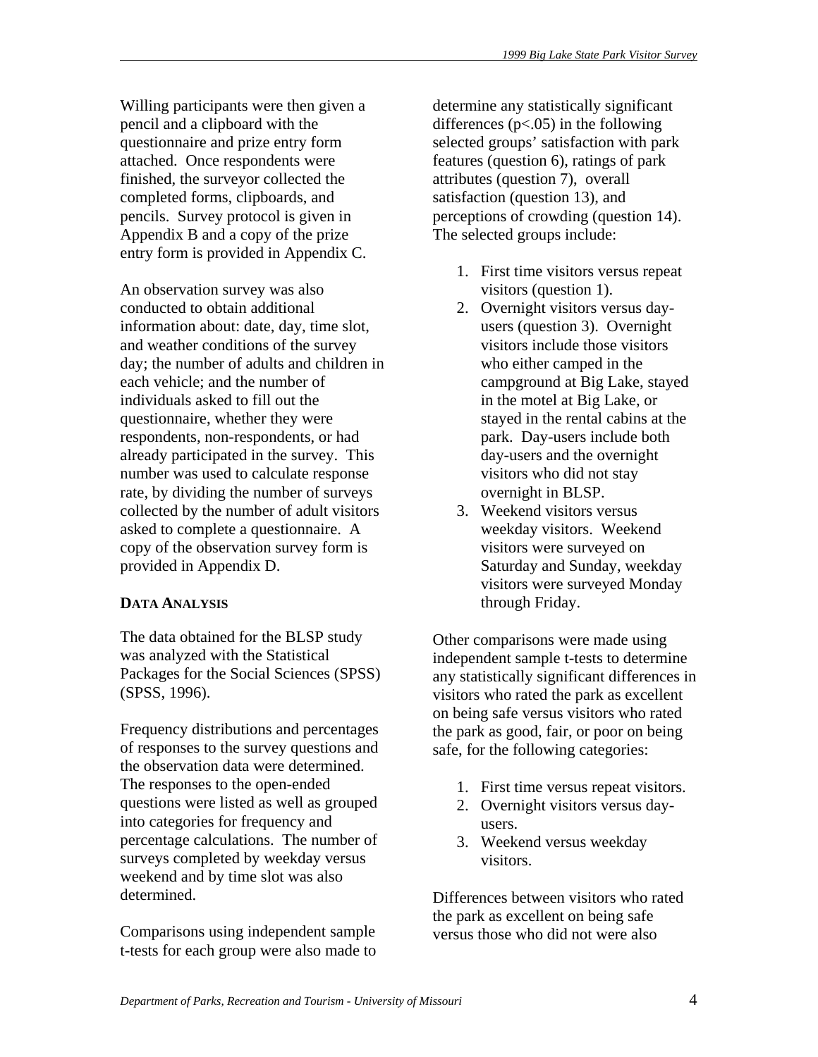Willing participants were then given a pencil and a clipboard with the questionnaire and prize entry form attached. Once respondents were finished, the surveyor collected the completed forms, clipboards, and pencils. Survey protocol is given in Appendix B and a copy of the prize entry form is provided in Appendix C.

An observation survey was also conducted to obtain additional information about: date, day, time slot, and weather conditions of the survey day; the number of adults and children in each vehicle; and the number of individuals asked to fill out the questionnaire, whether they were respondents, non-respondents, or had already participated in the survey. This number was used to calculate response rate, by dividing the number of surveys collected by the number of adult visitors asked to complete a questionnaire. A copy of the observation survey form is provided in Appendix D.

## DATA ANALYSIS

The data obtained for the BLSP study was analyzed with the Statistical Packages for the Social Sciences (SPSS) (SPSS, 1996).

Frequency distributions and percentages of responses to the survey questions and the observation data were determined. The responses to the open-ended questions were listed as well as grouped into categories for frequency and percentage calculations. The number of surveys completed by weekday versus weekend and by time slot was also determined.

Comparisons using independent sample t-tests for each group were also made to determine any statistically significant differences ($p<.05$) in the following selected groups' satisfaction with park features (question 6), ratings of park attributes (question 7), overall satisfaction (question 13), and perceptions of crowding (question 14). The selected groups include:

1. First time visitors versus repeat visitors (question 1).
2. Overnight visitors versus day-users (question 3). Overnight visitors include those visitors who either camped in the campground at Big Lake, stayed in the motel at Big Lake, or stayed in the rental cabins at the park. Day-users include both day-users and the overnight visitors who did not stay overnight in BLSP.
3. Weekend visitors versus weekday visitors. Weekend visitors were surveyed on Saturday and Sunday, weekday visitors were surveyed Monday through Friday.

Other comparisons were made using independent sample t-tests to determine any statistically significant differences in visitors who rated the park as excellent on being safe versus visitors who rated the park as good, fair, or poor on being safe, for the following categories:

1. First time versus repeat visitors.
2. Overnight visitors versus day-users.
3. Weekend versus weekday visitors.

Differences between visitors who rated the park as excellent on being safe versus those who did not were also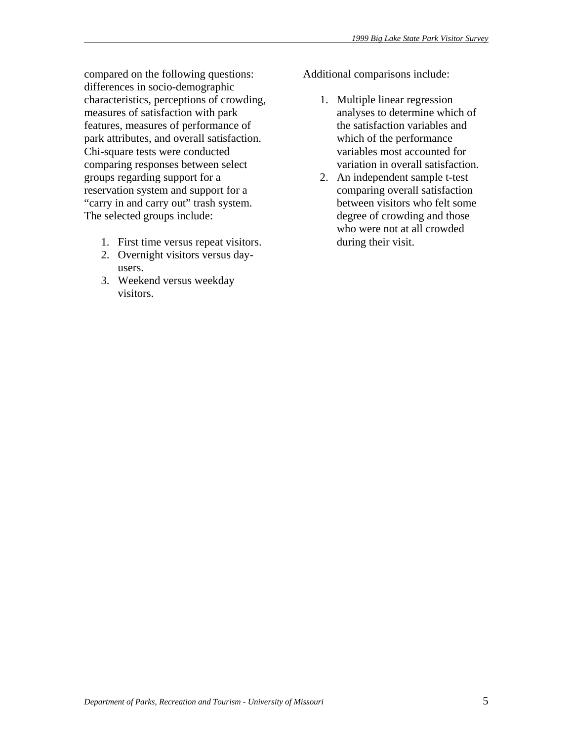compared on the following questions: differences in socio-demographic characteristics, perceptions of crowding, measures of satisfaction with park features, measures of performance of park attributes, and overall satisfaction. Chi-square tests were conducted comparing responses between select groups regarding support for a reservation system and support for a "carry in and carry out" trash system. The selected groups include:

1. First time versus repeat visitors.
2. Overnight visitors versus day-users.
3. Weekend versus weekday visitors.

Additional comparisons include:

1. Multiple linear regression analyses to determine which of the satisfaction variables and which of the performance variables most accounted for variation in overall satisfaction.
2. An independent sample t-test comparing overall satisfaction between visitors who felt some degree of crowding and those who were not at all crowded during their visit.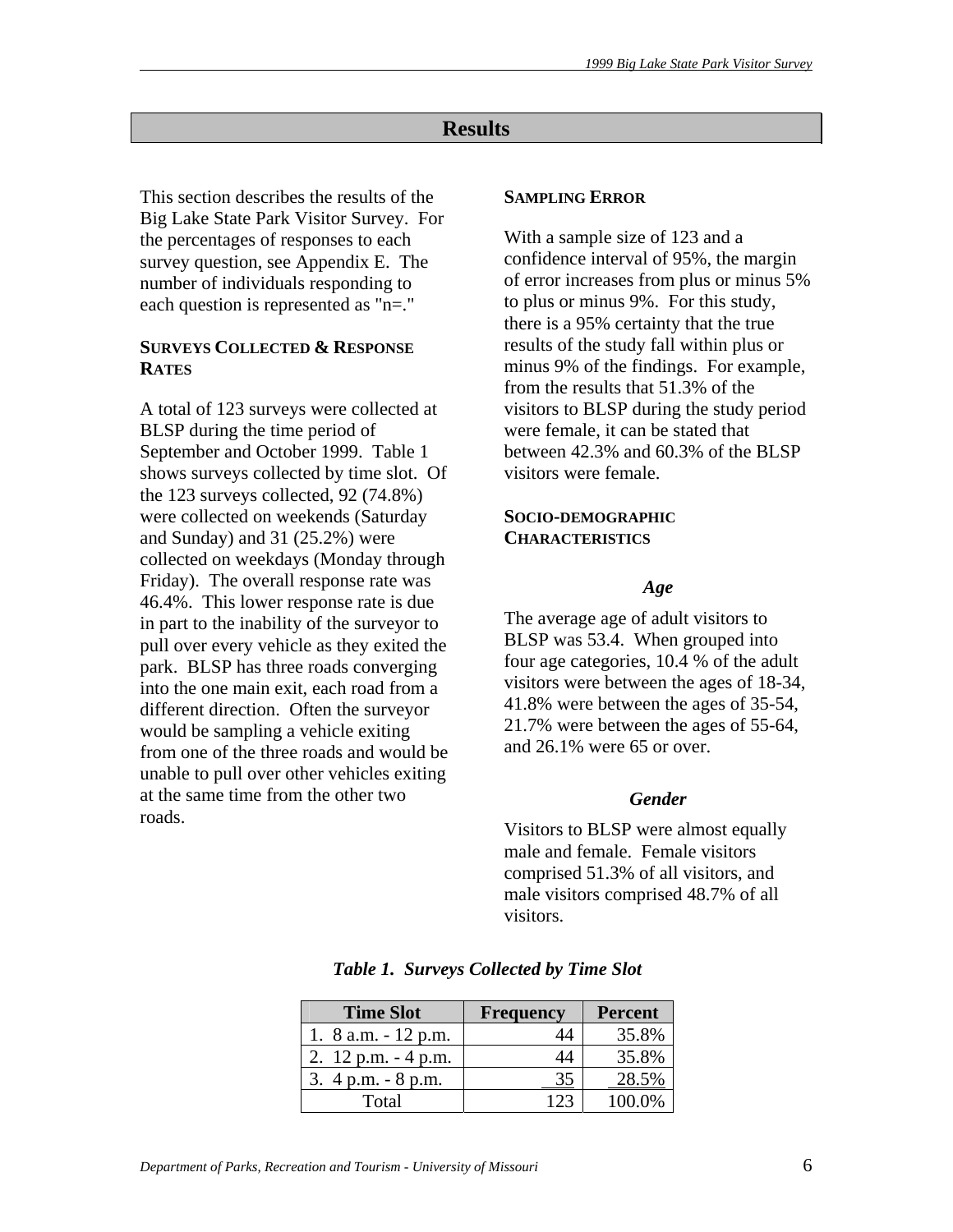# Results

This section describes the results of the Big Lake State Park Visitor Survey. For the percentages of responses to each survey question, see Appendix E. The number of individuals responding to each question is represented as "n=."

## SURVEYS COLLECTED & RESPONSE RATES

A total of 123 surveys were collected at BLSP during the time period of September and October 1999. Table 1 shows surveys collected by time slot. Of the 123 surveys collected, 92 (74.8%) were collected on weekends (Saturday and Sunday) and 31 (25.2%) were collected on weekdays (Monday through Friday). The overall response rate was 46.4%. This lower response rate is due in part to the inability of the surveyor to pull over every vehicle as they exited the park. BLSP has three roads converging into the one main exit, each road from a different direction. Often the surveyor would be sampling a vehicle exiting from one of the three roads and would be unable to pull over other vehicles exiting at the same time from the other two roads.

## SAMPLING ERROR

With a sample size of 123 and a confidence interval of 95%, the margin of error increases from plus or minus 5% to plus or minus 9%. For this study, there is a 95% certainty that the true results of the study fall within plus or minus 9% of the findings. For example, from the results that 51.3% of the visitors to BLSP during the study period were female, it can be stated that between 42.3% and 60.3% of the BLSP visitors were female.

## SOCIO-DEMOGRAPHIC CHARACTERISTICS

### *Age*

The average age of adult visitors to BLSP was 53.4. When grouped into four age categories, 10.4 % of the adult visitors were between the ages of 18-34, 41.8% were between the ages of 35-54, 21.7% were between the ages of 55-64, and 26.1% were 65 or over.

### *Gender*

Visitors to BLSP were almost equally male and female. Female visitors comprised 51.3% of all visitors, and male visitors comprised 48.7% of all visitors.

***Table 1. Surveys Collected by Time Slot***

| Time Slot | Frequency | Percent |
|---|---|---|
| 1. 8 a.m. - 12 p.m. | 44 | 35.8% |
| 2. 12 p.m. - 4 p.m. | 44 | 35.8% |
| 3. 4 p.m. - 8 p.m. | 35 | 28.5% |
| Total | 123 | 100.0% |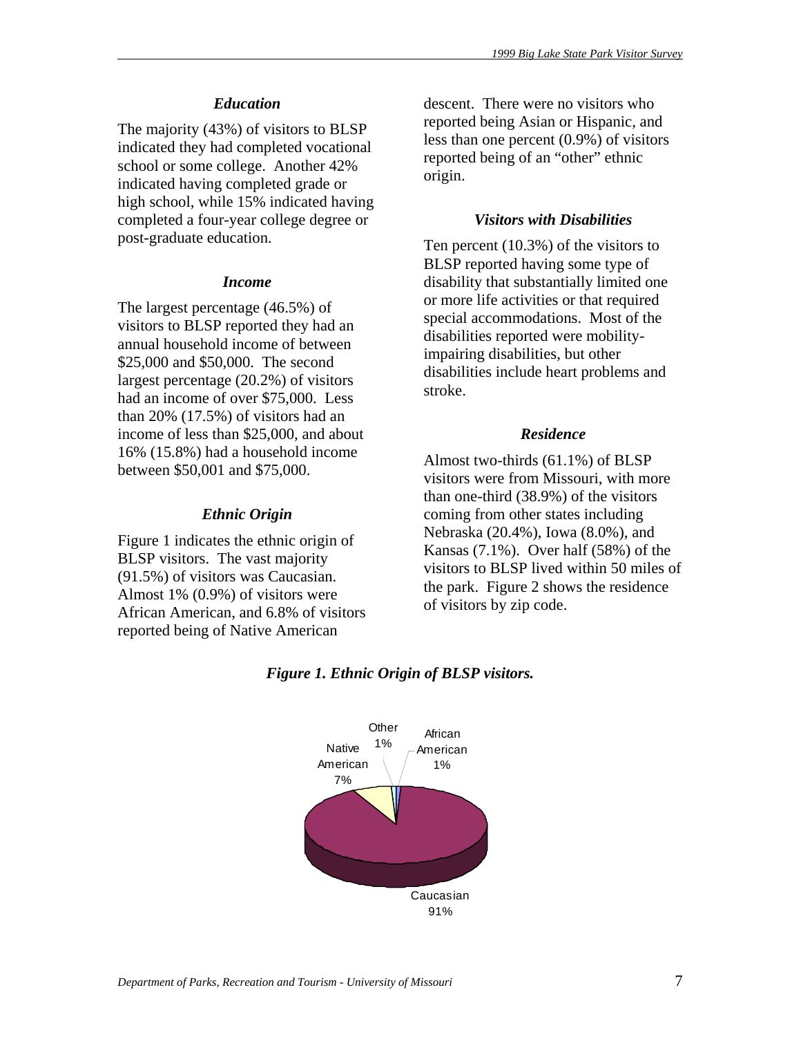### Education

The majority (43%) of visitors to BLSP indicated they had completed vocational school or some college. Another 42% indicated having completed grade or high school, while 15% indicated having completed a four-year college degree or post-graduate education.

### Income

The largest percentage (46.5%) of visitors to BLSP reported they had an annual household income of between $25,000 and $50,000. The second largest percentage (20.2%) of visitors had an income of over $75,000. Less than 20% (17.5%) of visitors had an income of less than $25,000, and about 16% (15.8%) had a household income between $50,001 and $75,000.

### Ethnic Origin

Figure 1 indicates the ethnic origin of BLSP visitors. The vast majority (91.5%) of visitors was Caucasian. Almost 1% (0.9%) of visitors were African American, and 6.8% of visitors reported being of Native American descent. There were no visitors who reported being Asian or Hispanic, and less than one percent (0.9%) of visitors reported being of an "other" ethnic origin.

### Visitors with Disabilities

Ten percent (10.3%) of the visitors to BLSP reported having some type of disability that substantially limited one or more life activities or that required special accommodations. Most of the disabilities reported were mobility-impairing disabilities, but other disabilities include heart problems and stroke.

### Residence

Almost two-thirds (61.1%) of BLSP visitors were from Missouri, with more than one-third (38.9%) of the visitors coming from other states including Nebraska (20.4%), Iowa (8.0%), and Kansas (7.1%). Over half (58%) of the visitors to BLSP lived within 50 miles of the park. Figure 2 shows the residence of visitors by zip code.

***Figure 1. Ethnic Origin of BLSP visitors.***

Other 1%
African American 1%
Native American 7%
Caucasian 91%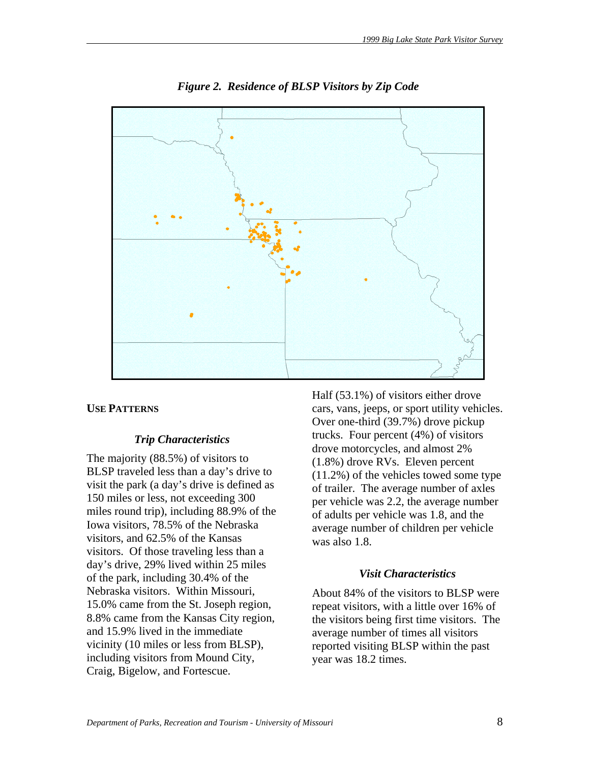*Figure 2. Residence of BLSP Visitors by Zip Code*

## USE PATTERNS

### *Trip Characteristics*

The majority (88.5%) of visitors to BLSP traveled less than a day's drive to visit the park (a day's drive is defined as 150 miles or less, not exceeding 300 miles round trip), including 88.9% of the Iowa visitors, 78.5% of the Nebraska visitors, and 62.5% of the Kansas visitors. Of those traveling less than a day's drive, 29% lived within 25 miles of the park, including 30.4% of the Nebraska visitors. Within Missouri, 15.0% came from the St. Joseph region, 8.8% came from the Kansas City region, and 15.9% lived in the immediate vicinity (10 miles or less from BLSP), including visitors from Mound City, Craig, Bigelow, and Fortescue.

Half (53.1%) of visitors either drove cars, vans, jeeps, or sport utility vehicles. Over one-third (39.7%) drove pickup trucks. Four percent (4%) of visitors drove motorcycles, and almost 2% (1.8%) drove RVs. Eleven percent (11.2%) of the vehicles towed some type of trailer. The average number of axles per vehicle was 2.2, the average number of adults per vehicle was 1.8, and the average number of children per vehicle was also 1.8.

### *Visit Characteristics*

About 84% of the visitors to BLSP were repeat visitors, with a little over 16% of the visitors being first time visitors. The average number of times all visitors reported visiting BLSP within the past year was 18.2 times.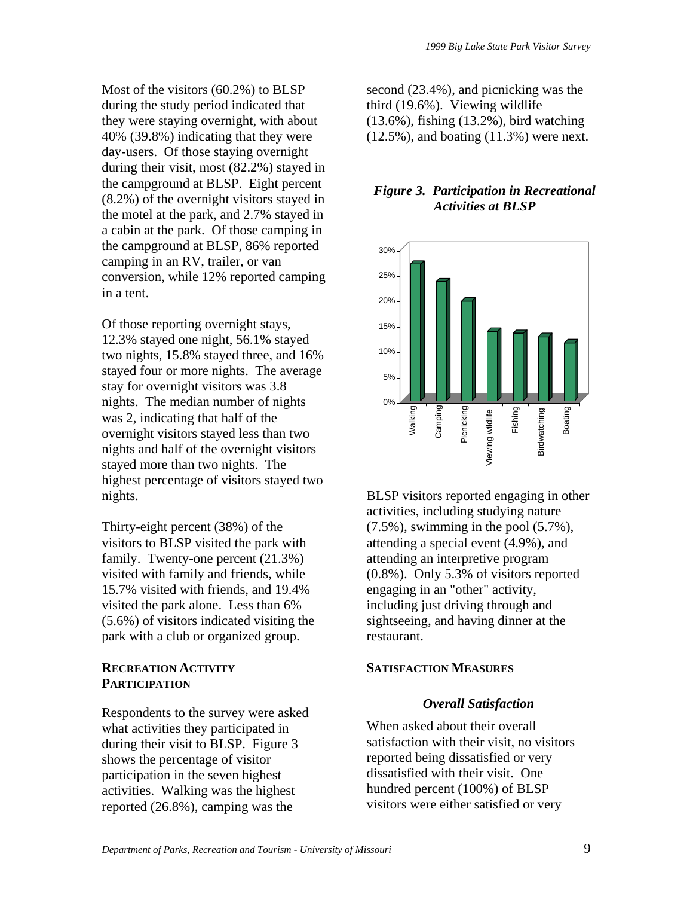Most of the visitors (60.2%) to BLSP during the study period indicated that they were staying overnight, with about 40% (39.8%) indicating that they were day-users. Of those staying overnight during their visit, most (82.2%) stayed in the campground at BLSP. Eight percent (8.2%) of the overnight visitors stayed in the motel at the park, and 2.7% stayed in a cabin at the park. Of those camping in the campground at BLSP, 86% reported camping in an RV, trailer, or van conversion, while 12% reported camping in a tent.

Of those reporting overnight stays, 12.3% stayed one night, 56.1% stayed two nights, 15.8% stayed three, and 16% stayed four or more nights. The average stay for overnight visitors was 3.8 nights. The median number of nights was 2, indicating that half of the overnight visitors stayed less than two nights and half of the overnight visitors stayed more than two nights. The highest percentage of visitors stayed two nights.

Thirty-eight percent (38%) of the visitors to BLSP visited the park with family. Twenty-one percent (21.3%) visited with family and friends, while 15.7% visited with friends, and 19.4% visited the park alone. Less than 6% (5.6%) of visitors indicated visiting the park with a club or organized group.

### RECREATION ACTIVITY PARTICIPATION

Respondents to the survey were asked what activities they participated in during their visit to BLSP. Figure 3 shows the percentage of visitor participation in the seven highest activities. Walking was the highest reported (26.8%), camping was the second (23.4%), and picnicking was the third (19.6%). Viewing wildlife (13.6%), fishing (13.2%), bird watching (12.5%), and boating (11.3%) were next.

***Figure 3. Participation in Recreational Activities at BLSP***

BLSP visitors reported engaging in other activities, including studying nature (7.5%), swimming in the pool (5.7%), attending a special event (4.9%), and attending an interpretive program (0.8%). Only 5.3% of visitors reported engaging in an "other" activity, including just driving through and sightseeing, and having dinner at the restaurant.

### SATISFACTION MEASURES

#### *Overall Satisfaction*

When asked about their overall satisfaction with their visit, no visitors reported being dissatisfied or very dissatisfied with their visit. One hundred percent (100%) of BLSP visitors were either satisfied or very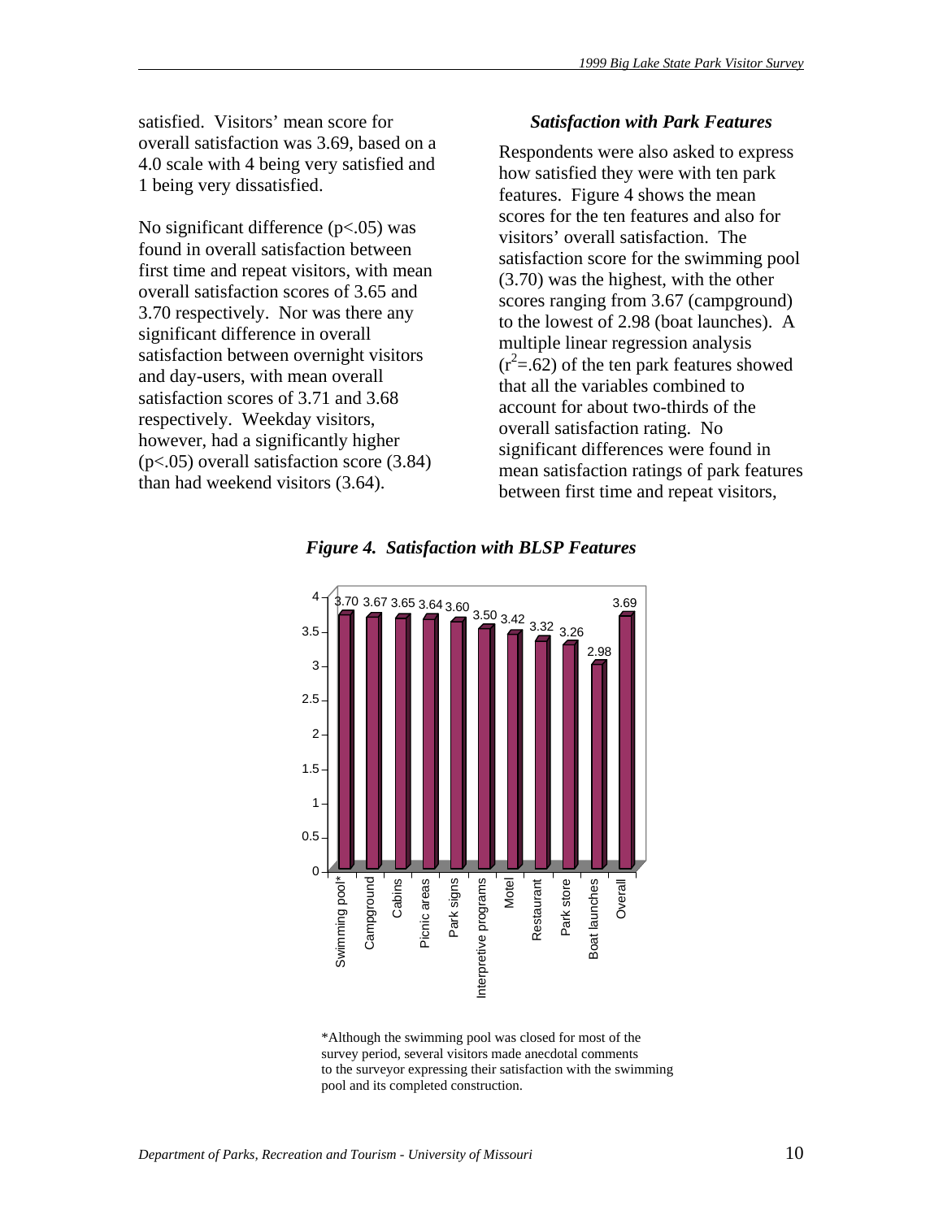satisfied. Visitors' mean score for overall satisfaction was 3.69, based on a 4.0 scale with 4 being very satisfied and 1 being very dissatisfied.

No significant difference ($p<.05$) was found in overall satisfaction between first time and repeat visitors, with mean overall satisfaction scores of 3.65 and 3.70 respectively. Nor was there any significant difference in overall satisfaction between overnight visitors and day-users, with mean overall satisfaction scores of 3.71 and 3.68 respectively. Weekday visitors, however, had a significantly higher ($p<.05$) overall satisfaction score (3.84) than had weekend visitors (3.64).

### *Satisfaction with Park Features*

Respondents were also asked to express how satisfied they were with ten park features. Figure 4 shows the mean scores for the ten features and also for visitors' overall satisfaction. The satisfaction score for the swimming pool (3.70) was the highest, with the other scores ranging from 3.67 (campground) to the lowest of 2.98 (boat launches). A multiple linear regression analysis ($r^2$=.62) of the ten park features showed that all the variables combined to account for about two-thirds of the overall satisfaction rating. No significant differences were found in mean satisfaction ratings of park features between first time and repeat visitors,

***Figure 4. Satisfaction with BLSP Features***

| Feature | Mean score |
|---|---|
| Swimming pool* | 3.70 |
| Campground | 3.67 |
| Cabins | 3.65 |
| Picnic areas | 3.64 |
| Park signs | 3.60 |
| Interpretive programs | 3.50 |
| Motel | 3.42 |
| Restaurant | 3.32 |
| Park store | 3.26 |
| Boat launches | 2.98 |
| Overall | 3.69 |

*Although the swimming pool was closed for most of the survey period, several visitors made anecdotal comments to the surveyor expressing their satisfaction with the swimming pool and its completed construction.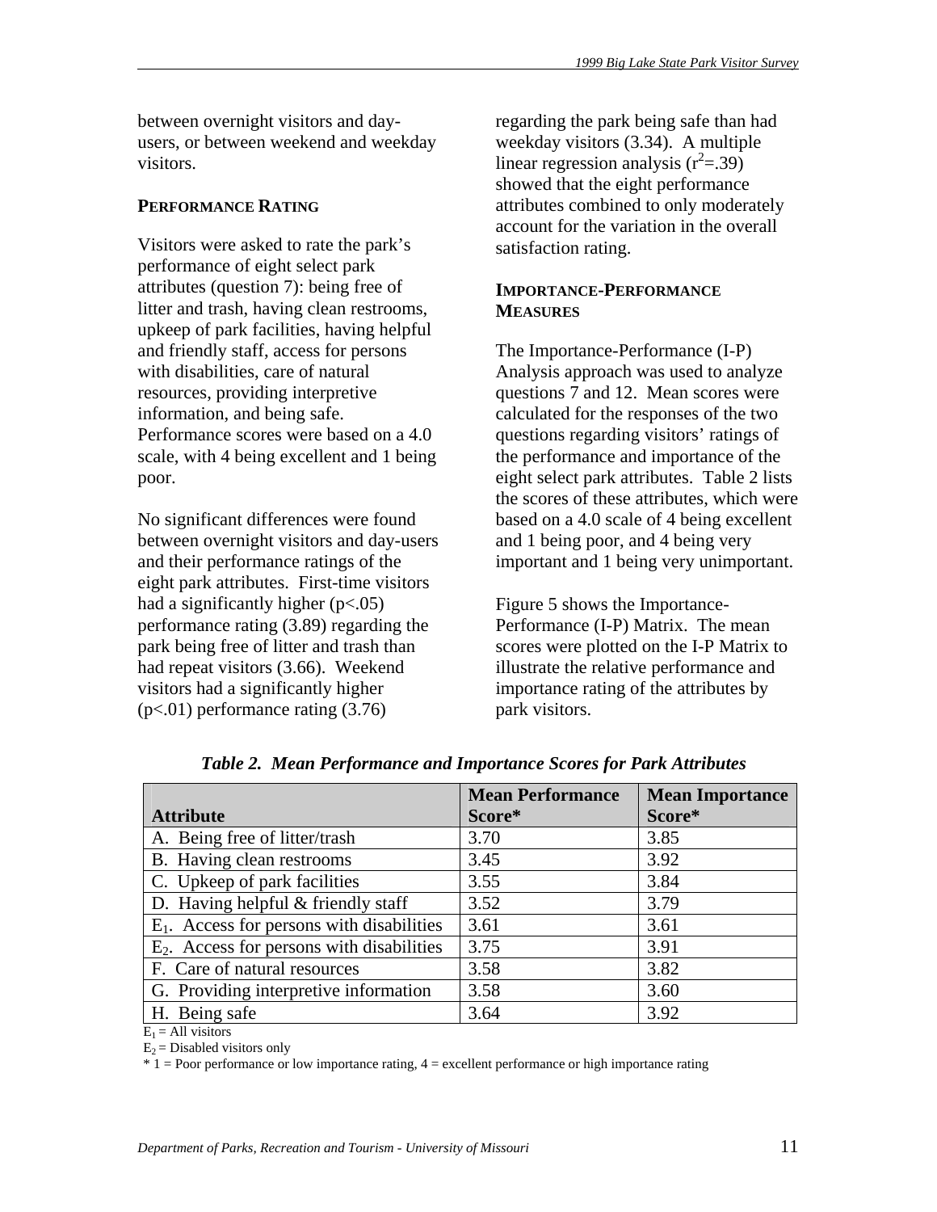between overnight visitors and day-users, or between weekend and weekday visitors.

### PERFORMANCE RATING

Visitors were asked to rate the park's performance of eight select park attributes (question 7): being free of litter and trash, having clean restrooms, upkeep of park facilities, having helpful and friendly staff, access for persons with disabilities, care of natural resources, providing interpretive information, and being safe. Performance scores were based on a 4.0 scale, with 4 being excellent and 1 being poor.

No significant differences were found between overnight visitors and day-users and their performance ratings of the eight park attributes. First-time visitors had a significantly higher ($p<.05$) performance rating (3.89) regarding the park being free of litter and trash than had repeat visitors (3.66). Weekend visitors had a significantly higher ($p<.01$) performance rating (3.76) regarding the park being safe than had weekday visitors (3.34). A multiple linear regression analysis ($r^2=.39$) showed that the eight performance attributes combined to only moderately account for the variation in the overall satisfaction rating.

### IMPORTANCE-PERFORMANCE MEASURES

The Importance-Performance (I-P) Analysis approach was used to analyze questions 7 and 12. Mean scores were calculated for the responses of the two questions regarding visitors' ratings of the performance and importance of the eight select park attributes. Table 2 lists the scores of these attributes, which were based on a 4.0 scale of 4 being excellent and 1 being poor, and 4 being very important and 1 being very unimportant.

Figure 5 shows the Importance-Performance (I-P) Matrix. The mean scores were plotted on the I-P Matrix to illustrate the relative performance and importance rating of the attributes by park visitors.

***Table 2. Mean Performance and Importance Scores for Park Attributes***

| Attribute | Mean Performance Score* | Mean Importance Score* |
|---|---|---|
| A. Being free of litter/trash | 3.70 | 3.85 |
| B. Having clean restrooms | 3.45 | 3.92 |
| C. Upkeep of park facilities | 3.55 | 3.84 |
| D. Having helpful & friendly staff | 3.52 | 3.79 |
| $E_1$. Access for persons with disabilities | 3.61 | 3.61 |
| $E_2$. Access for persons with disabilities | 3.75 | 3.91 |
| F. Care of natural resources | 3.58 | 3.82 |
| G. Providing interpretive information | 3.58 | 3.60 |
| H. Being safe | 3.64 | 3.92 |

$E_1$ = All visitors
$E_2$ = Disabled visitors only
* 1 = Poor performance or low importance rating, 4 = excellent performance or high importance rating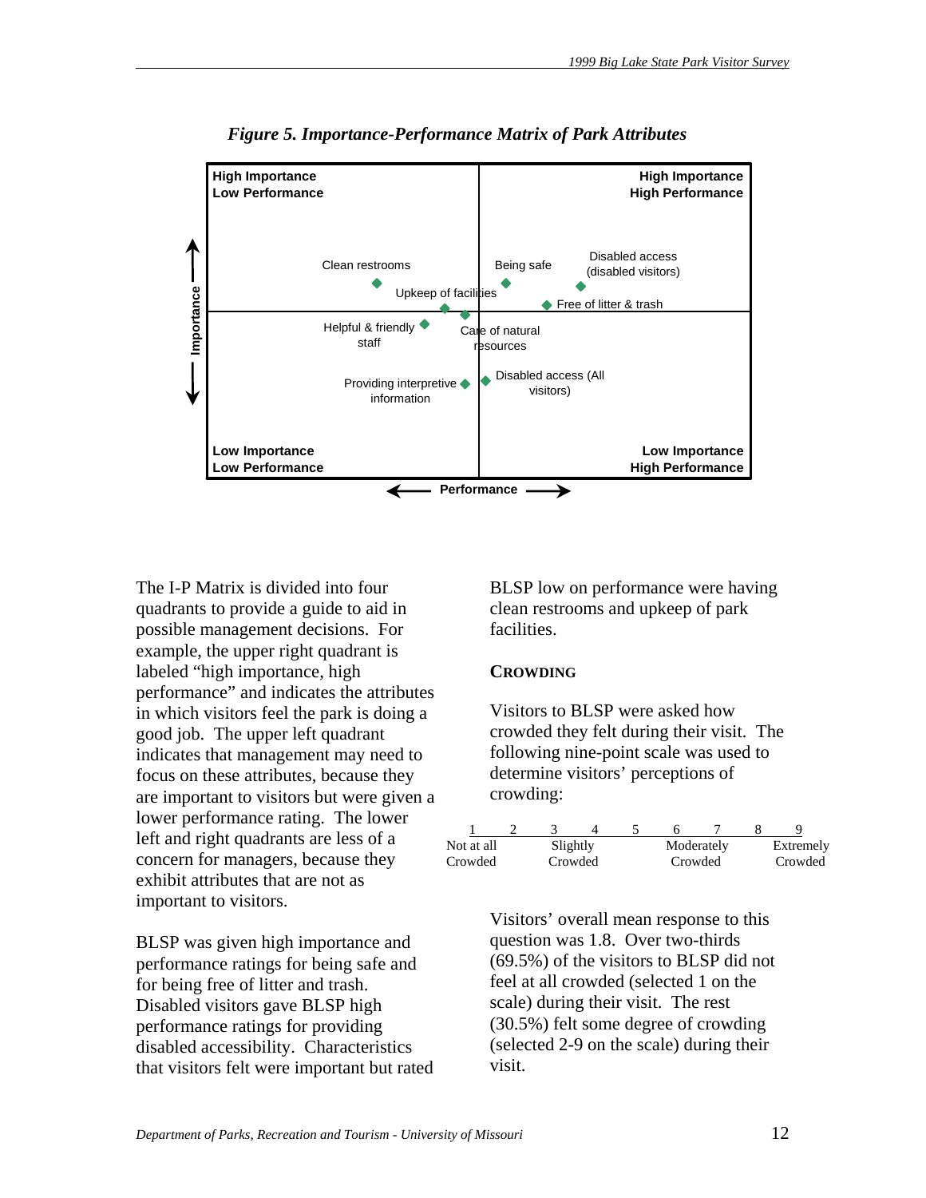*Figure 5. Importance-Performance Matrix of Park Attributes*

The I-P Matrix is divided into four quadrants to provide a guide to aid in possible management decisions. For example, the upper right quadrant is labeled "high importance, high performance" and indicates the attributes in which visitors feel the park is doing a good job. The upper left quadrant indicates that management may need to focus on these attributes, because they are important to visitors but were given a lower performance rating. The lower left and right quadrants are less of a concern for managers, because they exhibit attributes that are not as important to visitors.

BLSP was given high importance and performance ratings for being safe and for being free of litter and trash. Disabled visitors gave BLSP high performance ratings for providing disabled accessibility. Characteristics that visitors felt were important but rated BLSP low on performance were having clean restrooms and upkeep of park facilities.

## CROWDING

Visitors to BLSP were asked how crowded they felt during their visit. The following nine-point scale was used to determine visitors' perceptions of crowding:

| 1 | 2 | 3 | 4 | 5 | 6 | 7 | 8 | 9 |
|---|---|---|---|---|---|---|---|---|
| Not at all Crowded | | Slightly Crowded | | | Moderately Crowded | | | Extremely Crowded |

Visitors' overall mean response to this question was 1.8. Over two-thirds (69.5%) of the visitors to BLSP did not feel at all crowded (selected 1 on the scale) during their visit. The rest (30.5%) felt some degree of crowding (selected 2-9 on the scale) during their visit.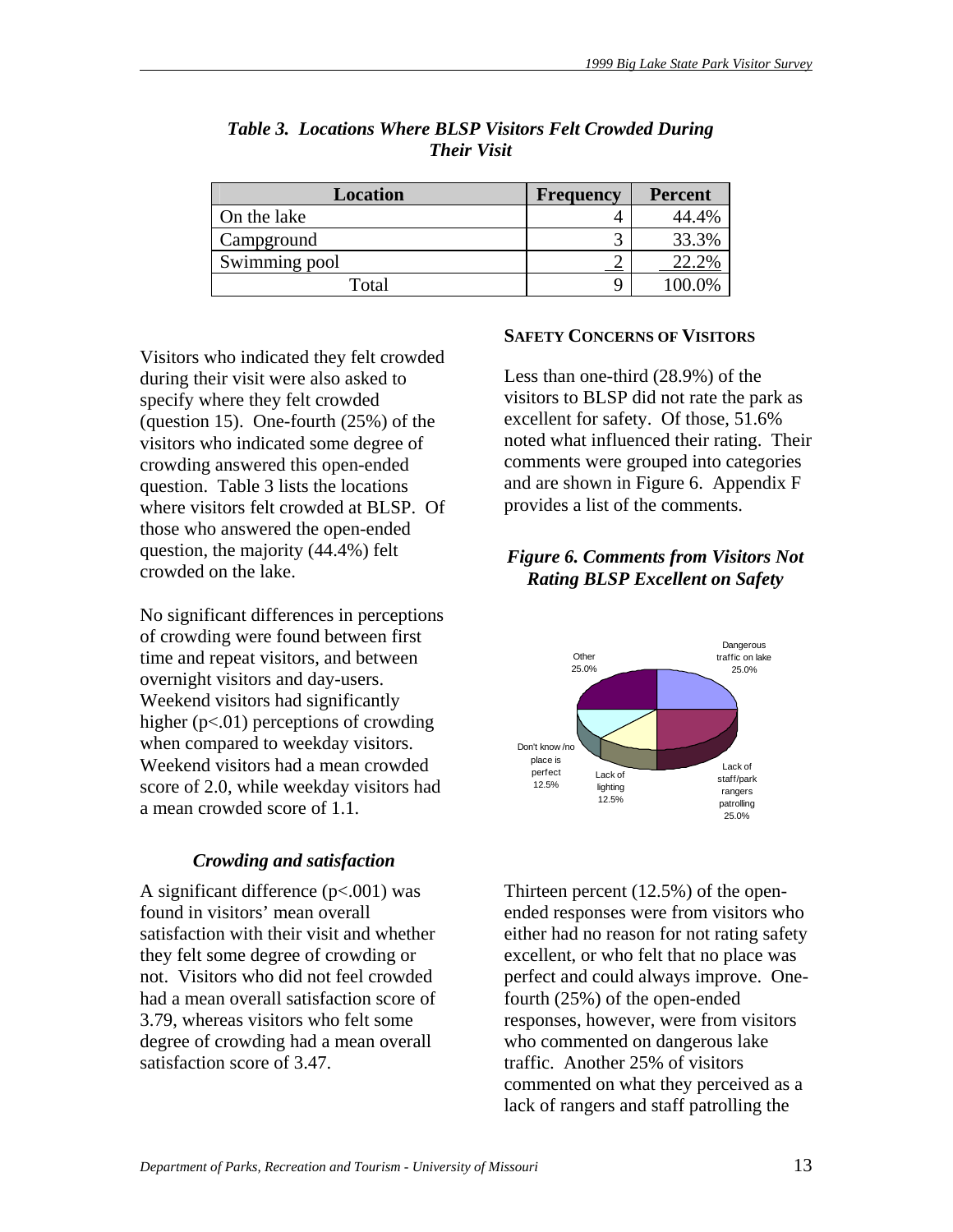*Table 3. Locations Where BLSP Visitors Felt Crowded During Their Visit*

| Location | Frequency | Percent |
|---|---|---|
| On the lake | 4 | 44.4% |
| Campground | 3 | 33.3% |
| Swimming pool | 2 | 22.2% |
| Total | 9 | 100.0% |

Visitors who indicated they felt crowded during their visit were also asked to specify where they felt crowded (question 15). One-fourth (25%) of the visitors who indicated some degree of crowding answered this open-ended question. Table 3 lists the locations where visitors felt crowded at BLSP. Of those who answered the open-ended question, the majority (44.4%) felt crowded on the lake.

No significant differences in perceptions of crowding were found between first time and repeat visitors, and between overnight visitors and day-users. Weekend visitors had significantly higher ($p<.01$) perceptions of crowding when compared to weekday visitors. Weekend visitors had a mean crowded score of 2.0, while weekday visitors had a mean crowded score of 1.1.

### *Crowding and satisfaction*

A significant difference ($p<.001$) was found in visitors' mean overall satisfaction with their visit and whether they felt some degree of crowding or not. Visitors who did not feel crowded had a mean overall satisfaction score of 3.79, whereas visitors who felt some degree of crowding had a mean overall satisfaction score of 3.47.

## SAFETY CONCERNS OF VISITORS

Less than one-third (28.9%) of the visitors to BLSP did not rate the park as excellent for safety. Of those, 51.6% noted what influenced their rating. Their comments were grouped into categories and are shown in Figure 6. Appendix F provides a list of the comments.

*Figure 6. Comments from Visitors Not Rating BLSP Excellent on Safety*

Dangerous traffic on lake 25.0%; Lack of staff/park rangers patrolling 25.0%; Lack of lighting 12.5%; Don't know/no place is perfect 12.5%; Other 25.0%

Thirteen percent (12.5%) of the open-ended responses were from visitors who either had no reason for not rating safety excellent, or who felt that no place was perfect and could always improve. One-fourth (25%) of the open-ended responses, however, were from visitors who commented on dangerous lake traffic. Another 25% of visitors commented on what they perceived as a lack of rangers and staff patrolling the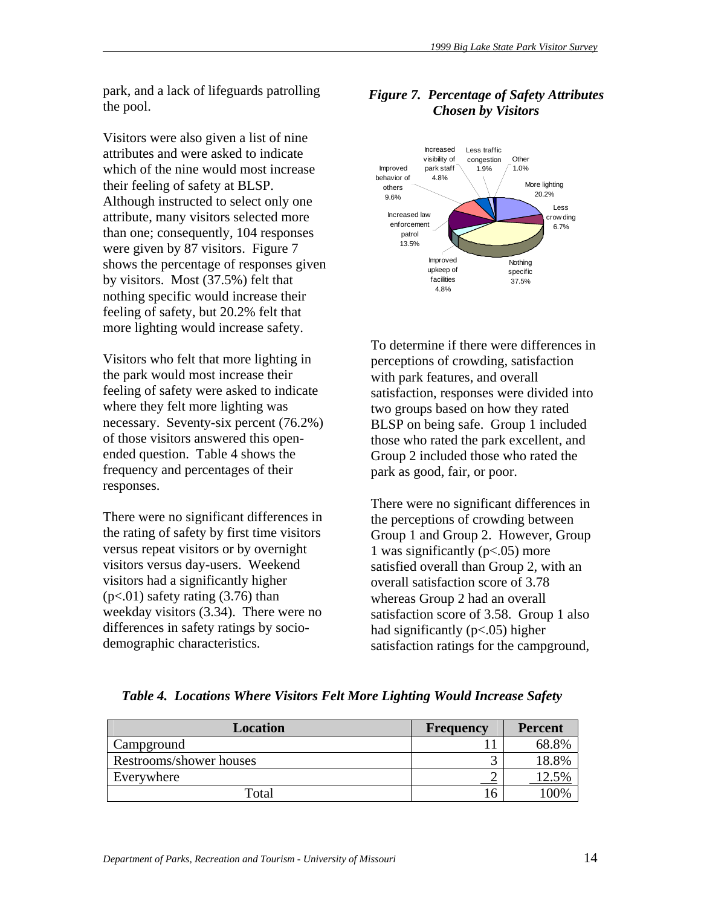park, and a lack of lifeguards patrolling the pool.

Visitors were also given a list of nine attributes and were asked to indicate which of the nine would most increase their feeling of safety at BLSP. Although instructed to select only one attribute, many visitors selected more than one; consequently, 104 responses were given by 87 visitors. Figure 7 shows the percentage of responses given by visitors. Most (37.5%) felt that nothing specific would increase their feeling of safety, but 20.2% felt that more lighting would increase safety.

Visitors who felt that more lighting in the park would most increase their feeling of safety were asked to indicate where they felt more lighting was necessary. Seventy-six percent (76.2%) of those visitors answered this open-ended question. Table 4 shows the frequency and percentages of their responses.

There were no significant differences in the rating of safety by first time visitors versus repeat visitors or by overnight visitors versus day-users. Weekend visitors had a significantly higher ($p<.01$) safety rating (3.76) than weekday visitors (3.34). There were no differences in safety ratings by socio-demographic characteristics.

***Figure 7. Percentage of Safety Attributes Chosen by Visitors***

Increased visibility of park staff 4.8%
Less traffic congestion 1.9%
Other 1.0%
More lighting 20.2%
Less crowding 6.7%
Nothing specific 37.5%
Improved upkeep of facilities 4.8%
Increased law enforcement patrol 13.5%
Improved behavior of others 9.6%

To determine if there were differences in perceptions of crowding, satisfaction with park features, and overall satisfaction, responses were divided into two groups based on how they rated BLSP on being safe. Group 1 included those who rated the park excellent, and Group 2 included those who rated the park as good, fair, or poor.

There were no significant differences in the perceptions of crowding between Group 1 and Group 2. However, Group 1 was significantly ($p<.05$) more satisfied overall than Group 2, with an overall satisfaction score of 3.78 whereas Group 2 had an overall satisfaction score of 3.58. Group 1 also had significantly ($p<.05$) higher satisfaction ratings for the campground,

***Table 4. Locations Where Visitors Felt More Lighting Would Increase Safety***

| Location | Frequency | Percent |
|---|---|---|
| Campground | 11 | 68.8% |
| Restrooms/shower houses | 3 | 18.8% |
| Everywhere | 2 | 12.5% |
| Total | 16 | 100% |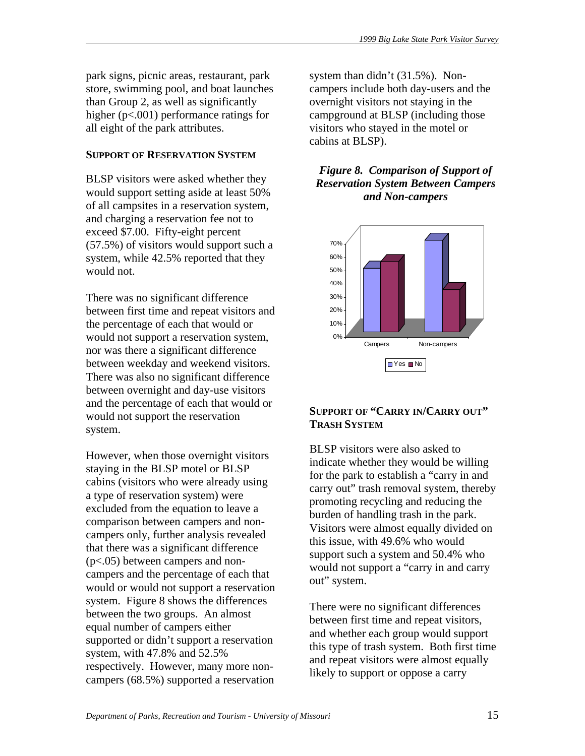park signs, picnic areas, restaurant, park store, swimming pool, and boat launches than Group 2, as well as significantly higher ($p<.001$) performance ratings for all eight of the park attributes.

### SUPPORT OF RESERVATION SYSTEM

BLSP visitors were asked whether they would support setting aside at least 50% of all campsites in a reservation system, and charging a reservation fee not to exceed $7.00. Fifty-eight percent (57.5%) of visitors would support such a system, while 42.5% reported that they would not.

There was no significant difference between first time and repeat visitors and the percentage of each that would or would not support a reservation system, nor was there a significant difference between weekday and weekend visitors. There was also no significant difference between overnight and day-use visitors and the percentage of each that would or would not support the reservation system.

However, when those overnight visitors staying in the BLSP motel or BLSP cabins (visitors who were already using a type of reservation system) were excluded from the equation to leave a comparison between campers and non-campers only, further analysis revealed that there was a significant difference ($p<.05$) between campers and non-campers and the percentage of each that would or would not support a reservation system. Figure 8 shows the differences between the two groups. An almost equal number of campers either supported or didn't support a reservation system, with 47.8% and 52.5% respectively. However, many more non-campers (68.5%) supported a reservation system than didn't (31.5%). Non-campers include both day-users and the overnight visitors not staying in the campground at BLSP (including those visitors who stayed in the motel or cabins at BLSP).

***Figure 8. Comparison of Support of Reservation System Between Campers and Non-campers***

### SUPPORT OF "CARRY IN/CARRY OUT" TRASH SYSTEM

BLSP visitors were also asked to indicate whether they would be willing for the park to establish a "carry in and carry out" trash removal system, thereby promoting recycling and reducing the burden of handling trash in the park. Visitors were almost equally divided on this issue, with 49.6% who would support such a system and 50.4% who would not support a "carry in and carry out" system.

There were no significant differences between first time and repeat visitors, and whether each group would support this type of trash system. Both first time and repeat visitors were almost equally likely to support or oppose a carry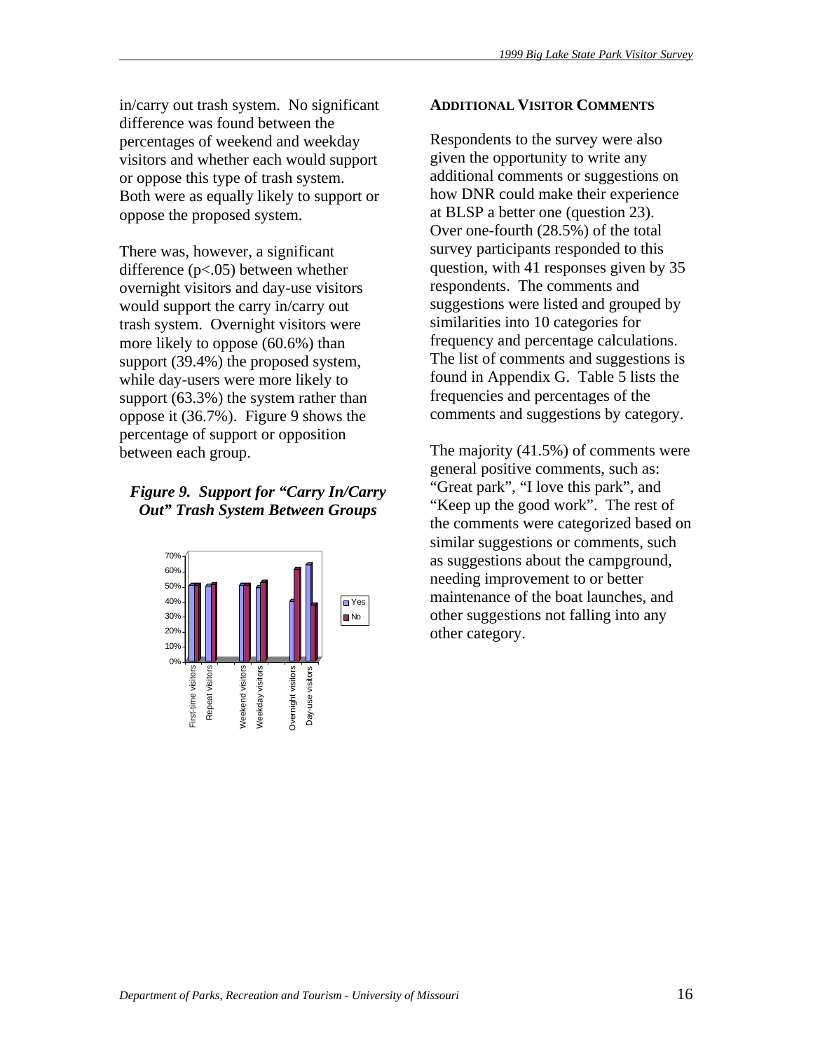in/carry out trash system. No significant difference was found between the percentages of weekend and weekday visitors and whether each would support or oppose this type of trash system. Both were as equally likely to support or oppose the proposed system.

There was, however, a significant difference ($p<.05$) between whether overnight visitors and day-use visitors would support the carry in/carry out trash system. Overnight visitors were more likely to oppose (60.6%) than support (39.4%) the proposed system, while day-users were more likely to support (63.3%) the system rather than oppose it (36.7%). Figure 9 shows the percentage of support or opposition between each group.

***Figure 9. Support for "Carry In/Carry Out" Trash System Between Groups***

## ADDITIONAL VISITOR COMMENTS

Respondents to the survey were also given the opportunity to write any additional comments or suggestions on how DNR could make their experience at BLSP a better one (question 23). Over one-fourth (28.5%) of the total survey participants responded to this question, with 41 responses given by 35 respondents. The comments and suggestions were listed and grouped by similarities into 10 categories for frequency and percentage calculations. The list of comments and suggestions is found in Appendix G. Table 5 lists the frequencies and percentages of the comments and suggestions by category.

The majority (41.5%) of comments were general positive comments, such as: "Great park", "I love this park", and "Keep up the good work". The rest of the comments were categorized based on similar suggestions or comments, such as suggestions about the campground, needing improvement to or better maintenance of the boat launches, and other suggestions not falling into any other category.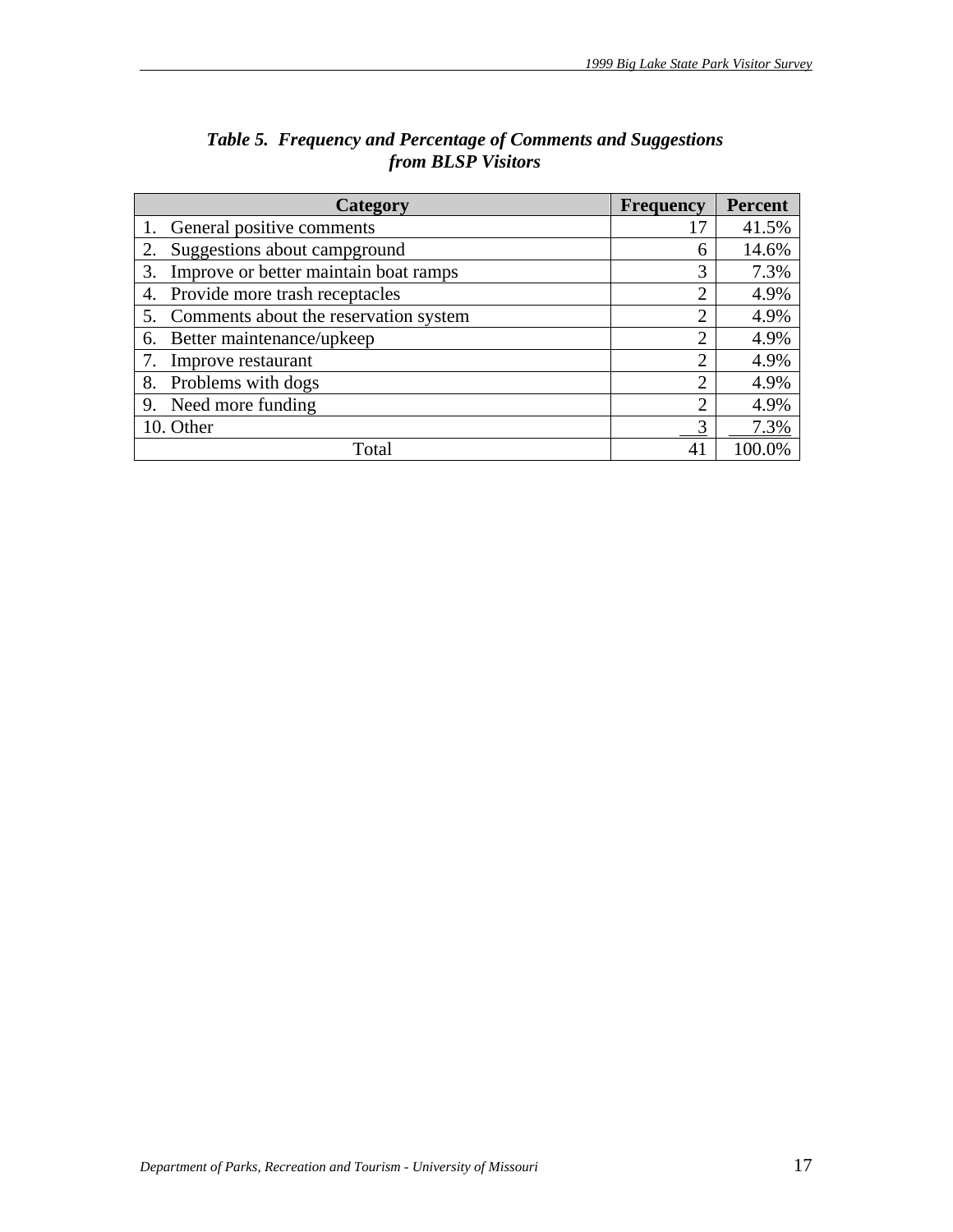*Table 5. Frequency and Percentage of Comments and Suggestions from BLSP Visitors*

| Category | Frequency | Percent |
|---|---|---|
| 1. General positive comments | 17 | 41.5% |
| 2. Suggestions about campground | 6 | 14.6% |
| 3. Improve or better maintain boat ramps | 3 | 7.3% |
| 4. Provide more trash receptacles | 2 | 4.9% |
| 5. Comments about the reservation system | 2 | 4.9% |
| 6. Better maintenance/upkeep | 2 | 4.9% |
| 7. Improve restaurant | 2 | 4.9% |
| 8. Problems with dogs | 2 | 4.9% |
| 9. Need more funding | 2 | 4.9% |
| 10. Other | 3 | 7.3% |
| Total | 41 | 100.0% |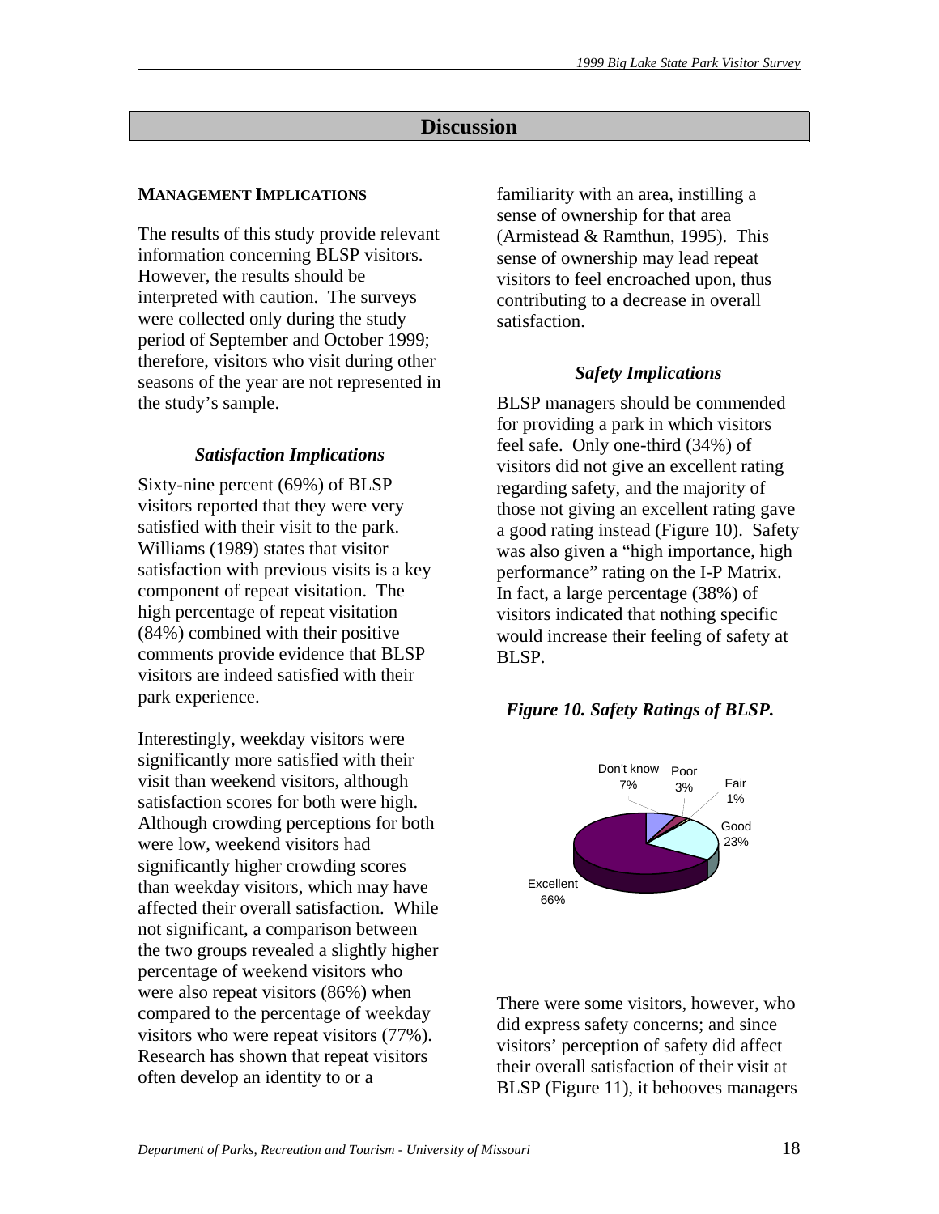## Discussion

**MANAGEMENT IMPLICATIONS**

The results of this study provide relevant information concerning BLSP visitors. However, the results should be interpreted with caution. The surveys were collected only during the study period of September and October 1999; therefore, visitors who visit during other seasons of the year are not represented in the study's sample.

### *Satisfaction Implications*

Sixty-nine percent (69%) of BLSP visitors reported that they were very satisfied with their visit to the park. Williams (1989) states that visitor satisfaction with previous visits is a key component of repeat visitation. The high percentage of repeat visitation (84%) combined with their positive comments provide evidence that BLSP visitors are indeed satisfied with their park experience.

Interestingly, weekday visitors were significantly more satisfied with their visit than weekend visitors, although satisfaction scores for both were high. Although crowding perceptions for both were low, weekend visitors had significantly higher crowding scores than weekday visitors, which may have affected their overall satisfaction. While not significant, a comparison between the two groups revealed a slightly higher percentage of weekend visitors who were also repeat visitors (86%) when compared to the percentage of weekday visitors who were repeat visitors (77%). Research has shown that repeat visitors often develop an identity to or a familiarity with an area, instilling a sense of ownership for that area (Armistead & Ramthun, 1995). This sense of ownership may lead repeat visitors to feel encroached upon, thus contributing to a decrease in overall satisfaction.

### *Safety Implications*

BLSP managers should be commended for providing a park in which visitors feel safe. Only one-third (34%) of visitors did not give an excellent rating regarding safety, and the majority of those not giving an excellent rating gave a good rating instead (Figure 10). Safety was also given a "high importance, high performance" rating on the I-P Matrix. In fact, a large percentage (38%) of visitors indicated that nothing specific would increase their feeling of safety at BLSP.

***Figure 10. Safety Ratings of BLSP.***

| Rating | Percent |
|---|---|
| Excellent | 66% |
| Good | 23% |
| Fair | 1% |
| Poor | 3% |
| Don't know | 7% |

There were some visitors, however, who did express safety concerns; and since visitors' perception of safety did affect their overall satisfaction of their visit at BLSP (Figure 11), it behooves managers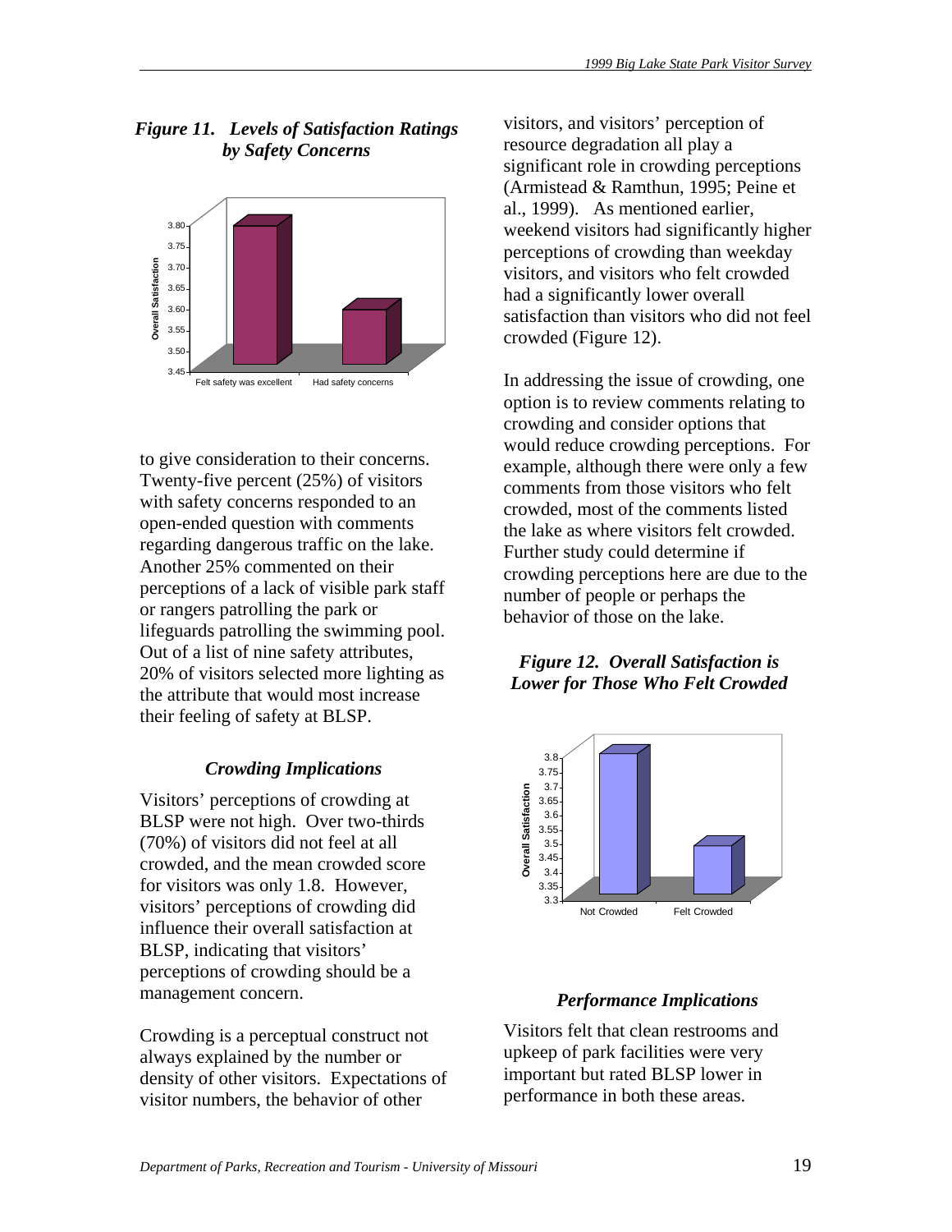*Figure 11. Levels of Satisfaction Ratings by Safety Concerns*

to give consideration to their concerns. Twenty-five percent (25%) of visitors with safety concerns responded to an open-ended question with comments regarding dangerous traffic on the lake. Another 25% commented on their perceptions of a lack of visible park staff or rangers patrolling the park or lifeguards patrolling the swimming pool. Out of a list of nine safety attributes, 20% of visitors selected more lighting as the attribute that would most increase their feeling of safety at BLSP.

### *Crowding Implications*

Visitors' perceptions of crowding at BLSP were not high. Over two-thirds (70%) of visitors did not feel at all crowded, and the mean crowded score for visitors was only 1.8. However, visitors' perceptions of crowding did influence their overall satisfaction at BLSP, indicating that visitors' perceptions of crowding should be a management concern.

Crowding is a perceptual construct not always explained by the number or density of other visitors. Expectations of visitor numbers, the behavior of other visitors, and visitors' perception of resource degradation all play a significant role in crowding perceptions (Armistead & Ramthun, 1995; Peine et al., 1999). As mentioned earlier, weekend visitors had significantly higher perceptions of crowding than weekday visitors, and visitors who felt crowded had a significantly lower overall satisfaction than visitors who did not feel crowded (Figure 12).

In addressing the issue of crowding, one option is to review comments relating to crowding and consider options that would reduce crowding perceptions. For example, although there were only a few comments from those visitors who felt crowded, most of the comments listed the lake as where visitors felt crowded. Further study could determine if crowding perceptions here are due to the number of people or perhaps the behavior of those on the lake.

*Figure 12. Overall Satisfaction is Lower for Those Who Felt Crowded*

### *Performance Implications*

Visitors felt that clean restrooms and upkeep of park facilities were very important but rated BLSP lower in performance in both these areas.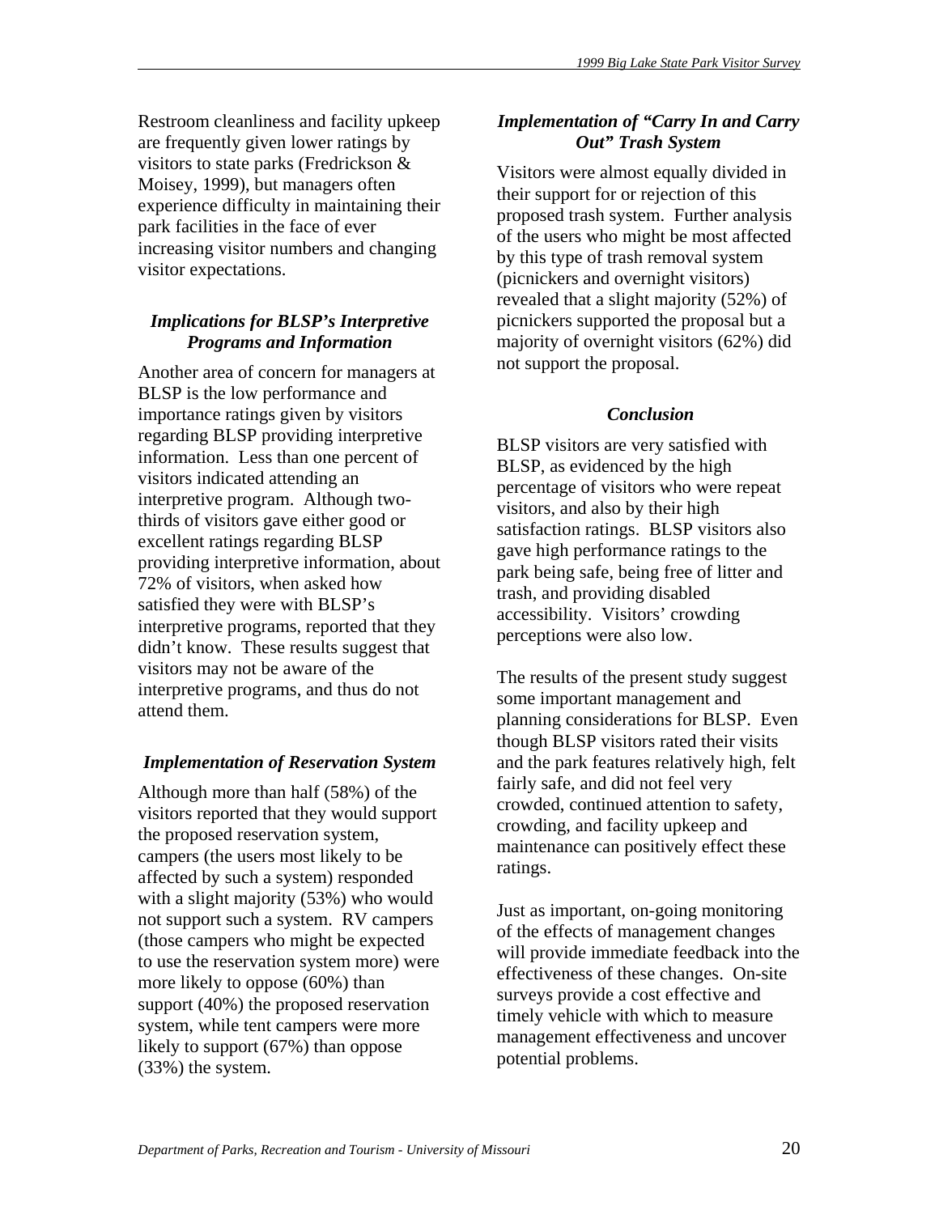Restroom cleanliness and facility upkeep are frequently given lower ratings by visitors to state parks (Fredrickson & Moisey, 1999), but managers often experience difficulty in maintaining their park facilities in the face of ever increasing visitor numbers and changing visitor expectations.

### *Implications for BLSP's Interpretive Programs and Information*

Another area of concern for managers at BLSP is the low performance and importance ratings given by visitors regarding BLSP providing interpretive information. Less than one percent of visitors indicated attending an interpretive program. Although two-thirds of visitors gave either good or excellent ratings regarding BLSP providing interpretive information, about 72% of visitors, when asked how satisfied they were with BLSP's interpretive programs, reported that they didn't know. These results suggest that visitors may not be aware of the interpretive programs, and thus do not attend them.

### *Implementation of Reservation System*

Although more than half (58%) of the visitors reported that they would support the proposed reservation system, campers (the users most likely to be affected by such a system) responded with a slight majority (53%) who would not support such a system. RV campers (those campers who might be expected to use the reservation system more) were more likely to oppose (60%) than support (40%) the proposed reservation system, while tent campers were more likely to support (67%) than oppose (33%) the system.

### *Implementation of "Carry In and Carry Out" Trash System*

Visitors were almost equally divided in their support for or rejection of this proposed trash system. Further analysis of the users who might be most affected by this type of trash removal system (picnickers and overnight visitors) revealed that a slight majority (52%) of picnickers supported the proposal but a majority of overnight visitors (62%) did not support the proposal.

### *Conclusion*

BLSP visitors are very satisfied with BLSP, as evidenced by the high percentage of visitors who were repeat visitors, and also by their high satisfaction ratings. BLSP visitors also gave high performance ratings to the park being safe, being free of litter and trash, and providing disabled accessibility. Visitors' crowding perceptions were also low.

The results of the present study suggest some important management and planning considerations for BLSP. Even though BLSP visitors rated their visits and the park features relatively high, felt fairly safe, and did not feel very crowded, continued attention to safety, crowding, and facility upkeep and maintenance can positively effect these ratings.

Just as important, on-going monitoring of the effects of management changes will provide immediate feedback into the effectiveness of these changes. On-site surveys provide a cost effective and timely vehicle with which to measure management effectiveness and uncover potential problems.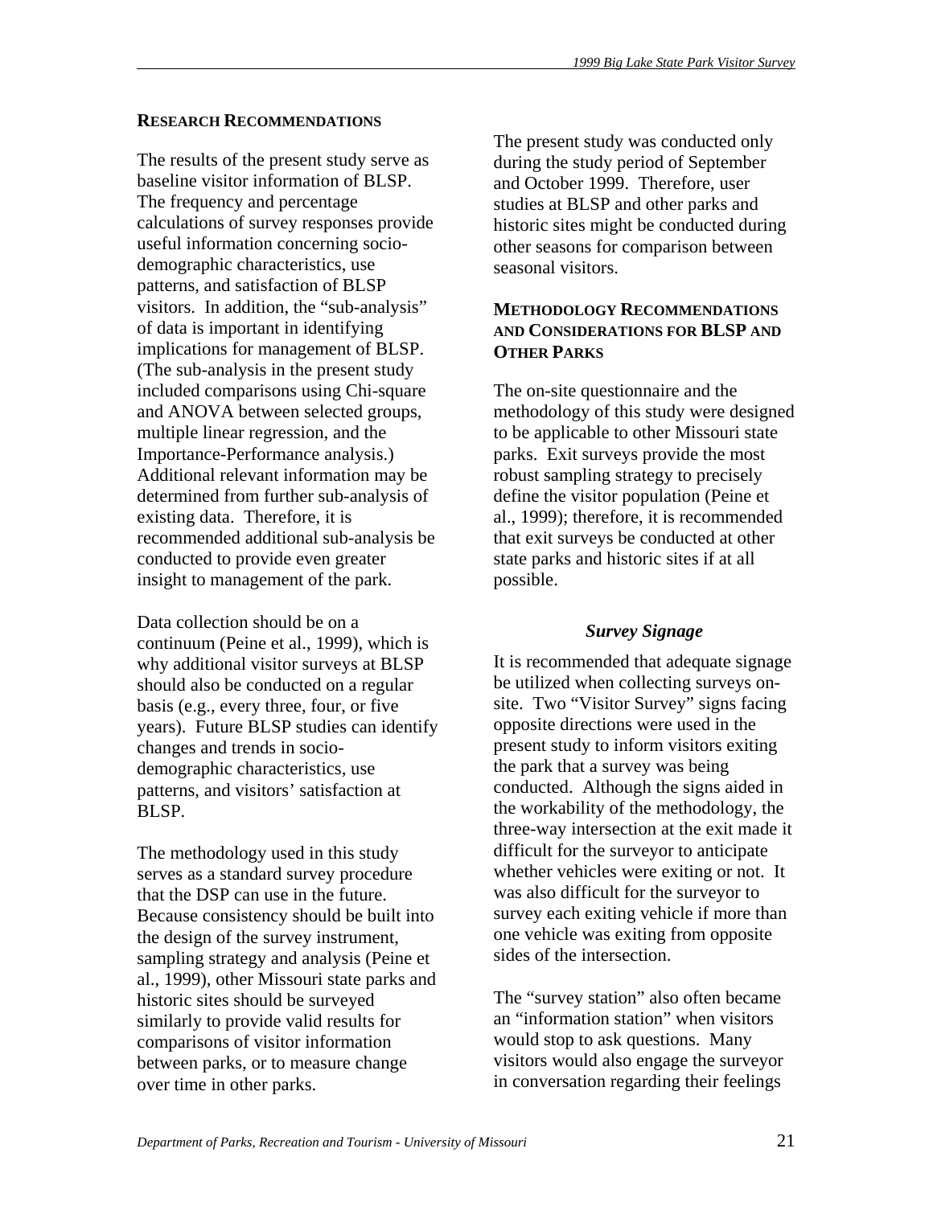## RESEARCH RECOMMENDATIONS

The results of the present study serve as baseline visitor information of BLSP. The frequency and percentage calculations of survey responses provide useful information concerning socio-demographic characteristics, use patterns, and satisfaction of BLSP visitors. In addition, the "sub-analysis" of data is important in identifying implications for management of BLSP. (The sub-analysis in the present study included comparisons using Chi-square and ANOVA between selected groups, multiple linear regression, and the Importance-Performance analysis.) Additional relevant information may be determined from further sub-analysis of existing data. Therefore, it is recommended additional sub-analysis be conducted to provide even greater insight to management of the park.

Data collection should be on a continuum (Peine et al., 1999), which is why additional visitor surveys at BLSP should also be conducted on a regular basis (e.g., every three, four, or five years). Future BLSP studies can identify changes and trends in socio-demographic characteristics, use patterns, and visitors' satisfaction at BLSP.

The methodology used in this study serves as a standard survey procedure that the DSP can use in the future. Because consistency should be built into the design of the survey instrument, sampling strategy and analysis (Peine et al., 1999), other Missouri state parks and historic sites should be surveyed similarly to provide valid results for comparisons of visitor information between parks, or to measure change over time in other parks.

The present study was conducted only during the study period of September and October 1999. Therefore, user studies at BLSP and other parks and historic sites might be conducted during other seasons for comparison between seasonal visitors.

## METHODOLOGY RECOMMENDATIONS AND CONSIDERATIONS FOR BLSP AND OTHER PARKS

The on-site questionnaire and the methodology of this study were designed to be applicable to other Missouri state parks. Exit surveys provide the most robust sampling strategy to precisely define the visitor population (Peine et al., 1999); therefore, it is recommended that exit surveys be conducted at other state parks and historic sites if at all possible.

### *Survey Signage*

It is recommended that adequate signage be utilized when collecting surveys on-site. Two "Visitor Survey" signs facing opposite directions were used in the present study to inform visitors exiting the park that a survey was being conducted. Although the signs aided in the workability of the methodology, the three-way intersection at the exit made it difficult for the surveyor to anticipate whether vehicles were exiting or not. It was also difficult for the surveyor to survey each exiting vehicle if more than one vehicle was exiting from opposite sides of the intersection.

The "survey station" also often became an "information station" when visitors would stop to ask questions. Many visitors would also engage the surveyor in conversation regarding their feelings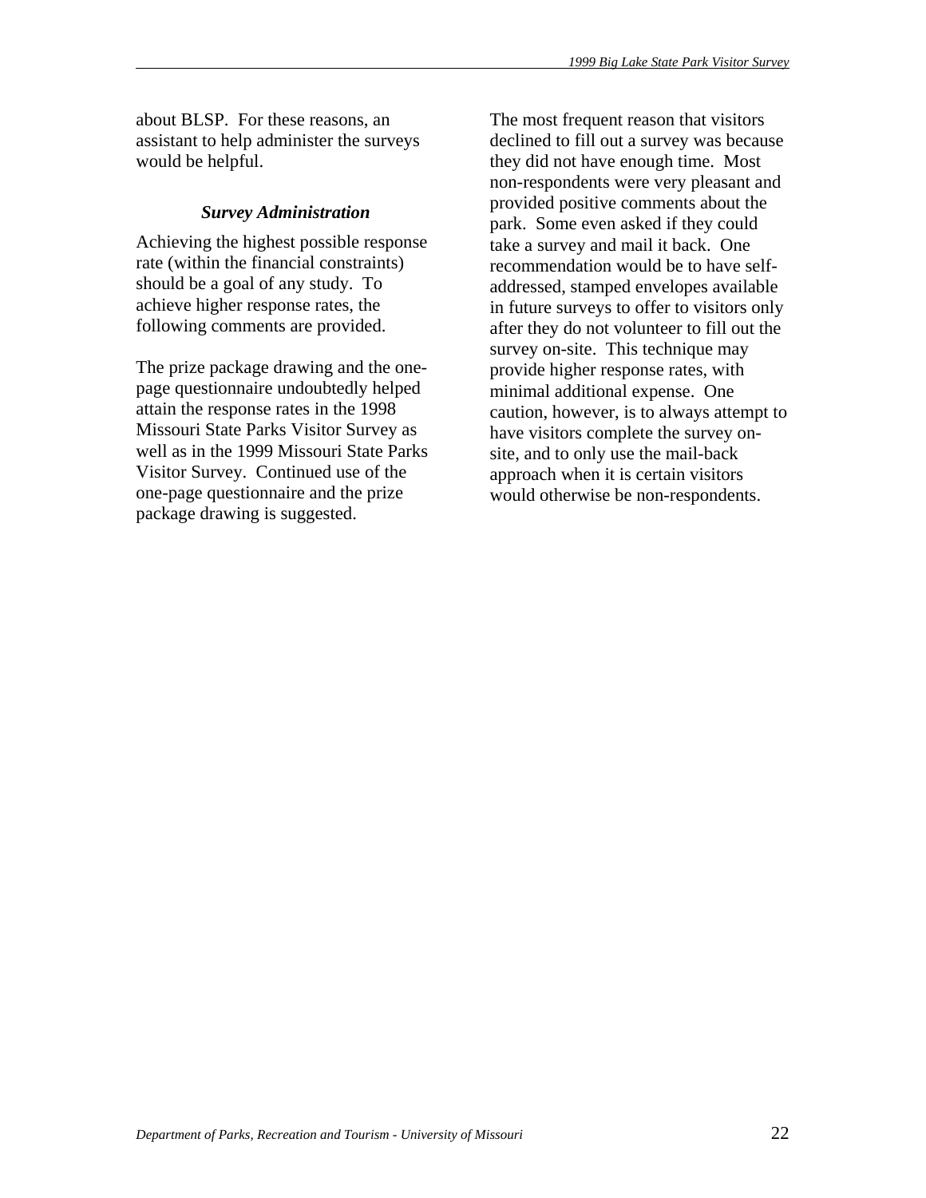about BLSP. For these reasons, an assistant to help administer the surveys would be helpful.

### *Survey Administration*

Achieving the highest possible response rate (within the financial constraints) should be a goal of any study. To achieve higher response rates, the following comments are provided.

The prize package drawing and the one-page questionnaire undoubtedly helped attain the response rates in the 1998 Missouri State Parks Visitor Survey as well as in the 1999 Missouri State Parks Visitor Survey. Continued use of the one-page questionnaire and the prize package drawing is suggested.

The most frequent reason that visitors declined to fill out a survey was because they did not have enough time. Most non-respondents were very pleasant and provided positive comments about the park. Some even asked if they could take a survey and mail it back. One recommendation would be to have self-addressed, stamped envelopes available in future surveys to offer to visitors only after they do not volunteer to fill out the survey on-site. This technique may provide higher response rates, with minimal additional expense. One caution, however, is to always attempt to have visitors complete the survey on-site, and to only use the mail-back approach when it is certain visitors would otherwise be non-respondents.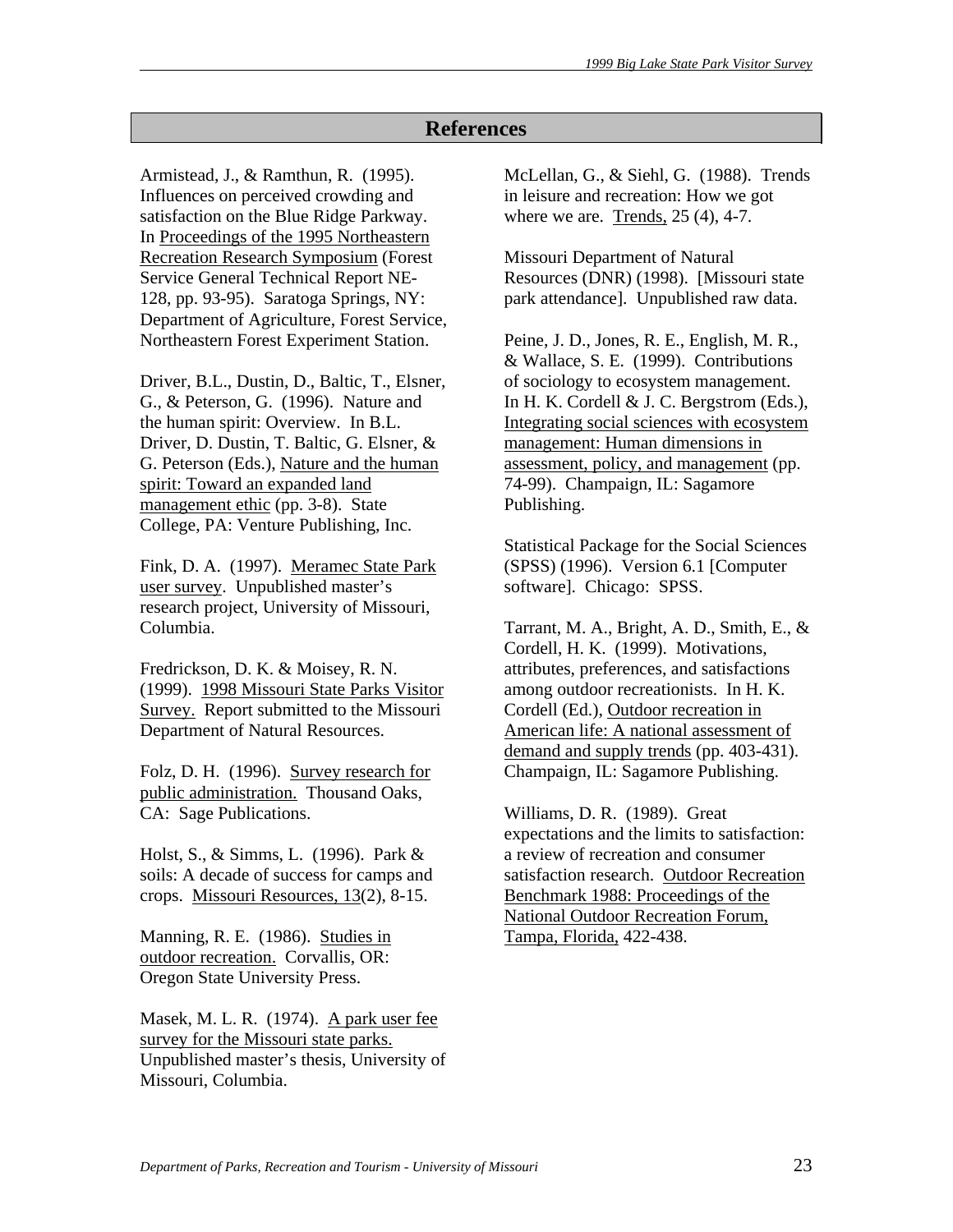# References

Armistead, J., & Ramthun, R. (1995). Influences on perceived crowding and satisfaction on the Blue Ridge Parkway. In Proceedings of the 1995 Northeastern Recreation Research Symposium (Forest Service General Technical Report NE-128, pp. 93-95). Saratoga Springs, NY: Department of Agriculture, Forest Service, Northeastern Forest Experiment Station.

Driver, B.L., Dustin, D., Baltic, T., Elsner, G., & Peterson, G. (1996). Nature and the human spirit: Overview. In B.L. Driver, D. Dustin, T. Baltic, G. Elsner, & G. Peterson (Eds.), Nature and the human spirit: Toward an expanded land management ethic (pp. 3-8). State College, PA: Venture Publishing, Inc.

Fink, D. A. (1997). Meramec State Park user survey. Unpublished master's research project, University of Missouri, Columbia.

Fredrickson, D. K. & Moisey, R. N. (1999). 1998 Missouri State Parks Visitor Survey. Report submitted to the Missouri Department of Natural Resources.

Folz, D. H. (1996). Survey research for public administration. Thousand Oaks, CA: Sage Publications.

Holst, S., & Simms, L. (1996). Park & soils: A decade of success for camps and crops. Missouri Resources, 13(2), 8-15.

Manning, R. E. (1986). Studies in outdoor recreation. Corvallis, OR: Oregon State University Press.

Masek, M. L. R. (1974). A park user fee survey for the Missouri state parks. Unpublished master's thesis, University of Missouri, Columbia.

McLellan, G., & Siehl, G. (1988). Trends in leisure and recreation: How we got where we are. Trends, 25 (4), 4-7.

Missouri Department of Natural Resources (DNR) (1998). [Missouri state park attendance]. Unpublished raw data.

Peine, J. D., Jones, R. E., English, M. R., & Wallace, S. E. (1999). Contributions of sociology to ecosystem management. In H. K. Cordell & J. C. Bergstrom (Eds.), Integrating social sciences with ecosystem management: Human dimensions in assessment, policy, and management (pp. 74-99). Champaign, IL: Sagamore Publishing.

Statistical Package for the Social Sciences (SPSS) (1996). Version 6.1 [Computer software]. Chicago: SPSS.

Tarrant, M. A., Bright, A. D., Smith, E., & Cordell, H. K. (1999). Motivations, attributes, preferences, and satisfactions among outdoor recreationists. In H. K. Cordell (Ed.), Outdoor recreation in American life: A national assessment of demand and supply trends (pp. 403-431). Champaign, IL: Sagamore Publishing.

Williams, D. R. (1989). Great expectations and the limits to satisfaction: a review of recreation and consumer satisfaction research. Outdoor Recreation Benchmark 1988: Proceedings of the National Outdoor Recreation Forum, Tampa, Florida, 422-438.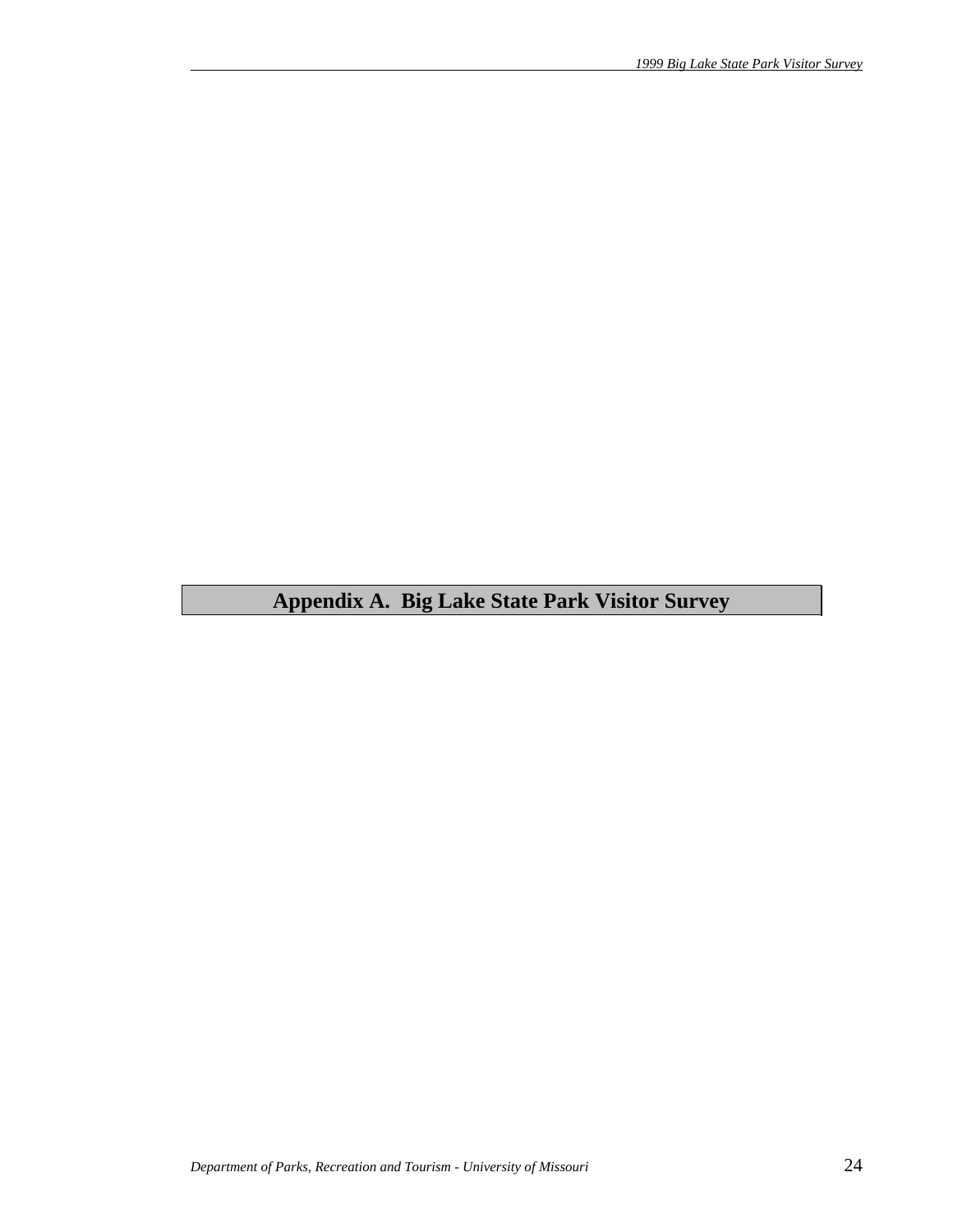# Appendix A. Big Lake State Park Visitor Survey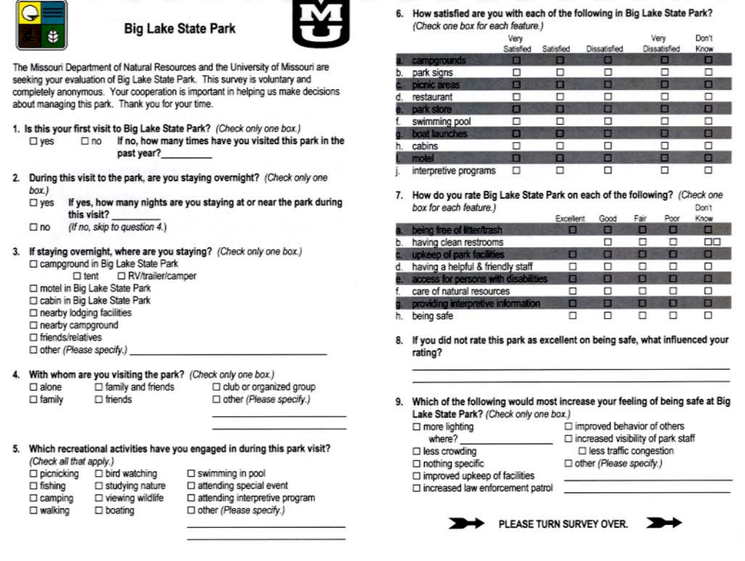# Big Lake State Park

The Missouri Department of Natural Resources and the University of Missouri are seeking your evaluation of Big Lake State Park. This survey is voluntary and completely anonymous. Your cooperation is important in helping us make decisions about managing this park. Thank you for your time.

**1. Is this your first visit to Big Lake State Park?** *(Check only one box.)*

☐ yes ☐ no **If no, how many times have you visited this park in the past year?**\_\_\_\_\_\_\_\_\_\_

**2. During this visit to the park, are you staying overnight?** *(Check only one box.)*

☐ yes **If yes, how many nights are you staying at or near the park during this visit?** \_\_\_\_\_\_\_\_\_\_

☐ no *(If no, skip to question 4.)*

**3. If staying overnight, where are you staying?** *(Check only one box.)*

- ☐ campground in Big Lake State Park
  - ☐ tent ☐ RV/trailer/camper
- ☐ motel in Big Lake State Park
- ☐ cabin in Big Lake State Park
- ☐ nearby lodging facilities
- ☐ nearby campground
- ☐ friends/relatives
- ☐ other *(Please specify.)* \_\_\_\_\_\_\_\_\_\_\_\_\_\_\_\_\_\_\_\_

**4. With whom are you visiting the park?** *(Check only one box.)*

- ☐ alone
- ☐ family
- ☐ family and friends
- ☐ friends
- ☐ club or organized group
- ☐ other *(Please specify.)* \_\_\_\_\_\_\_\_\_\_\_\_\_\_\_\_\_\_\_\_

**5. Which recreational activities have you engaged in during this park visit?** *(Check all that apply.)*

- ☐ picnicking
- ☐ fishing
- ☐ camping
- ☐ walking
- ☐ bird watching
- ☐ studying nature
- ☐ viewing wildlife
- ☐ boating
- ☐ swimming in pool
- ☐ attending special event
- ☐ attending interpretive program
- ☐ other *(Please specify.)* \_\_\_\_\_\_\_\_\_\_\_\_\_\_\_\_\_\_\_\_

**6. How satisfied are you with each of the following in Big Lake State Park?** *(Check one box for each feature.)*

| | Very Satisfied | Satisfied | Dissatisfied | Very Dissatisfied | Don't Know |
|---|---|---|---|---|---|
| a. campgrounds | ☐ | ☐ | ☐ | ☐ | ☐ |
| b. park signs | ☐ | ☐ | ☐ | ☐ | ☐ |
| c. picnic areas | ☐ | ☐ | ☐ | ☐ | ☐ |
| d. restaurant | ☐ | ☐ | ☐ | ☐ | ☐ |
| e. park store | ☐ | ☐ | ☐ | ☐ | ☐ |
| f. swimming pool | ☐ | ☐ | ☐ | ☐ | ☐ |
| g. boat launches | ☐ | ☐ | ☐ | ☐ | ☐ |
| h. cabins | ☐ | ☐ | ☐ | ☐ | ☐ |
| i. motel | ☐ | ☐ | ☐ | ☐ | ☐ |
| j. interpretive programs | ☐ | ☐ | ☐ | ☐ | ☐ |

**7. How do you rate Big Lake State Park on each of the following?** *(Check one box for each feature.)*

| | Excellent | Good | Fair | Poor | Don't Know |
|---|---|---|---|---|---|
| a. being free of litter/trash | ☐ | ☐ | ☐ | ☐ | ☐ |
| b. having clean restrooms | | ☐ | ☐ | ☐ | ☐☐ |
| c. upkeep of park facilities | ☐ | ☐ | ☐ | ☐ | ☐ |
| d. having a helpful & friendly staff | ☐ | ☐ | ☐ | ☐ | ☐ |
| e. access for persons with disabilities | ☐ | ☐ | ☐ | ☐ | ☐ |
| f. care of natural resources | ☐ | ☐ | ☐ | ☐ | ☐ |
| g. providing interpretive information | ☐ | ☐ | ☐ | ☐ | ☐ |
| h. being safe | ☐ | ☐ | ☐ | ☐ | ☐ |

**8. If you did not rate this park as excellent on being safe, what influenced your rating?**

\_\_\_\_\_\_\_\_\_\_\_\_\_\_\_\_\_\_\_\_\_\_\_\_\_\_\_\_\_\_\_\_\_\_\_\_\_\_\_\_

\_\_\_\_\_\_\_\_\_\_\_\_\_\_\_\_\_\_\_\_\_\_\_\_\_\_\_\_\_\_\_\_\_\_\_\_\_\_\_\_

**9. Which of the following would most increase your feeling of being safe at Big Lake State Park?** *(Check only one box.)*

- ☐ more lighting
  - where? \_\_\_\_\_\_\_\_\_\_\_\_\_\_\_\_
- ☐ less crowding
- ☐ nothing specific
- ☐ improved upkeep of facilities
- ☐ increased law enforcement patrol
- ☐ improved behavior of others
- ☐ increased visibility of park staff
  - ☐ less traffic congestion
- ☐ other *(Please specify.)* \_\_\_\_\_\_\_\_\_\_\_\_\_\_\_\_\_\_\_\_

PLEASE TURN SURVEY OVER.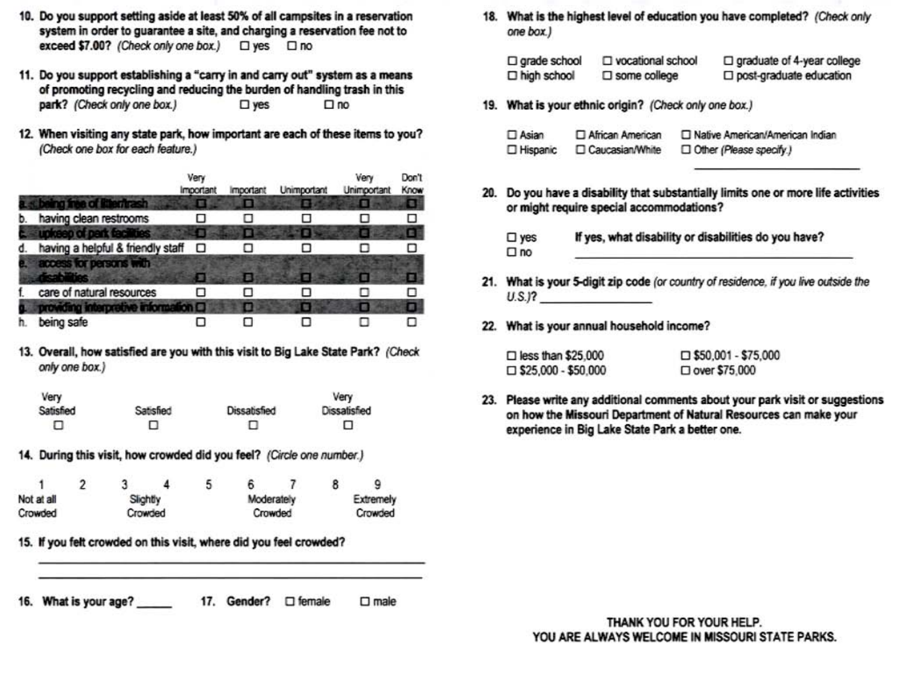10. **Do you support setting aside at least 50% of all campsites in a reservation system in order to guarantee a site, and charging a reservation fee not to exceed $7.00?** *(Check only one box.)* ☐ yes ☐ no

11. **Do you support establishing a "carry in and carry out" system as a means of promoting recycling and reducing the burden of handling trash in this park?** *(Check only one box.)* ☐ yes ☐ no

12. **When visiting any state park, how important are each of these items to you?** *(Check one box for each feature.)*

| | Very Important | Important | Unimportant | Very Unimportant | Don't Know |
|---|---|---|---|---|---|
| a. being free of litter/trash | ☐ | ☐ | ☐ | ☐ | ☐ |
| b. having clean restrooms | ☐ | ☐ | ☐ | ☐ | ☐ |
| c. upkeep of park facilities | ☐ | ☐ | ☐ | ☐ | ☐ |
| d. having a helpful & friendly staff | ☐ | ☐ | ☐ | ☐ | ☐ |
| e. access for persons with disabilities | ☐ | ☐ | ☐ | ☐ | ☐ |
| f. care of natural resources | ☐ | ☐ | ☐ | ☐ | ☐ |
| g. providing interpretive information | ☐ | ☐ | ☐ | ☐ | ☐ |
| h. being safe | ☐ | ☐ | ☐ | ☐ | ☐ |

13. **Overall, how satisfied are you with this visit to Big Lake State Park?** *(Check only one box.)*

| Very Satisfied | Satisfied | Dissatisfied | Very Dissatisfied |
|---|---|---|---|
| ☐ | ☐ | ☐ | ☐ |

14. **During this visit, how crowded did you feel?** *(Circle one number.)*

| 1 | 2 | 3 | 4 | 5 | 6 | 7 | 8 | 9 |
|---|---|---|---|---|---|---|---|---|
| Not at all Crowded | | Slightly Crowded | | | Moderately Crowded | | | Extremely Crowded |

15. **If you felt crowded on this visit, where did you feel crowded?**

\_\_\_\_\_\_\_\_\_\_\_\_\_\_\_\_\_\_\_\_\_\_\_\_\_\_\_\_\_\_\_\_\_\_\_\_\_\_\_\_\_\_\_\_\_\_

\_\_\_\_\_\_\_\_\_\_\_\_\_\_\_\_\_\_\_\_\_\_\_\_\_\_\_\_\_\_\_\_\_\_\_\_\_\_\_\_\_\_\_\_\_\_

16. **What is your age?** \_\_\_\_\_

17. **Gender?** ☐ female ☐ male

18. **What is the highest level of education you have completed?** *(Check only one box.)*

☐ grade school ☐ vocational school ☐ graduate of 4-year college
☐ high school ☐ some college ☐ post-graduate education

19. **What is your ethnic origin?** *(Check only one box.)*

☐ Asian ☐ African American ☐ Native American/American Indian
☐ Hispanic ☐ Caucasian/White ☐ Other *(Please specify.)* \_\_\_\_\_\_\_\_\_\_\_\_\_\_\_\_

20. **Do you have a disability that substantially limits one or more life activities or might require special accommodations?**

☐ yes **If yes, what disability or disabilities do you have?**
☐ no \_\_\_\_\_\_\_\_\_\_\_\_\_\_\_\_\_\_\_\_\_\_\_\_\_\_\_\_\_\_\_\_

21. **What is your 5-digit zip code** *(or country of residence, if you live outside the U.S.)?* \_\_\_\_\_\_\_\_\_\_\_\_

22. **What is your annual household income?**

☐ less than $25,000 ☐ $50,001 - $75,000
☐ $25,000 - $50,000 ☐ over $75,000

23. **Please write any additional comments about your park visit or suggestions on how the Missouri Department of Natural Resources can make your experience in Big Lake State Park a better one.**

**THANK YOU FOR YOUR HELP.**
**YOU ARE ALWAYS WELCOME IN MISSOURI STATE PARKS.**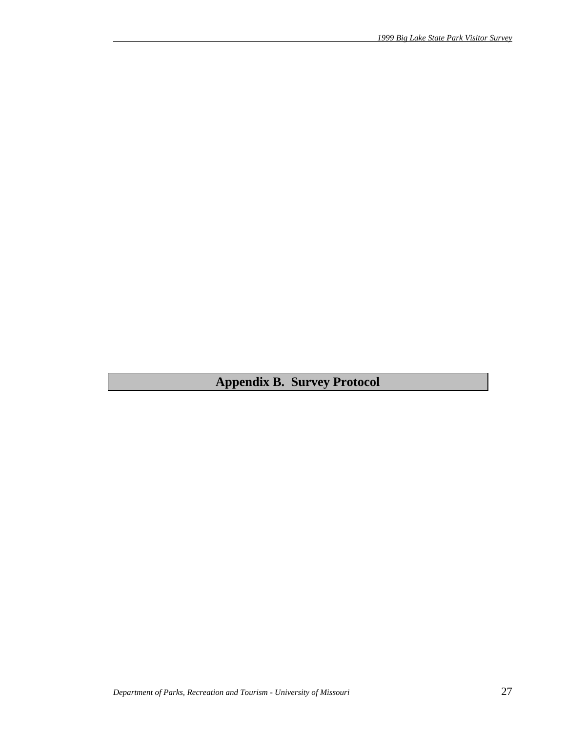# Appendix B. Survey Protocol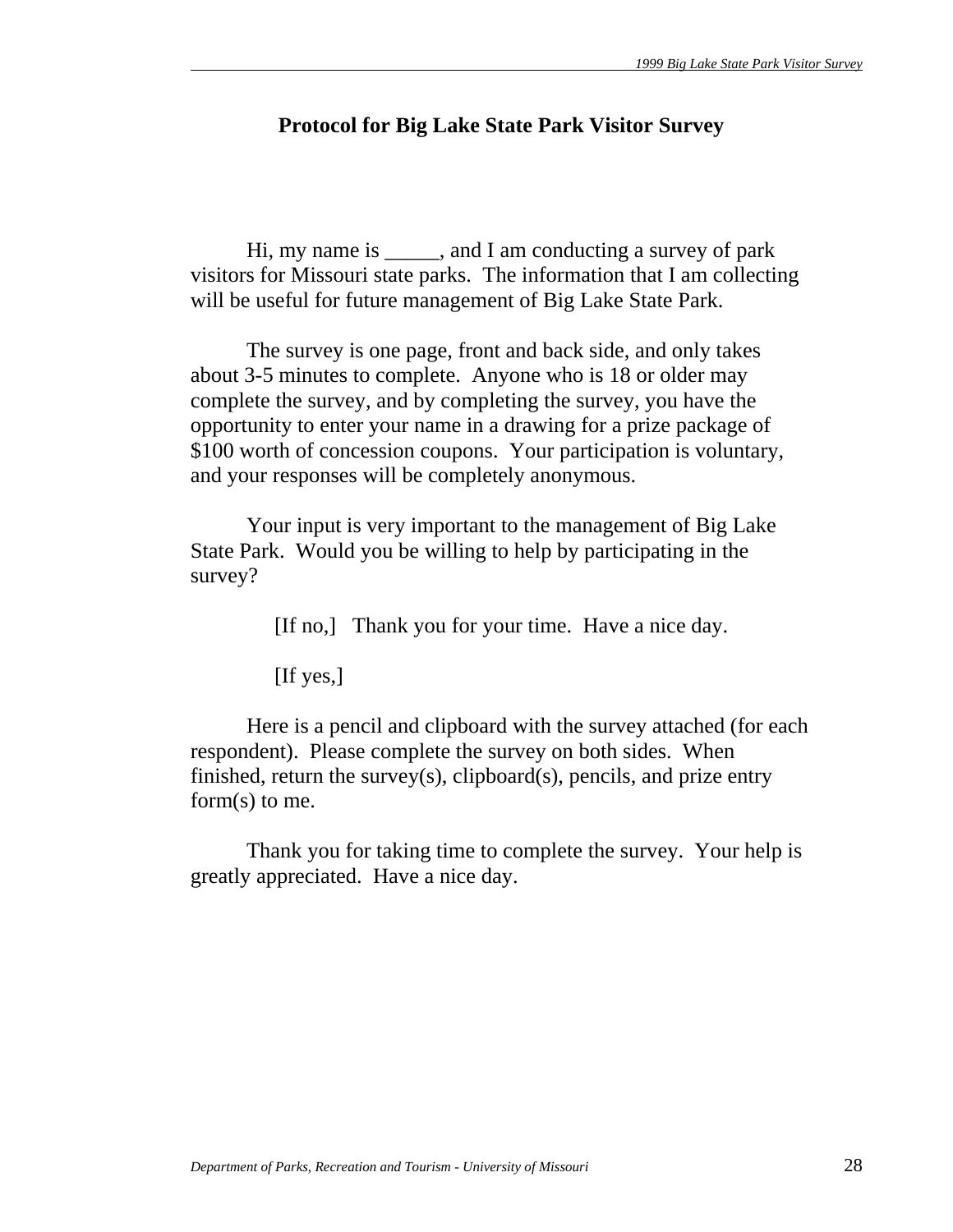## Protocol for Big Lake State Park Visitor Survey

Hi, my name is _____, and I am conducting a survey of park visitors for Missouri state parks. The information that I am collecting will be useful for future management of Big Lake State Park.

The survey is one page, front and back side, and only takes about 3-5 minutes to complete. Anyone who is 18 or older may complete the survey, and by completing the survey, you have the opportunity to enter your name in a drawing for a prize package of $100 worth of concession coupons. Your participation is voluntary, and your responses will be completely anonymous.

Your input is very important to the management of Big Lake State Park. Would you be willing to help by participating in the survey?

[If no,] Thank you for your time. Have a nice day.

[If yes,]

Here is a pencil and clipboard with the survey attached (for each respondent). Please complete the survey on both sides. When finished, return the survey(s), clipboard(s), pencils, and prize entry form(s) to me.

Thank you for taking time to complete the survey. Your help is greatly appreciated. Have a nice day.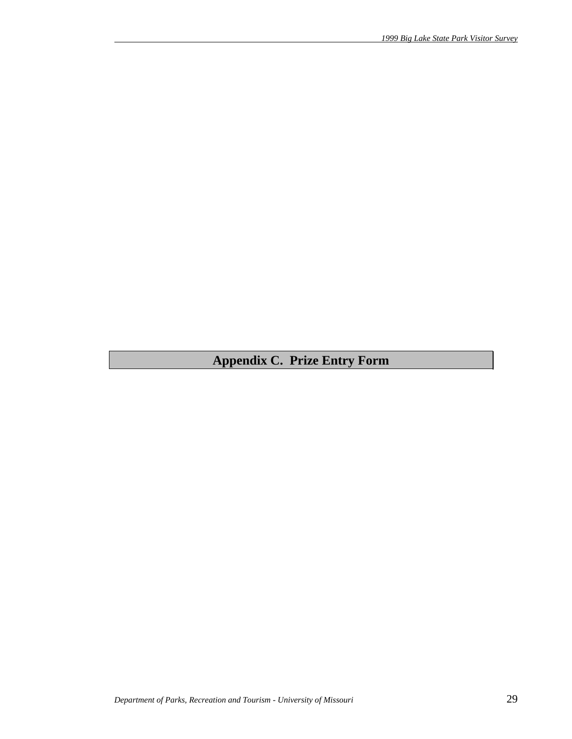# Appendix C. Prize Entry Form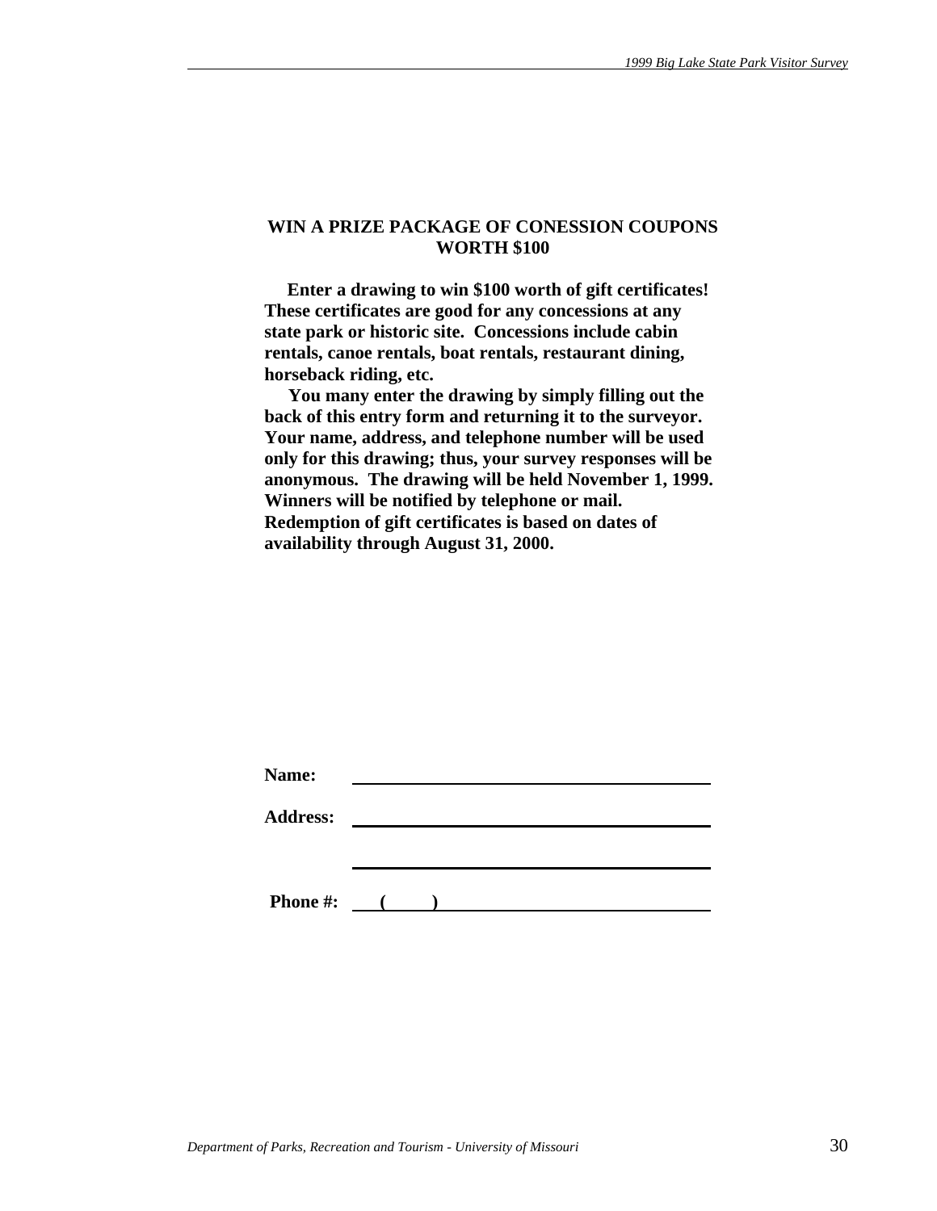## WIN A PRIZE PACKAGE OF CONESSION COUPONS WORTH $100

**Enter a drawing to win $100 worth of gift certificates! These certificates are good for any concessions at any state park or historic site. Concessions include cabin rentals, canoe rentals, boat rentals, restaurant dining, horseback riding, etc.**

**You many enter the drawing by simply filling out the back of this entry form and returning it to the surveyor. Your name, address, and telephone number will be used only for this drawing; thus, your survey responses will be anonymous. The drawing will be held November 1, 1999. Winners will be notified by telephone or mail. Redemption of gift certificates is based on dates of availability through August 31, 2000.**

**Name:** ______________________________________

**Address:** ______________________________________

______________________________________

**Phone #:** (      ) ______________________________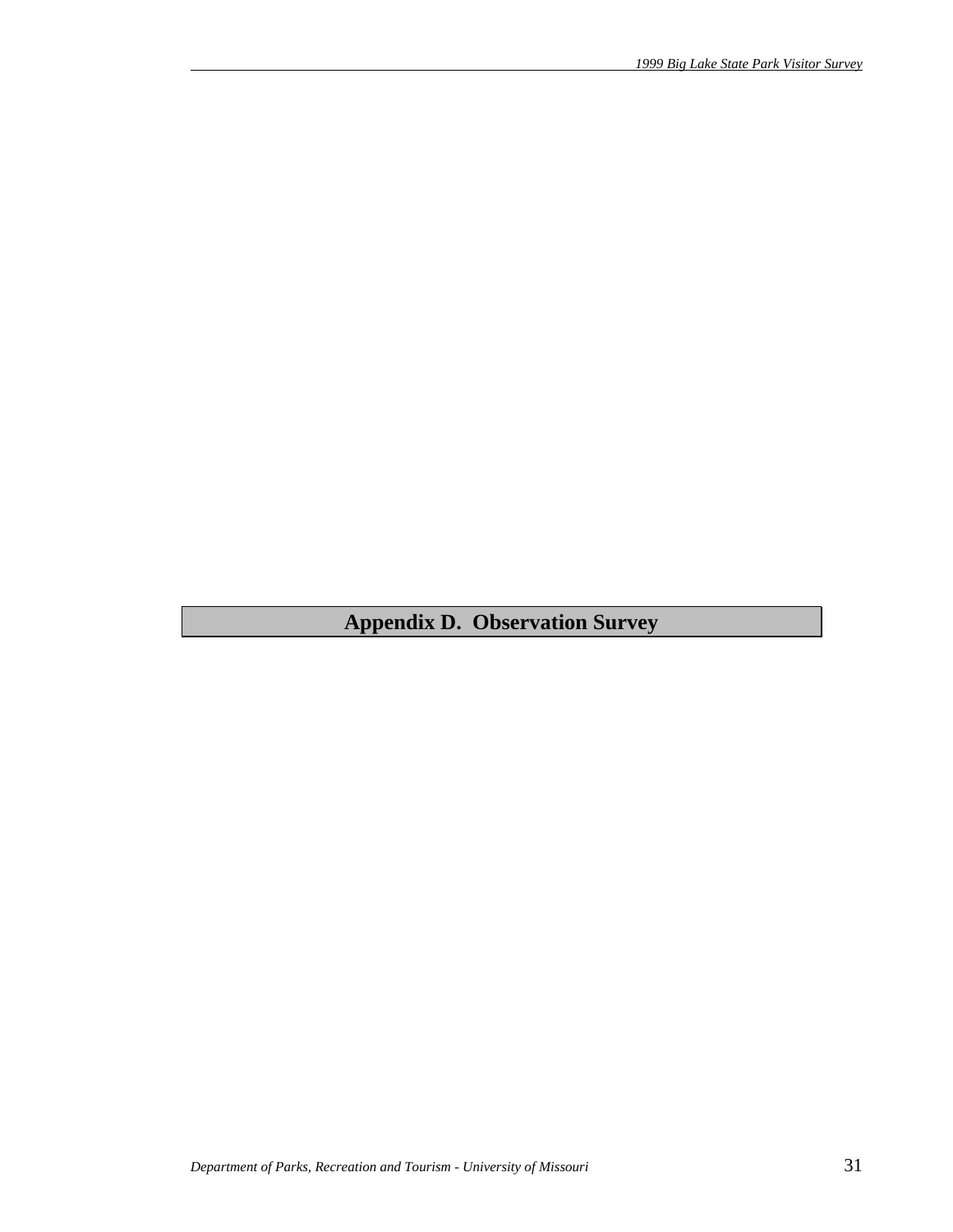# Appendix D.  Observation Survey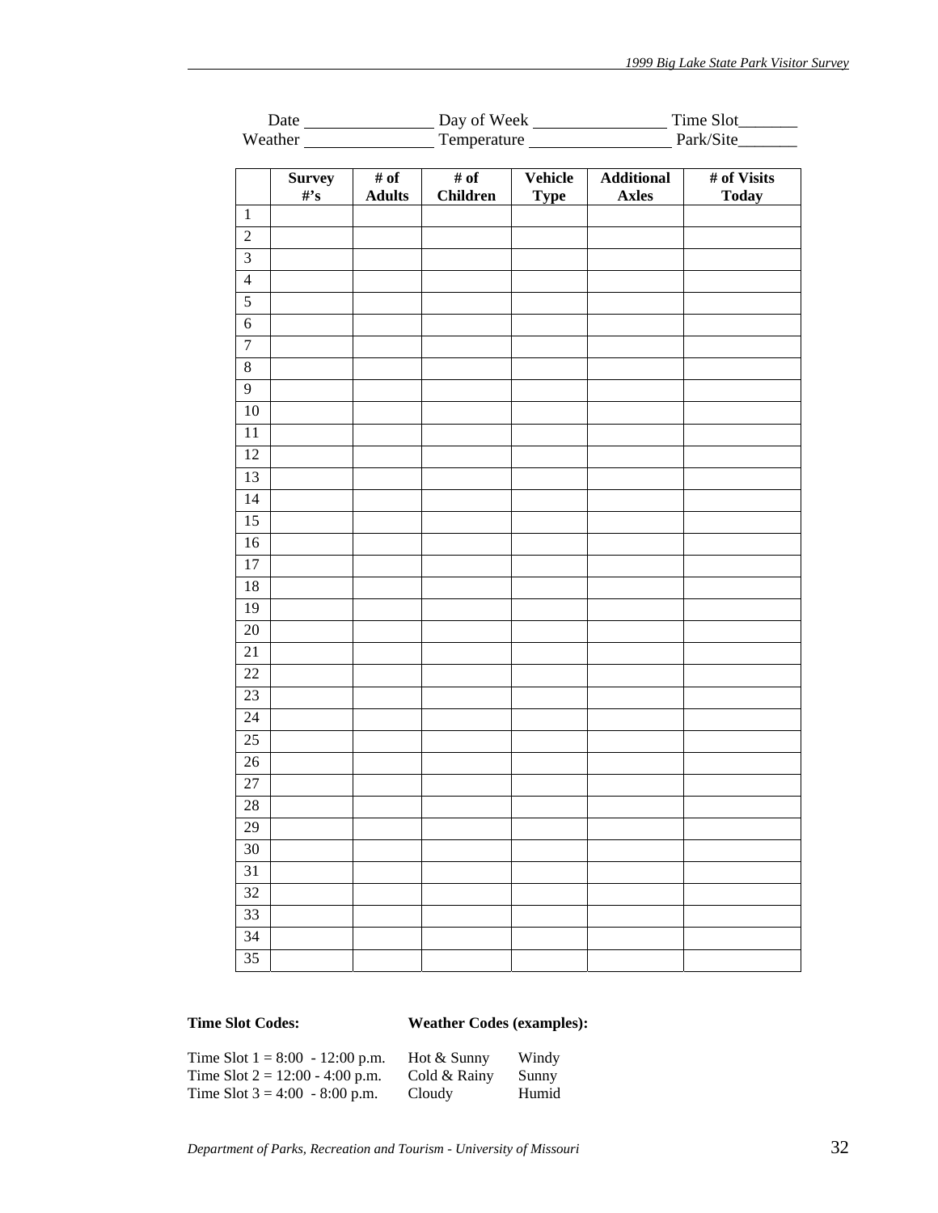Date _______________ Day of Week _______________ Time Slot_______
Weather _______________ Temperature ________________ Park/Site_______

| | Survey #'s | # of Adults | # of Children | Vehicle Type | Additional Axles | # of Visits Today |
|---|---|---|---|---|---|---|
| 1 | | | | | | |
| 2 | | | | | | |
| 3 | | | | | | |
| 4 | | | | | | |
| 5 | | | | | | |
| 6 | | | | | | |
| 7 | | | | | | |
| 8 | | | | | | |
| 9 | | | | | | |
| 10 | | | | | | |
| 11 | | | | | | |
| 12 | | | | | | |
| 13 | | | | | | |
| 14 | | | | | | |
| 15 | | | | | | |
| 16 | | | | | | |
| 17 | | | | | | |
| 18 | | | | | | |
| 19 | | | | | | |
| 20 | | | | | | |
| 21 | | | | | | |
| 22 | | | | | | |
| 23 | | | | | | |
| 24 | | | | | | |
| 25 | | | | | | |
| 26 | | | | | | |
| 27 | | | | | | |
| 28 | | | | | | |
| 29 | | | | | | |
| 30 | | | | | | |
| 31 | | | | | | |
| 32 | | | | | | |
| 33 | | | | | | |
| 34 | | | | | | |
| 35 | | | | | | |

**Time Slot Codes:**

Time Slot 1 = 8:00 - 12:00 p.m.
Time Slot 2 = 12:00 - 4:00 p.m.
Time Slot 3 = 4:00 - 8:00 p.m.

**Weather Codes (examples):**

| | |
|---|---|
| Hot & Sunny | Windy |
| Cold & Rainy | Sunny |
| Cloudy | Humid |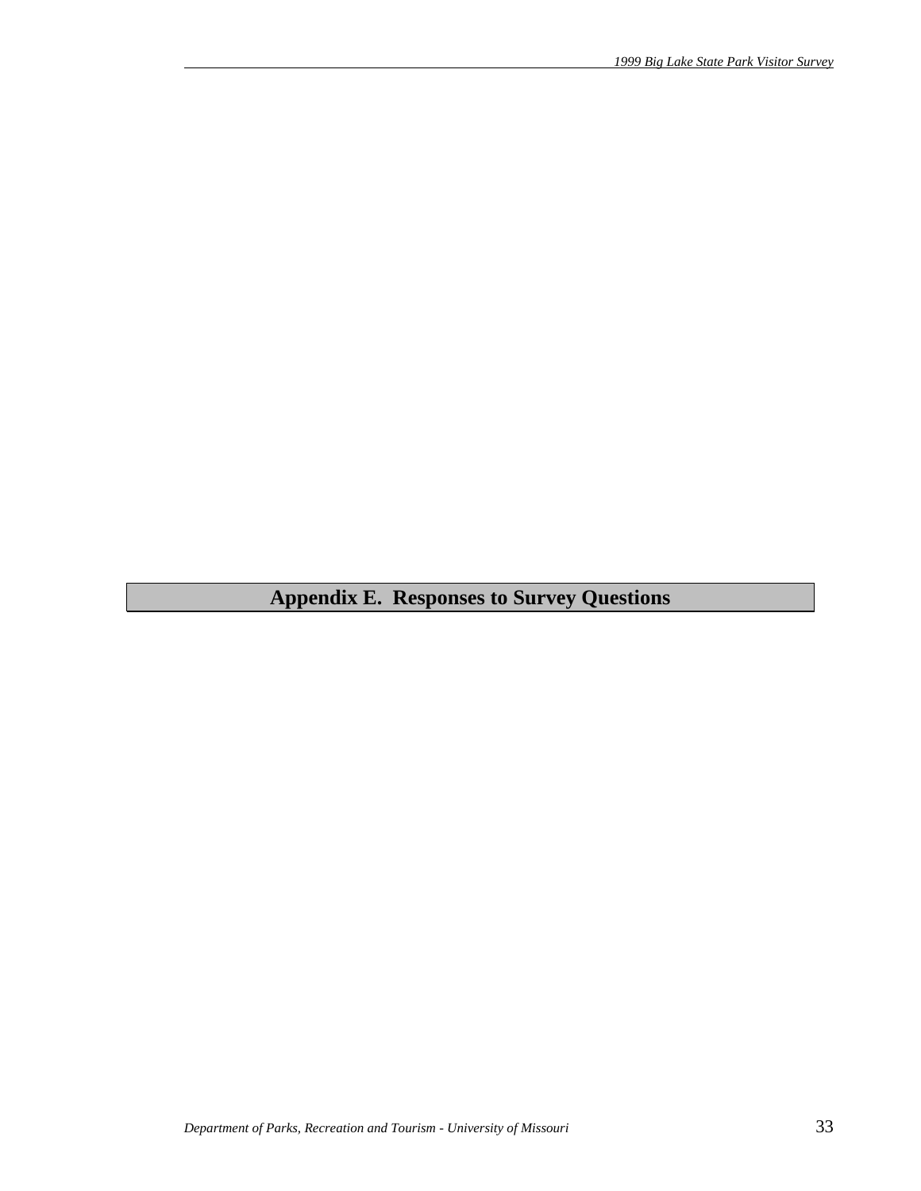# Appendix E. Responses to Survey Questions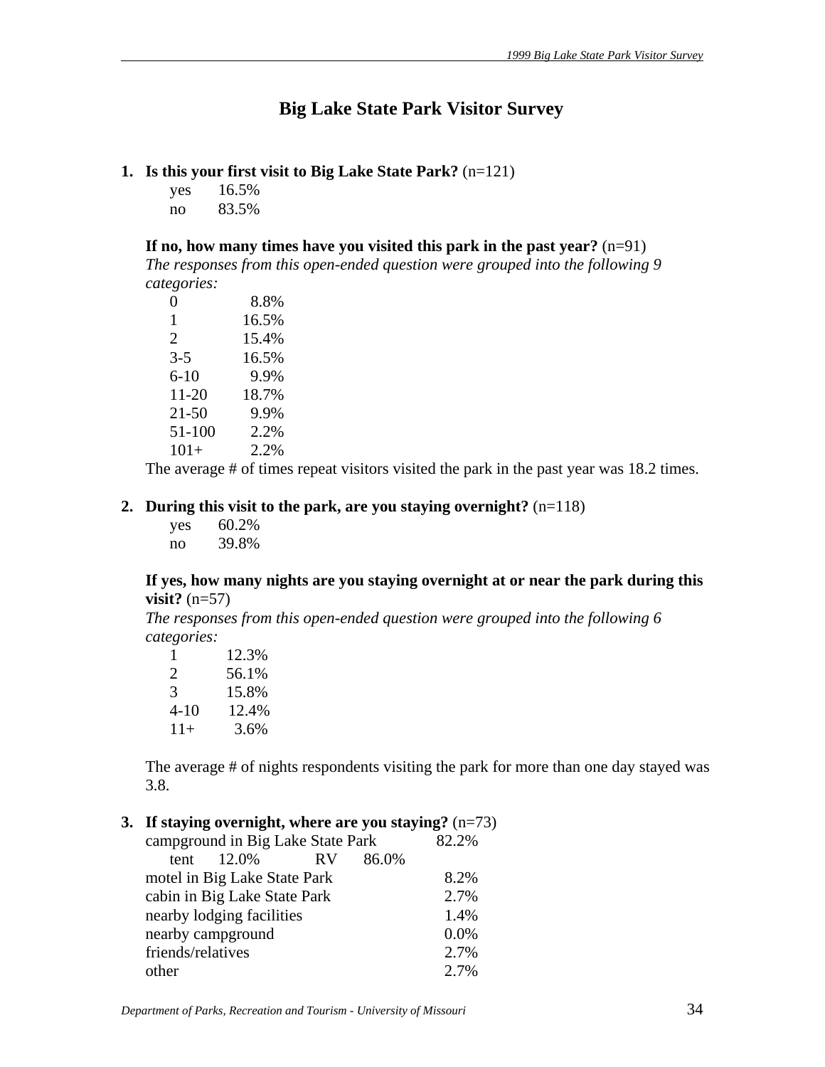# Big Lake State Park Visitor Survey

**1. Is this your first visit to Big Lake State Park?** (n=121)

| | |
|---|---|
| yes | 16.5% |
| no | 83.5% |

**If no, how many times have you visited this park in the past year?** (n=91)

*The responses from this open-ended question were grouped into the following 9 categories:*

| | |
|---|---|
| 0 | 8.8% |
| 1 | 16.5% |
| 2 | 15.4% |
| 3-5 | 16.5% |
| 6-10 | 9.9% |
| 11-20 | 18.7% |
| 21-50 | 9.9% |
| 51-100 | 2.2% |
| 101+ | 2.2% |

The average # of times repeat visitors visited the park in the past year was 18.2 times.

**2. During this visit to the park, are you staying overnight?** (n=118)

| | |
|---|---|
| yes | 60.2% |
| no | 39.8% |

**If yes, how many nights are you staying overnight at or near the park during this visit?** (n=57)

*The responses from this open-ended question were grouped into the following 6 categories:*

| | |
|---|---|
| 1 | 12.3% |
| 2 | 56.1% |
| 3 | 15.8% |
| 4-10 | 12.4% |
| 11+ | 3.6% |

The average # of nights respondents visiting the park for more than one day stayed was 3.8.

**3. If staying overnight, where are you staying?** (n=73)

| | |
|---|---|
| campground in Big Lake State Park | 82.2% |
| tent 12.0% RV 86.0% | |
| motel in Big Lake State Park | 8.2% |
| cabin in Big Lake State Park | 2.7% |
| nearby lodging facilities | 1.4% |
| nearby campground | 0.0% |
| friends/relatives | 2.7% |
| other | 2.7% |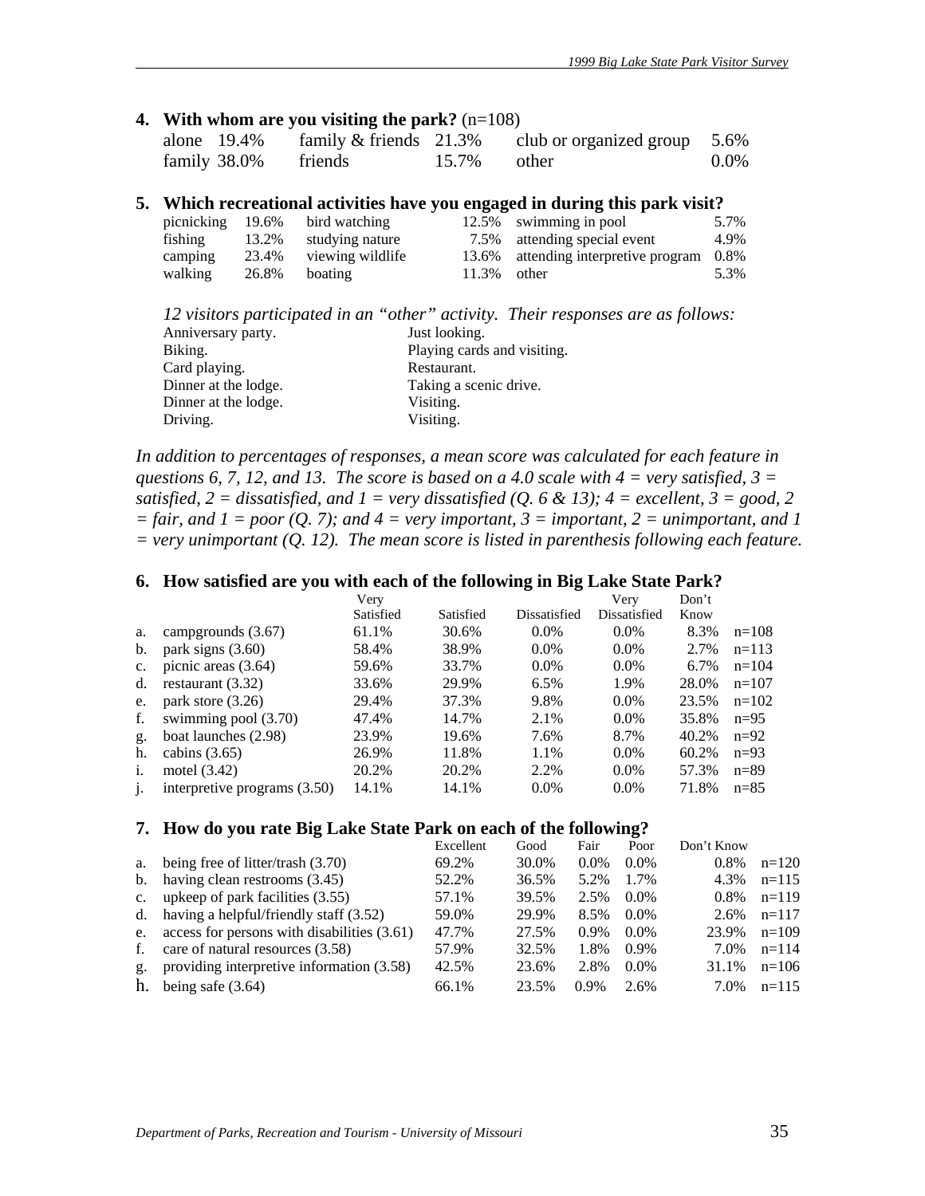**4. With whom are you visiting the park?** (n=108)

| | | | | | |
|---|---|---|---|---|---|
| alone | 19.4% | family & friends | 21.3% | club or organized group | 5.6% |
| family | 38.0% | friends | 15.7% | other | 0.0% |

**5. Which recreational activities have you engaged in during this park visit?**

| | | | | | |
|---|---|---|---|---|---|
| picnicking | 19.6% | bird watching | 12.5% | swimming in pool | 5.7% |
| fishing | 13.2% | studying nature | 7.5% | attending special event | 4.9% |
| camping | 23.4% | viewing wildlife | 13.6% | attending interpretive program | 0.8% |
| walking | 26.8% | boating | 11.3% | other | 5.3% |

*12 visitors participated in an "other" activity. Their responses are as follows:*

| | |
|---|---|
| Anniversary party. | Just looking. |
| Biking. | Playing cards and visiting. |
| Card playing. | Restaurant. |
| Dinner at the lodge. | Taking a scenic drive. |
| Dinner at the lodge. | Visiting. |
| Driving. | Visiting. |

*In addition to percentages of responses, a mean score was calculated for each feature in questions 6, 7, 12, and 13. The score is based on a 4.0 scale with 4 = very satisfied, 3 = satisfied, 2 = dissatisfied, and 1 = very dissatisfied (Q. 6 & 13); 4 = excellent, 3 = good, 2 = fair, and 1 = poor (Q. 7); and 4 = very important, 3 = important, 2 = unimportant, and 1 = very unimportant (Q. 12). The mean score is listed in parenthesis following each feature.*

**6. How satisfied are you with each of the following in Big Lake State Park?**

| | | Very Satisfied | Satisfied | Dissatisfied | Very Dissatisfied | Don't Know | |
|---|---|---|---|---|---|---|---|
| a. | campgrounds (3.67) | 61.1% | 30.6% | 0.0% | 0.0% | 8.3% | n=108 |
| b. | park signs (3.60) | 58.4% | 38.9% | 0.0% | 0.0% | 2.7% | n=113 |
| c. | picnic areas (3.64) | 59.6% | 33.7% | 0.0% | 0.0% | 6.7% | n=104 |
| d. | restaurant (3.32) | 33.6% | 29.9% | 6.5% | 1.9% | 28.0% | n=107 |
| e. | park store (3.26) | 29.4% | 37.3% | 9.8% | 0.0% | 23.5% | n=102 |
| f. | swimming pool (3.70) | 47.4% | 14.7% | 2.1% | 0.0% | 35.8% | n=95 |
| g. | boat launches (2.98) | 23.9% | 19.6% | 7.6% | 8.7% | 40.2% | n=92 |
| h. | cabins (3.65) | 26.9% | 11.8% | 1.1% | 0.0% | 60.2% | n=93 |
| i. | motel (3.42) | 20.2% | 20.2% | 2.2% | 0.0% | 57.3% | n=89 |
| j. | interpretive programs (3.50) | 14.1% | 14.1% | 0.0% | 0.0% | 71.8% | n=85 |

**7. How do you rate Big Lake State Park on each of the following?**

| | | Excellent | Good | Fair | Poor | Don't Know | |
|---|---|---|---|---|---|---|---|
| a. | being free of litter/trash (3.70) | 69.2% | 30.0% | 0.0% | 0.0% | 0.8% | n=120 |
| b. | having clean restrooms (3.45) | 52.2% | 36.5% | 5.2% | 1.7% | 4.3% | n=115 |
| c. | upkeep of park facilities (3.55) | 57.1% | 39.5% | 2.5% | 0.0% | 0.8% | n=119 |
| d. | having a helpful/friendly staff (3.52) | 59.0% | 29.9% | 8.5% | 0.0% | 2.6% | n=117 |
| e. | access for persons with disabilities (3.61) | 47.7% | 27.5% | 0.9% | 0.0% | 23.9% | n=109 |
| f. | care of natural resources (3.58) | 57.9% | 32.5% | 1.8% | 0.9% | 7.0% | n=114 |
| g. | providing interpretive information (3.58) | 42.5% | 23.6% | 2.8% | 0.0% | 31.1% | n=106 |
| h. | being safe (3.64) | 66.1% | 23.5% | 0.9% | 2.6% | 7.0% | n=115 |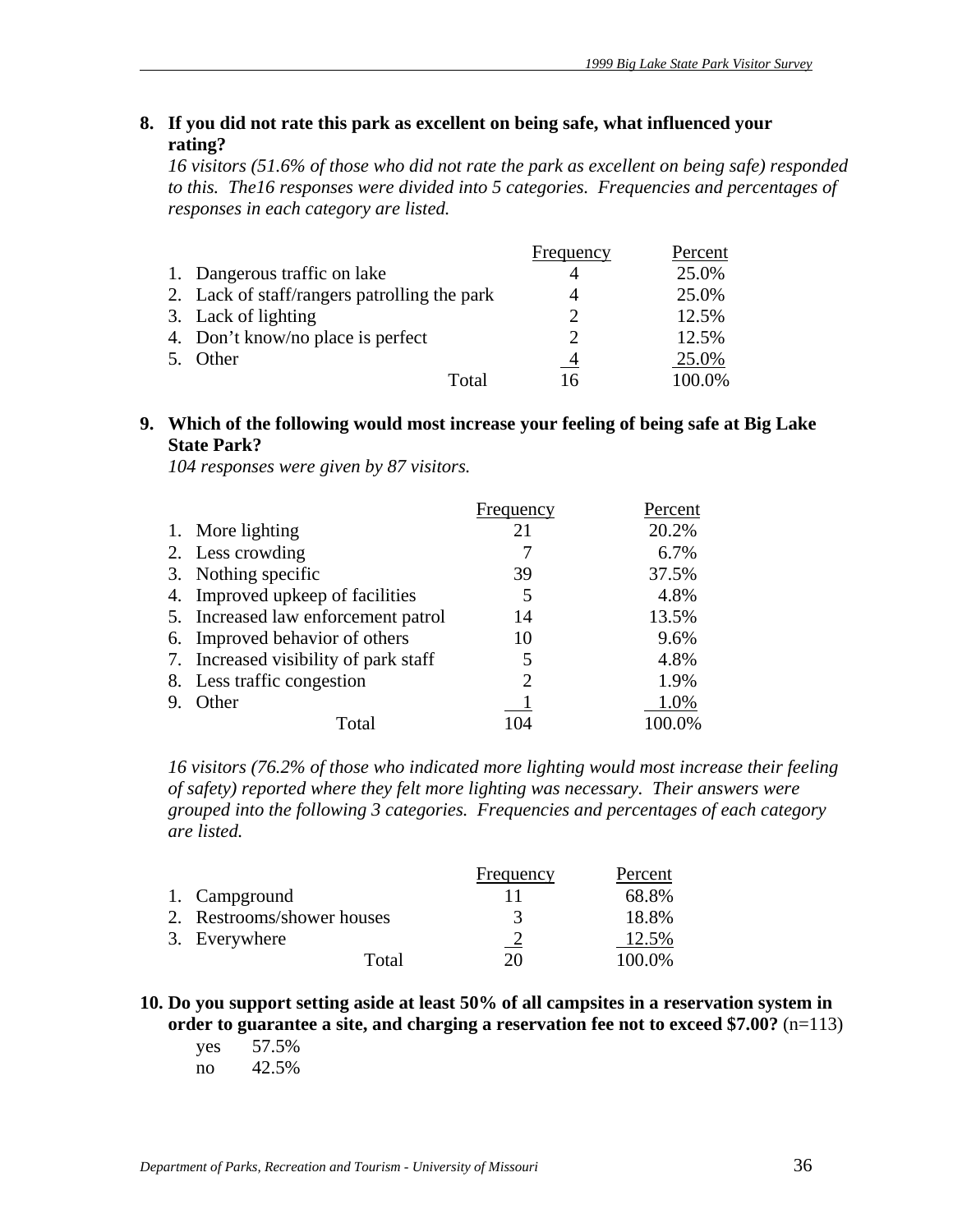**8. If you did not rate this park as excellent on being safe, what influenced your rating?**

*16 visitors (51.6% of those who did not rate the park as excellent on being safe) responded to this. The16 responses were divided into 5 categories. Frequencies and percentages of responses in each category are listed.*

| | Frequency | Percent |
|---|---|---|
| 1. Dangerous traffic on lake | 4 | 25.0% |
| 2. Lack of staff/rangers patrolling the park | 4 | 25.0% |
| 3. Lack of lighting | 2 | 12.5% |
| 4. Don't know/no place is perfect | 2 | 12.5% |
| 5. Other | 4 | 25.0% |
| Total | 16 | 100.0% |

**9. Which of the following would most increase your feeling of being safe at Big Lake State Park?**

*104 responses were given by 87 visitors.*

| | Frequency | Percent |
|---|---|---|
| 1. More lighting | 21 | 20.2% |
| 2. Less crowding | 7 | 6.7% |
| 3. Nothing specific | 39 | 37.5% |
| 4. Improved upkeep of facilities | 5 | 4.8% |
| 5. Increased law enforcement patrol | 14 | 13.5% |
| 6. Improved behavior of others | 10 | 9.6% |
| 7. Increased visibility of park staff | 5 | 4.8% |
| 8. Less traffic congestion | 2 | 1.9% |
| 9. Other | 1 | 1.0% |
| Total | 104 | 100.0% |

*16 visitors (76.2% of those who indicated more lighting would most increase their feeling of safety) reported where they felt more lighting was necessary. Their answers were grouped into the following 3 categories. Frequencies and percentages of each category are listed.*

| | Frequency | Percent |
|---|---|---|
| 1. Campground | 11 | 68.8% |
| 2. Restrooms/shower houses | 3 | 18.8% |
| 3. Everywhere | 2 | 12.5% |
| Total | 20 | 100.0% |

**10. Do you support setting aside at least 50% of all campsites in a reservation system in order to guarantee a site, and charging a reservation fee not to exceed $7.00?** (n=113)

yes 57.5%
no 42.5%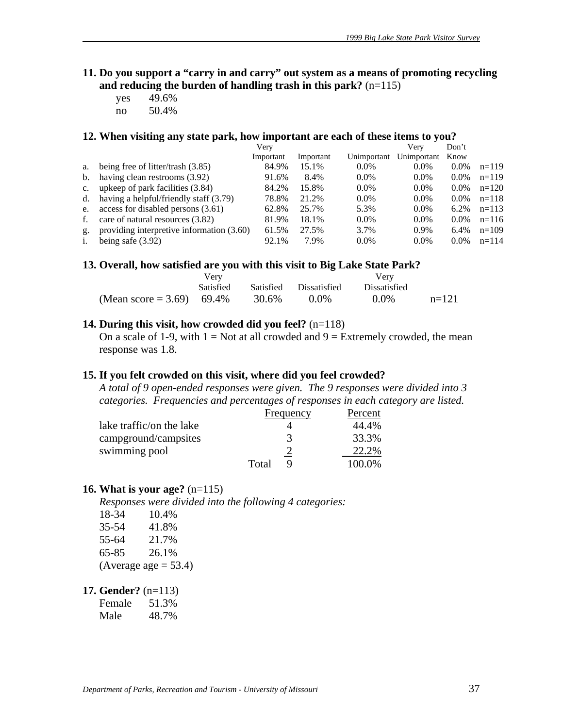**11. Do you support a "carry in and carry" out system as a means of promoting recycling and reducing the burden of handling trash in this park?** (n=115)

| | |
|---|---|
| yes | 49.6% |
| no | 50.4% |

**12. When visiting any state park, how important are each of these items to you?**

| | | Very Important | Important | Unimportant | Very Unimportant | Don't Know | |
|---|---|---|---|---|---|---|---|
| a. | being free of litter/trash (3.85) | 84.9% | 15.1% | 0.0% | 0.0% | 0.0% | n=119 |
| b. | having clean restrooms (3.92) | 91.6% | 8.4% | 0.0% | 0.0% | 0.0% | n=119 |
| c. | upkeep of park facilities (3.84) | 84.2% | 15.8% | 0.0% | 0.0% | 0.0% | n=120 |
| d. | having a helpful/friendly staff (3.79) | 78.8% | 21.2% | 0.0% | 0.0% | 0.0% | n=118 |
| e. | access for disabled persons (3.61) | 62.8% | 25.7% | 5.3% | 0.0% | 6.2% | n=113 |
| f. | care of natural resources (3.82) | 81.9% | 18.1% | 0.0% | 0.0% | 0.0% | n=116 |
| g. | providing interpretive information (3.60) | 61.5% | 27.5% | 3.7% | 0.9% | 6.4% | n=109 |
| i. | being safe (3.92) | 92.1% | 7.9% | 0.0% | 0.0% | 0.0% | n=114 |

**13. Overall, how satisfied are you with this visit to Big Lake State Park?**

| | Very Satisfied | Satisfied | Dissatisfied | Very Dissatisfied | |
|---|---|---|---|---|---|
| (Mean score = 3.69) | 69.4% | 30.6% | 0.0% | 0.0% | n=121 |

**14. During this visit, how crowded did you feel?** (n=118)

On a scale of 1-9, with 1 = Not at all crowded and 9 = Extremely crowded, the mean response was 1.8.

**15. If you felt crowded on this visit, where did you feel crowded?**

*A total of 9 open-ended responses were given. The 9 responses were divided into 3 categories. Frequencies and percentages of responses in each category are listed.*

| | Frequency | Percent |
|---|---|---|
| lake traffic/on the lake | 4 | 44.4% |
| campground/campsites | 3 | 33.3% |
| swimming pool | 2 | 22.2% |
| Total | 9 | 100.0% |

**16. What is your age?** (n=115)

*Responses were divided into the following 4 categories:*

| | |
|---|---|
| 18-34 | 10.4% |
| 35-54 | 41.8% |
| 55-64 | 21.7% |
| 65-85 | 26.1% |

(Average age = 53.4)

**17. Gender?** (n=113)

| | |
|---|---|
| Female | 51.3% |
| Male | 48.7% |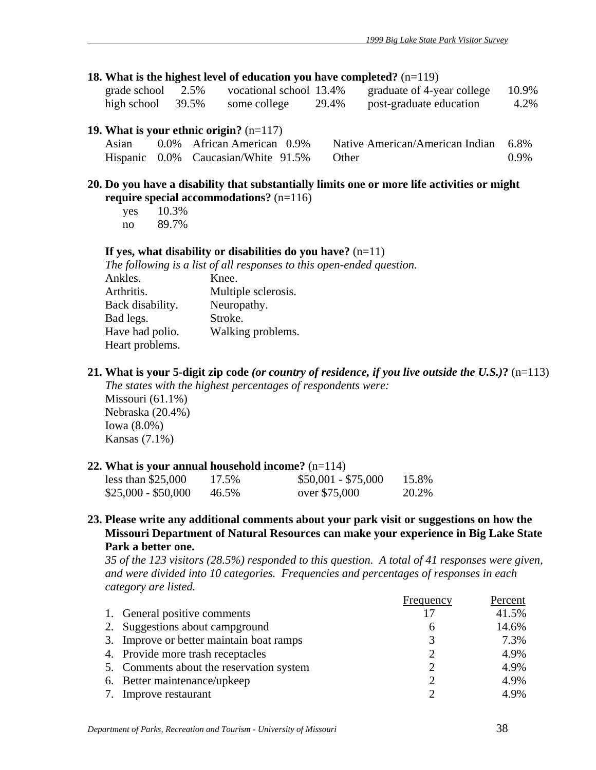**18. What is the highest level of education you have completed?** (n=119)

| | | | | | |
|---|---|---|---|---|---|
| grade school | 2.5% | vocational school | 13.4% | graduate of 4-year college | 10.9% |
| high school | 39.5% | some college | 29.4% | post-graduate education | 4.2% |

**19. What is your ethnic origin?** (n=117)

| | | | | | |
|---|---|---|---|---|---|
| Asian | 0.0% | African American | 0.9% | Native American/American Indian | 6.8% |
| Hispanic | 0.0% | Caucasian/White | 91.5% | Other | 0.9% |

**20. Do you have a disability that substantially limits one or more life activities or might require special accommodations?** (n=116)

yes 10.3%
no 89.7%

**If yes, what disability or disabilities do you have?** (n=11)

*The following is a list of all responses to this open-ended question.*

| | |
|---|---|
| Ankles. | Knee. |
| Arthritis. | Multiple sclerosis. |
| Back disability. | Neuropathy. |
| Bad legs. | Stroke. |
| Have had polio. | Walking problems. |
| Heart problems. | |

**21. What is your 5-digit zip code *(or country of residence, if you live outside the U.S.)*?** (n=113)

*The states with the highest percentages of respondents were:*

Missouri (61.1%)
Nebraska (20.4%)
Iowa (8.0%)
Kansas (7.1%)

**22. What is your annual household income?** (n=114)

| | | | |
|---|---|---|---|
| less than $25,000 | 17.5% | $50,001 - $75,000 | 15.8% |
| $25,000 - $50,000 | 46.5% | over $75,000 | 20.2% |

**23. Please write any additional comments about your park visit or suggestions on how the Missouri Department of Natural Resources can make your experience in Big Lake State Park a better one.**

*35 of the 123 visitors (28.5%) responded to this question. A total of 41 responses were given, and were divided into 10 categories. Frequencies and percentages of responses in each category are listed.*

| | Frequency | Percent |
|---|---|---|
| 1. General positive comments | 17 | 41.5% |
| 2. Suggestions about campground | 6 | 14.6% |
| 3. Improve or better maintain boat ramps | 3 | 7.3% |
| 4. Provide more trash receptacles | 2 | 4.9% |
| 5. Comments about the reservation system | 2 | 4.9% |
| 6. Better maintenance/upkeep | 2 | 4.9% |
| 7. Improve restaurant | 2 | 4.9% |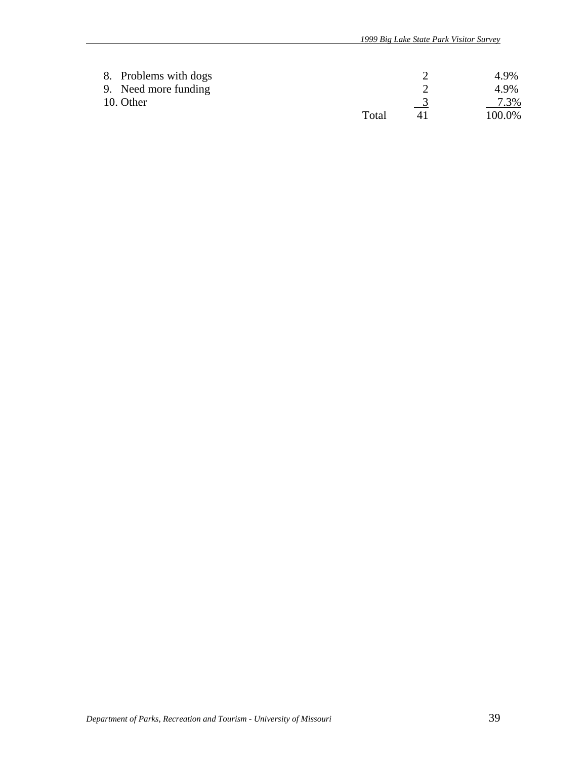| | | |
|---|---|---|
| 8. Problems with dogs | 2 | 4.9% |
| 9. Need more funding | 2 | 4.9% |
| 10. Other | 3 | 7.3% |
| Total | 41 | 100.0% |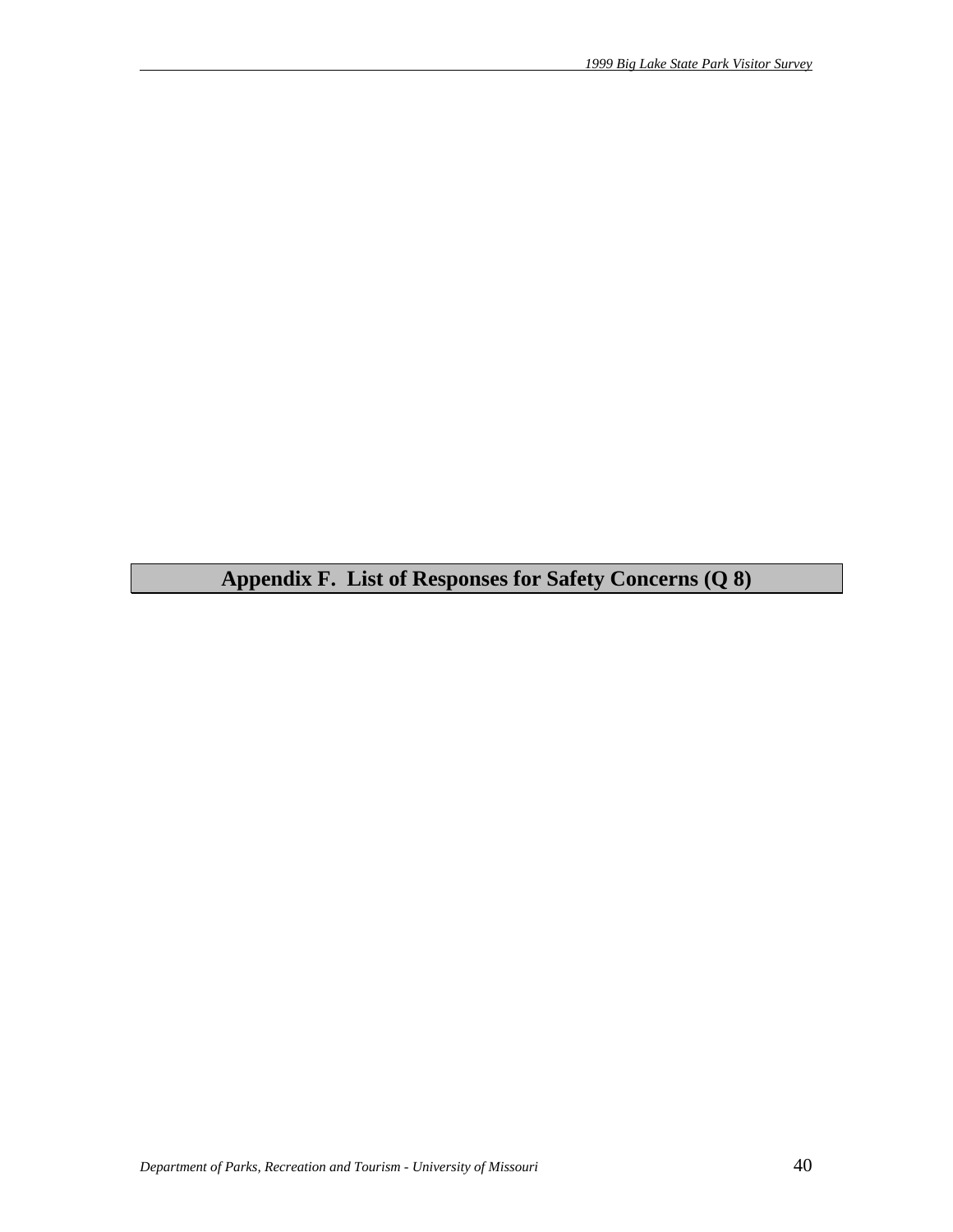# Appendix F. List of Responses for Safety Concerns (Q 8)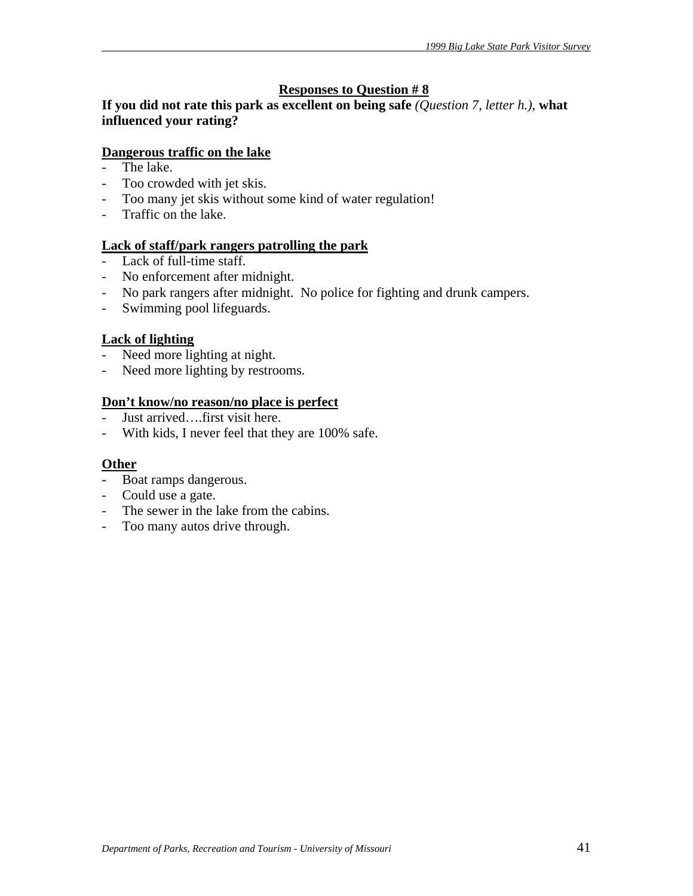### Responses to Question # 8

**If you did not rate this park as excellent on being safe** *(Question 7, letter h.),* **what influenced your rating?**

**Dangerous traffic on the lake**

- The lake.
- Too crowded with jet skis.
- Too many jet skis without some kind of water regulation!
- Traffic on the lake.

**Lack of staff/park rangers patrolling the park**

- Lack of full-time staff.
- No enforcement after midnight.
- No park rangers after midnight. No police for fighting and drunk campers.
- Swimming pool lifeguards.

**Lack of lighting**

- Need more lighting at night.
- Need more lighting by restrooms.

**Don't know/no reason/no place is perfect**

- Just arrived….first visit here.
- With kids, I never feel that they are 100% safe.

**Other**

- Boat ramps dangerous.
- Could use a gate.
- The sewer in the lake from the cabins.
- Too many autos drive through.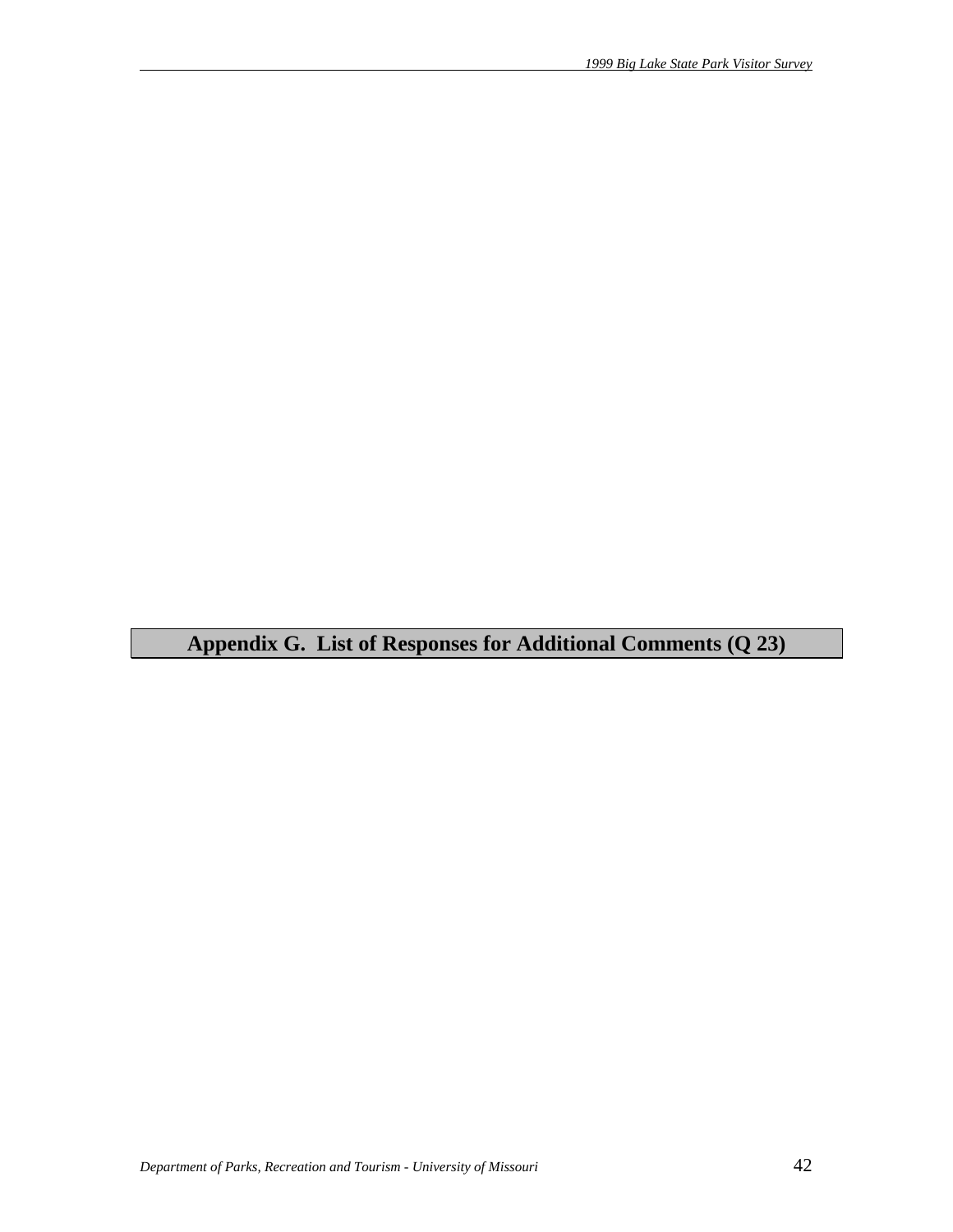# Appendix G. List of Responses for Additional Comments (Q 23)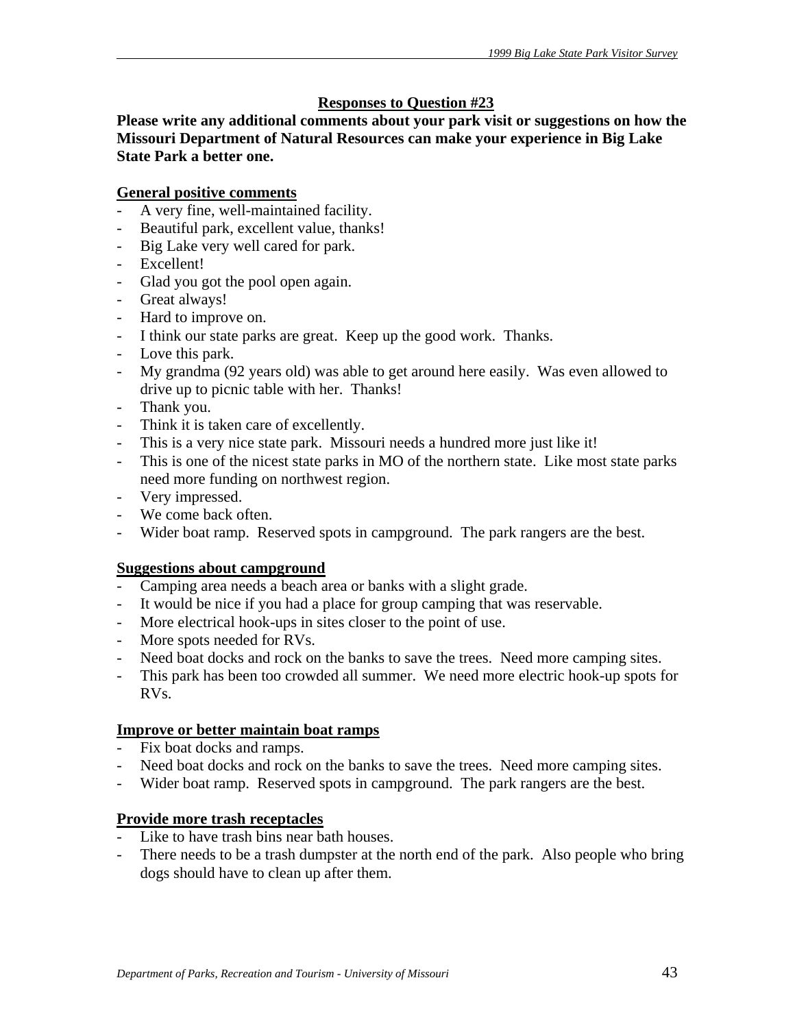## Responses to Question #23

**Please write any additional comments about your park visit or suggestions on how the Missouri Department of Natural Resources can make your experience in Big Lake State Park a better one.**

### General positive comments

- A very fine, well-maintained facility.
- Beautiful park, excellent value, thanks!
- Big Lake very well cared for park.
- Excellent!
- Glad you got the pool open again.
- Great always!
- Hard to improve on.
- I think our state parks are great. Keep up the good work. Thanks.
- Love this park.
- My grandma (92 years old) was able to get around here easily. Was even allowed to drive up to picnic table with her. Thanks!
- Thank you.
- Think it is taken care of excellently.
- This is a very nice state park. Missouri needs a hundred more just like it!
- This is one of the nicest state parks in MO of the northern state. Like most state parks need more funding on northwest region.
- Very impressed.
- We come back often.
- Wider boat ramp. Reserved spots in campground. The park rangers are the best.

### Suggestions about campground

- Camping area needs a beach area or banks with a slight grade.
- It would be nice if you had a place for group camping that was reservable.
- More electrical hook-ups in sites closer to the point of use.
- More spots needed for RVs.
- Need boat docks and rock on the banks to save the trees. Need more camping sites.
- This park has been too crowded all summer. We need more electric hook-up spots for RVs.

### Improve or better maintain boat ramps

- Fix boat docks and ramps.
- Need boat docks and rock on the banks to save the trees. Need more camping sites.
- Wider boat ramp. Reserved spots in campground. The park rangers are the best.

### Provide more trash receptacles

- Like to have trash bins near bath houses.
- There needs to be a trash dumpster at the north end of the park. Also people who bring dogs should have to clean up after them.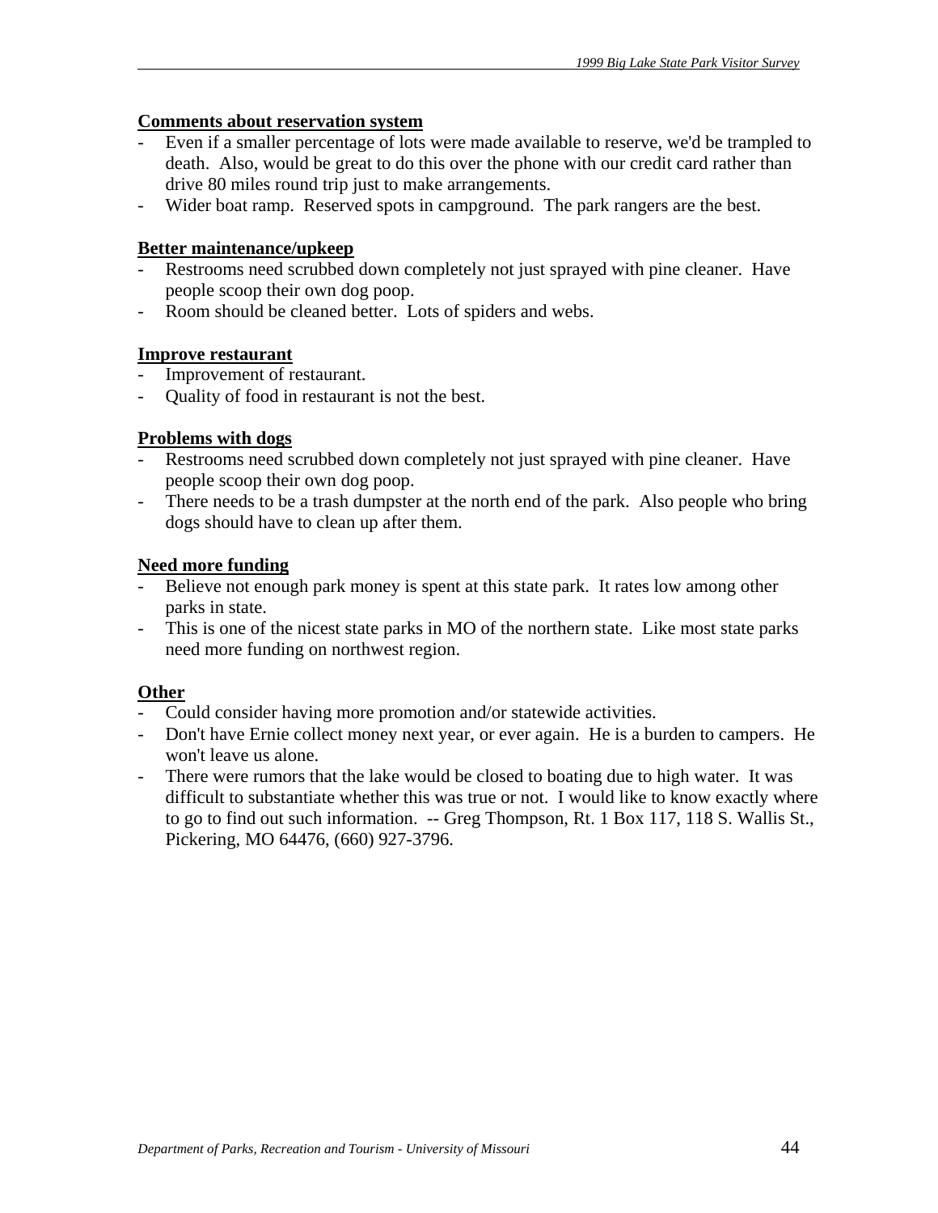**Comments about reservation system**

- Even if a smaller percentage of lots were made available to reserve, we'd be trampled to death. Also, would be great to do this over the phone with our credit card rather than drive 80 miles round trip just to make arrangements.
- Wider boat ramp. Reserved spots in campground. The park rangers are the best.

**Better maintenance/upkeep**

- Restrooms need scrubbed down completely not just sprayed with pine cleaner. Have people scoop their own dog poop.
- Room should be cleaned better. Lots of spiders and webs.

**Improve restaurant**

- Improvement of restaurant.
- Quality of food in restaurant is not the best.

**Problems with dogs**

- Restrooms need scrubbed down completely not just sprayed with pine cleaner. Have people scoop their own dog poop.
- There needs to be a trash dumpster at the north end of the park. Also people who bring dogs should have to clean up after them.

**Need more funding**

- Believe not enough park money is spent at this state park. It rates low among other parks in state.
- This is one of the nicest state parks in MO of the northern state. Like most state parks need more funding on northwest region.

**Other**

- Could consider having more promotion and/or statewide activities.
- Don't have Ernie collect money next year, or ever again. He is a burden to campers. He won't leave us alone.
- There were rumors that the lake would be closed to boating due to high water. It was difficult to substantiate whether this was true or not. I would like to know exactly where to go to find out such information. -- Greg Thompson, Rt. 1 Box 117, 118 S. Wallis St., Pickering, MO 64476, (660) 927-3796.